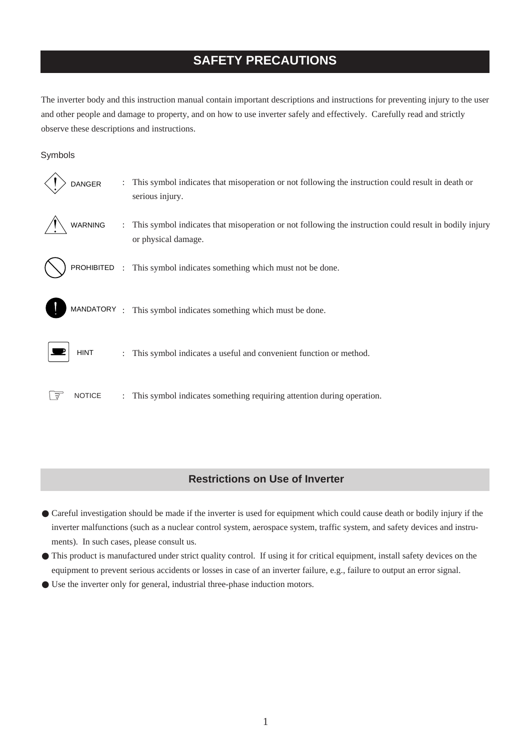# SAFETY PRECAUTIONS

The inverter body and this instruction manual contain important descriptions and instructions for preventing injury to the user and other people and damage to property, and on how to use inverter safely and effectively. Carefully read and strictly observe these descriptions and instructions.

Symbols

| | |
|---|---|
| DANGER | : This symbol indicates that misoperation or not following the instruction could result in death or serious injury. |
| WARNING | : This symbol indicates that misoperation or not following the instruction could result in bodily injury or physical damage. |
| PROHIBITED | : This symbol indicates something which must not be done. |
| MANDATORY | : This symbol indicates something which must be done. |
| HINT | : This symbol indicates a useful and convenient function or method. |
| ☞ NOTICE | : This symbol indicates something requiring attention during operation. |

## Restrictions on Use of Inverter

- Careful investigation should be made if the inverter is used for equipment which could cause death or bodily injury if the inverter malfunctions (such as a nuclear control system, aerospace system, traffic system, and safety devices and instruments). In such cases, please consult us.
- This product is manufactured under strict quality control. If using it for critical equipment, install safety devices on the equipment to prevent serious accidents or losses in case of an inverter failure, e.g., failure to output an error signal.
- Use the inverter only for general, industrial three-phase induction motors.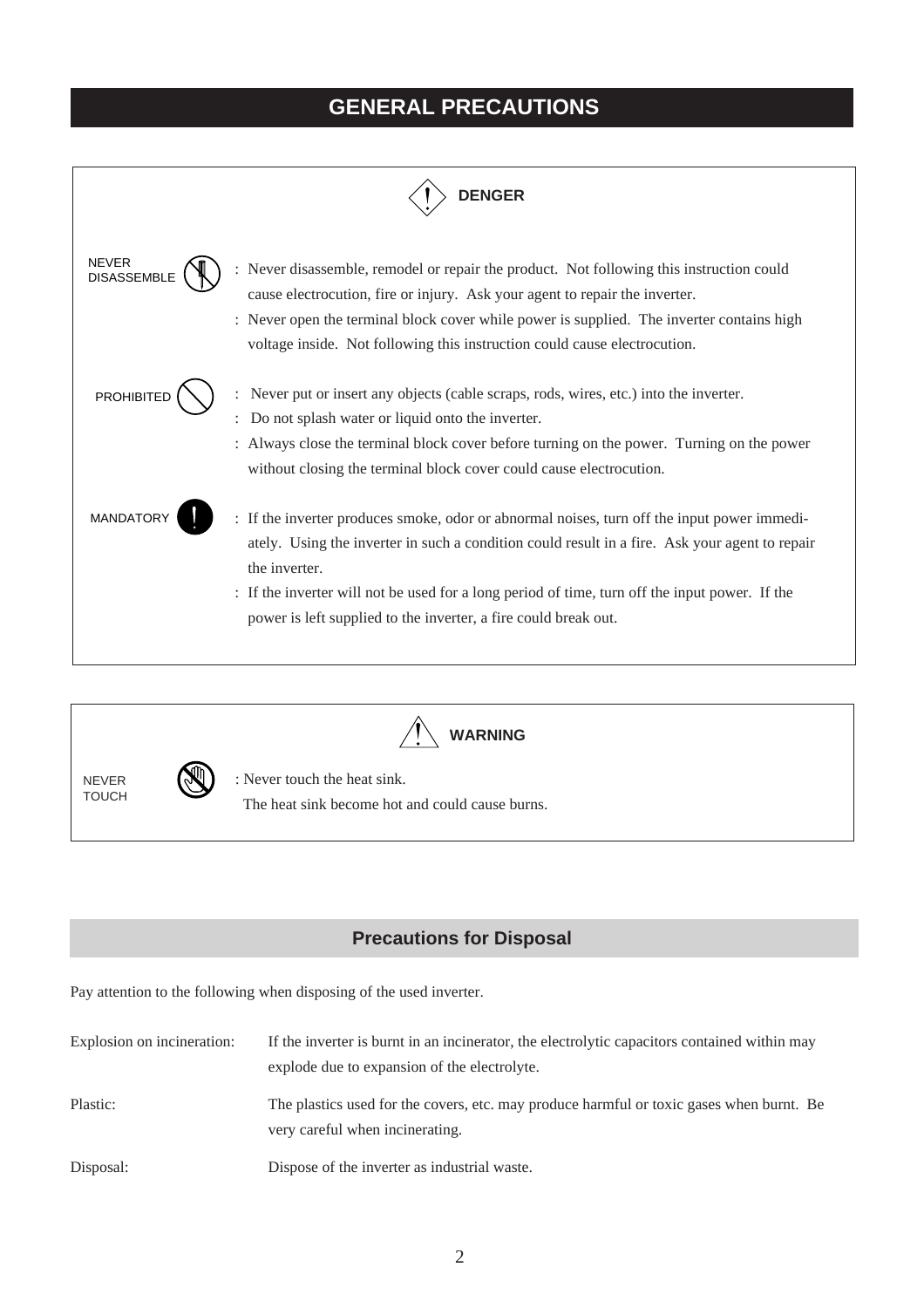# GENERAL PRECAUTIONS

## DENGER

**NEVER DISASSEMBLE**

: Never disassemble, remodel or repair the product. Not following this instruction could cause electrocution, fire or injury. Ask your agent to repair the inverter.

: Never open the terminal block cover while power is supplied. The inverter contains high voltage inside. Not following this instruction could cause electrocution.

**PROHIBITED**

: Never put or insert any objects (cable scraps, rods, wires, etc.) into the inverter.

: Do not splash water or liquid onto the inverter.

: Always close the terminal block cover before turning on the power. Turning on the power without closing the terminal block cover could cause electrocution.

**MANDATORY**

: If the inverter produces smoke, odor or abnormal noises, turn off the input power immediately. Using the inverter in such a condition could result in a fire. Ask your agent to repair the inverter.

: If the inverter will not be used for a long period of time, turn off the input power. If the power is left supplied to the inverter, a fire could break out.

## WARNING

**NEVER TOUCH**

: Never touch the heat sink.
The heat sink become hot and could cause burns.

## Precautions for Disposal

Pay attention to the following when disposing of the used inverter.

| | |
|---|---|
| Explosion on incineration: | If the inverter is burnt in an incinerator, the electrolytic capacitors contained within may explode due to expansion of the electrolyte. |
| Plastic: | The plastics used for the covers, etc. may produce harmful or toxic gases when burnt. Be very careful when incinerating. |
| Disposal: | Dispose of the inverter as industrial waste. |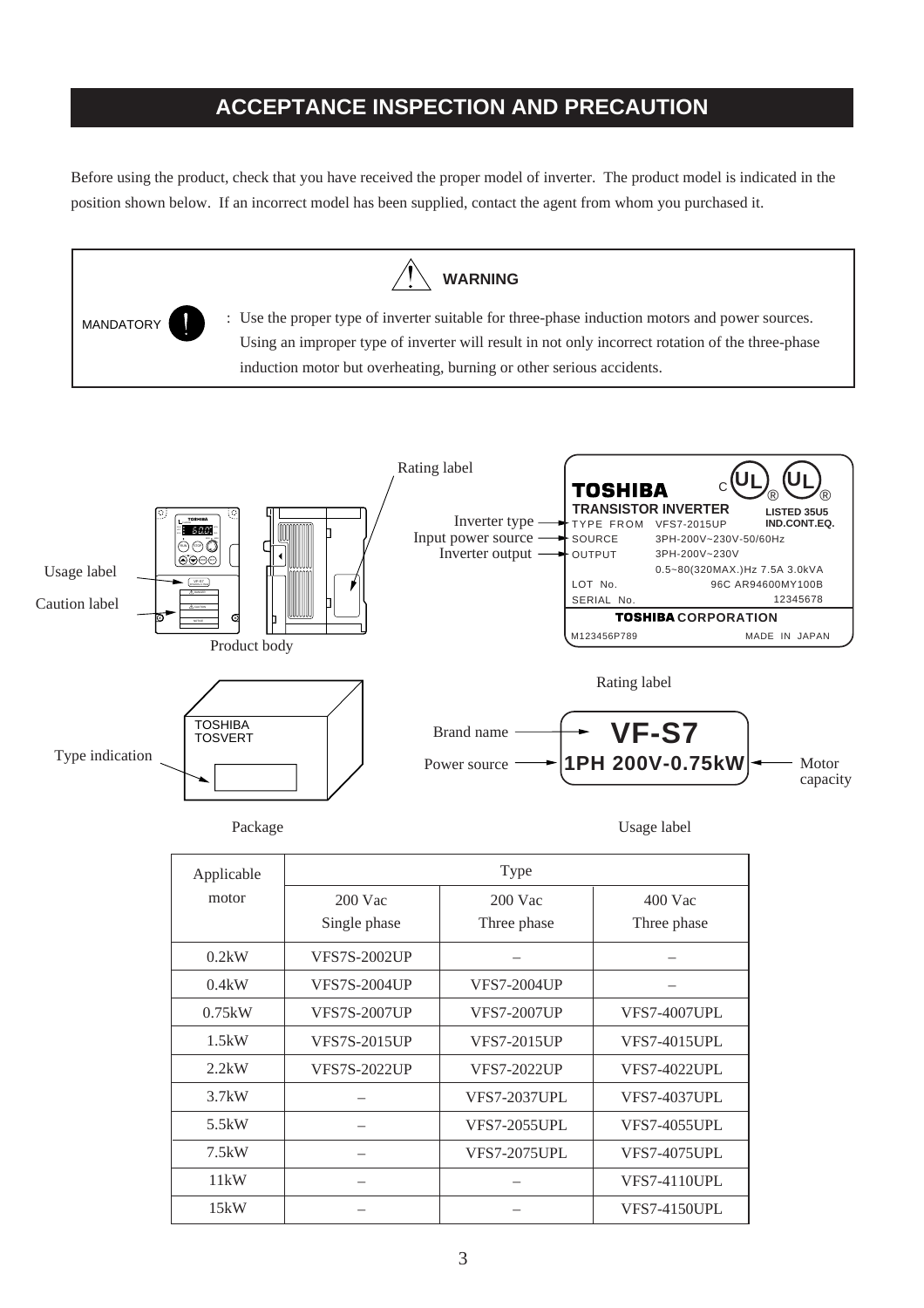# ACCEPTANCE INSPECTION AND PRECAUTION

Before using the product, check that you have received the proper model of inverter. The product model is indicated in the position shown below. If an incorrect model has been supplied, contact the agent from whom you purchased it.

> **WARNING**
>
> MANDATORY : Use the proper type of inverter suitable for three-phase induction motors and power sources. Using an improper type of inverter will result in not only incorrect rotation of the three-phase induction motor but overheating, burning or other serious accidents.

Usage label
Caution label
Product body
Rating label

Inverter type
Input power source
Inverter output

TOSHIBA
TRANSISTOR INVERTER
LISTED 35U5
IND.CONT.EQ.
TYPE FROM VFS7-2015UP
SOURCE 3PH-200V~230V-50/60Hz
OUTPUT 3PH-200V~230V
0.5~80(320MAX.)Hz 7.5A 3.0kVA
LOT No. 96C AR94600MY100B
SERIAL No. 12345678
TOSHIBA CORPORATION
M123456P789 MADE IN JAPAN

Rating label

Type indication
TOSHIBA
TOSVERT

Package

Brand name — VF-S7
Power source — 1PH 200V-0.75kW — Motor capacity

Usage label

| Applicable motor | Type | | |
|---|---|---|---|
| | 200 Vac Single phase | 200 Vac Three phase | 400 Vac Three phase |
| 0.2kW | VFS7S-2002UP | – | – |
| 0.4kW | VFS7S-2004UP | VFS7-2004UP | – |
| 0.75kW | VFS7S-2007UP | VFS7-2007UP | VFS7-4007UPL |
| 1.5kW | VFS7S-2015UP | VFS7-2015UP | VFS7-4015UPL |
| 2.2kW | VFS7S-2022UP | VFS7-2022UP | VFS7-4022UPL |
| 3.7kW | – | VFS7-2037UPL | VFS7-4037UPL |
| 5.5kW | – | VFS7-2055UPL | VFS7-4055UPL |
| 7.5kW | – | VFS7-2075UPL | VFS7-4075UPL |
| 11kW | – | – | VFS7-4110UPL |
| 15kW | – | – | VFS7-4150UPL |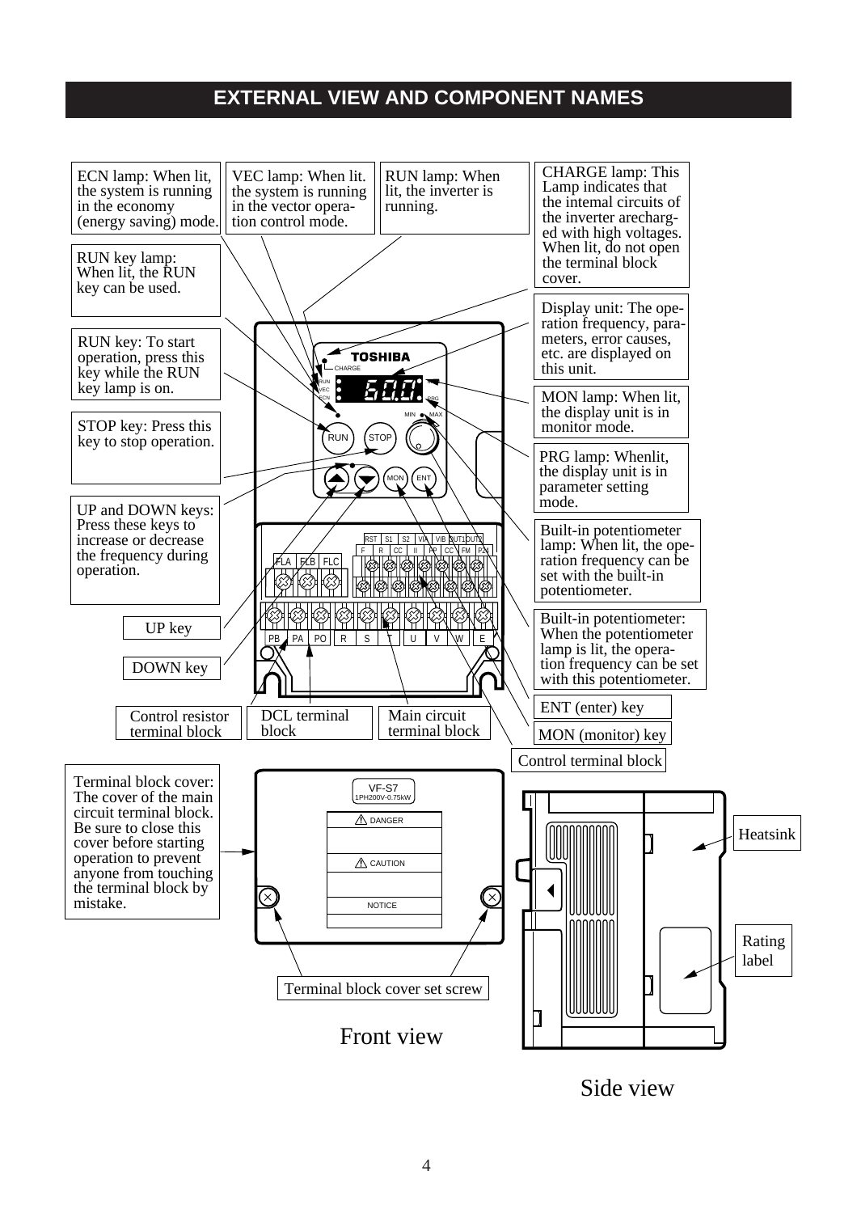# EXTERNAL VIEW AND COMPONENT NAMES

ECN lamp: When lit, the system is running in the economy (energy saving) mode.

VEC lamp: When lit. the system is running in the vector operation control mode.

RUN lamp: When lit, the inverter is running.

CHARGE lamp: This Lamp indicates that the intemal circuits of the inverter arecharged with high voltages. When lit, do not open the terminal block cover.

RUN key lamp: When lit, the RUN key can be used.

Display unit: The operation frequency, parameters, error causes, etc. are displayed on this unit.

RUN key: To start operation, press this key while the RUN key lamp is on.

MON lamp: When lit, the display unit is in monitor mode.

STOP key: Press this key to stop operation.

PRG lamp: Whenlit, the display unit is in parameter setting mode.

UP and DOWN keys: Press these keys to increase or decrease the frequency during operation.

Built-in potentiometer lamp: When lit, the operation frequency can be set with the built-in potentiometer.

Built-in potentiometer: When the potentiometer lamp is lit, the operation frequency can be set with this potentiometer.

UP key

DOWN key

ENT (enter) key

MON (monitor) key

Control resistor terminal block

DCL terminal block

Main circuit terminal block

Control terminal block

Terminal block cover: The cover of the main circuit terminal block. Be sure to close this cover before starting operation to prevent anyone from touching the terminal block by mistake.

Terminal block cover set screw

Heatsink

Rating label

Front view

Side view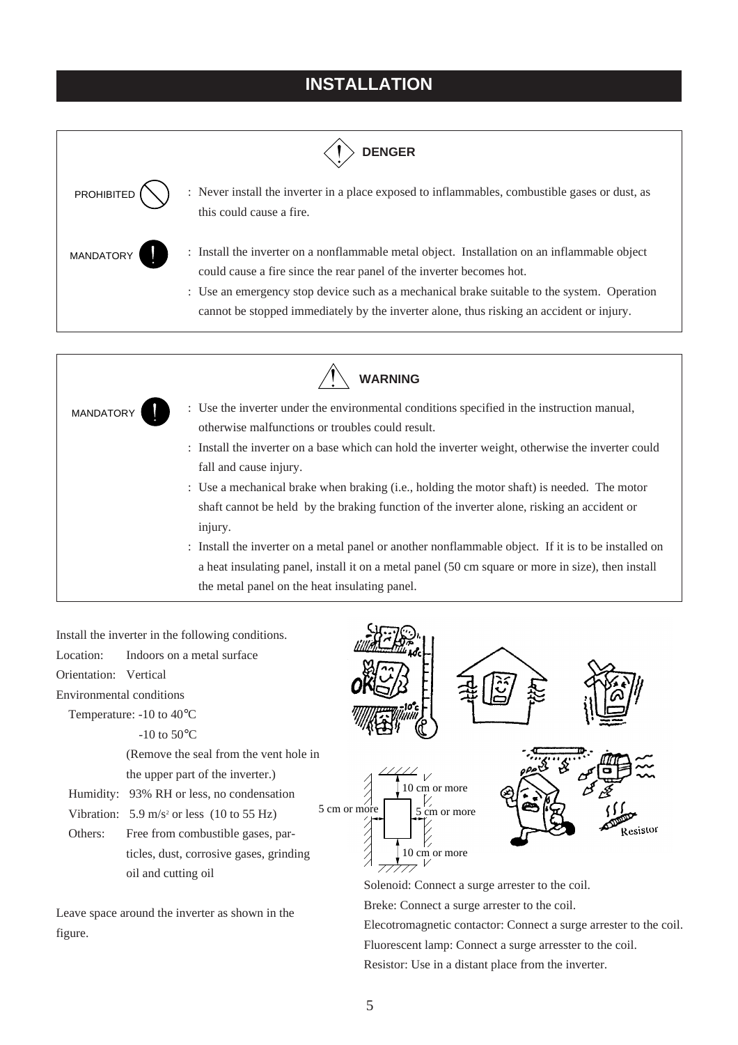# INSTALLATION

**DENGER**

PROHIBITED

: Never install the inverter in a place exposed to inflammables, combustible gases or dust, as this could cause a fire.

MANDATORY

: Install the inverter on a nonflammable metal object. Installation on an inflammable object could cause a fire since the rear panel of the inverter becomes hot.

: Use an emergency stop device such as a mechanical brake suitable to the system. Operation cannot be stopped immediately by the inverter alone, thus risking an accident or injury.

**WARNING**

MANDATORY

: Use the inverter under the environmental conditions specified in the instruction manual, otherwise malfunctions or troubles could result.

: Install the inverter on a base which can hold the inverter weight, otherwise the inverter could fall and cause injury.

: Use a mechanical brake when braking (i.e., holding the motor shaft) is needed. The motor shaft cannot be held by the braking function of the inverter alone, risking an accident or injury.

: Install the inverter on a metal panel or another nonflammable object. If it is to be installed on a heat insulating panel, install it on a metal panel (50 cm square or more in size), then install the metal panel on the heat insulating panel.

Install the inverter in the following conditions.

Location: Indoors on a metal surface

Orientation: Vertical

Environmental conditions

- Temperature: -10 to 40°C
  - -10 to 50°C (Remove the seal from the vent hole in the upper part of the inverter.)
- Humidity: 93% RH or less, no condensation
- Vibration: 5.9 m/s$^2$ or less (10 to 55 Hz)
- Others: Free from combustible gases, particles, dust, corrosive gases, grinding oil and cutting oil

Leave space around the inverter as shown in the figure.

10 cm or more

5 cm or more

5 cm or more

10 cm or more

Solenoid: Connect a surge arrester to the coil.

Breke: Connect a surge arrester to the coil.

Elecotromagnetic contactor: Connect a surge arrester to the coil.

Fluorescent lamp: Connect a surge arresster to the coil.

Resistor: Use in a distant place from the inverter.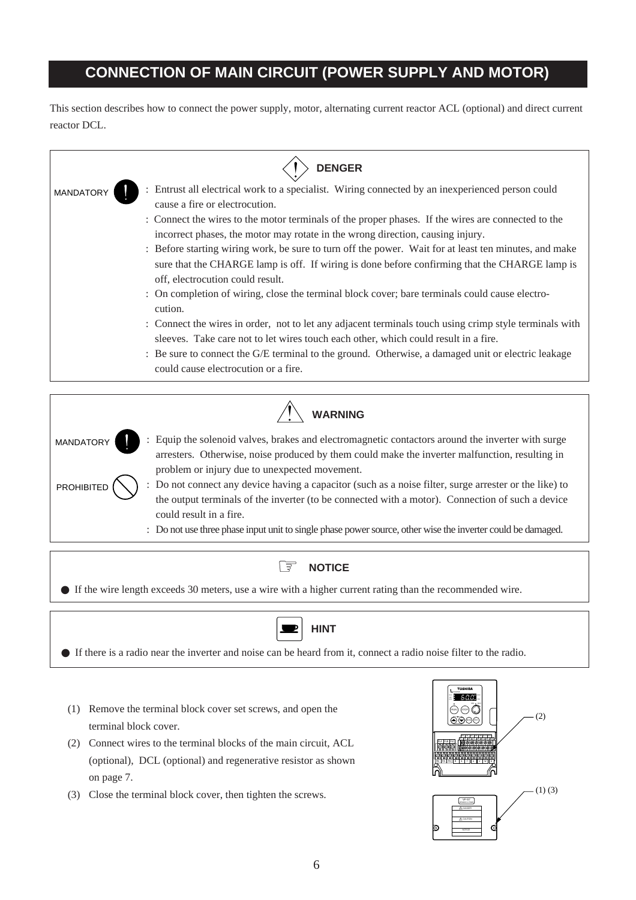# CONNECTION OF MAIN CIRCUIT (POWER SUPPLY AND MOTOR)

This section describes how to connect the power supply, motor, alternating current reactor ACL (optional) and direct current reactor DCL.

### DENGER

MANDATORY

: Entrust all electrical work to a specialist. Wiring connected by an inexperienced person could cause a fire or electrocution.

: Connect the wires to the motor terminals of the proper phases. If the wires are connected to the incorrect phases, the motor may rotate in the wrong direction, causing injury.

: Before starting wiring work, be sure to turn off the power. Wait for at least ten minutes, and make sure that the CHARGE lamp is off. If wiring is done before confirming that the CHARGE lamp is off, electrocution could result.

: On completion of wiring, close the terminal block cover; bare terminals could cause electrocution.

: Connect the wires in order, not to let any adjacent terminals touch using crimp style terminals with sleeves. Take care not to let wires touch each other, which could result in a fire.

: Be sure to connect the G/E terminal to the ground. Otherwise, a damaged unit or electric leakage could cause electrocution or a fire.

### WARNING

MANDATORY

: Equip the solenoid valves, brakes and electromagnetic contactors around the inverter with surge arresters. Otherwise, noise produced by them could make the inverter malfunction, resulting in problem or injury due to unexpected movement.

PROHIBITED

: Do not connect any device having a capacitor (such as a noise filter, surge arrester or the like) to the output terminals of the inverter (to be connected with a motor). Connection of such a device could result in a fire.

: Do not use three phase input unit to single phase power source, other wise the inverter could be damaged.

### NOTICE

- If the wire length exceeds 30 meters, use a wire with a higher current rating than the recommended wire.

### HINT

- If there is a radio near the inverter and noise can be heard from it, connect a radio noise filter to the radio.

(1) Remove the terminal block cover set screws, and open the terminal block cover.

(2) Connect wires to the terminal blocks of the main circuit, ACL (optional), DCL (optional) and regenerative resistor as shown on page 7.

(3) Close the terminal block cover, then tighten the screws.

(2)

(1) (3)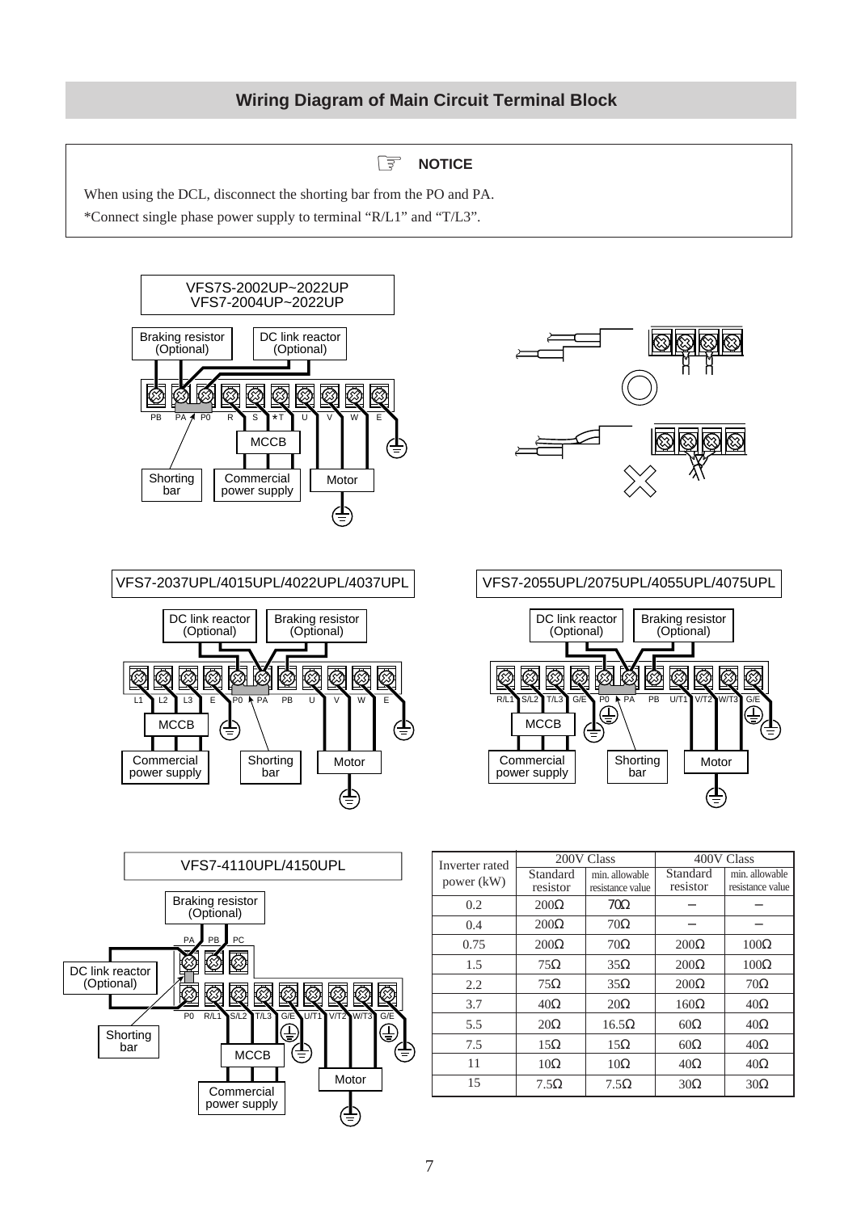## Wiring Diagram of Main Circuit Terminal Block

☞ **NOTICE**

When using the DCL, disconnect the shorting bar from the PO and PA.

*Connect single phase power supply to terminal "R/L1" and "T/L3".

VFS7S-2002UP~2022UP
VFS7-2004UP~2022UP

Braking resistor (Optional) | DC link reactor (Optional)

PB PA P0 R S *T U V W E

MCCB

Shorting bar | Commercial power supply | Motor

VFS7-2037UPL/4015UPL/4022UPL/4037UPL

DC link reactor (Optional) | Braking resistor (Optional)

L1 L2 L3 E P0 PA PB U V W E

MCCB

Commercial power supply | Shorting bar | Motor

VFS7-2055UPL/2075UPL/4055UPL/4075UPL

DC link reactor (Optional) | Braking resistor (Optional)

R/L1 S/L2 T/L3 G/E P0 PA PB U/T1 V/T2 W/T3 G/E

MCCB

Commercial power supply | Shorting bar | Motor

VFS7-4110UPL/4150UPL

Braking resistor (Optional)

PA PB PC

DC link reactor (Optional)

P0 R/L1 S/L2 T/L3 G/E U/T1 V/T2 W/T3 G/E

Shorting bar | MCCB | Motor

Commercial power supply

| Inverter rated power (kW) | 200V Class | | 400V Class | |
|---|---|---|---|---|
| | Standard resistor | min. allowable resistance value | Standard resistor | min. allowable resistance value |
| 0.2 | 200Ω | 70Ω | – | – |
| 0.4 | 200Ω | 70Ω | – | – |
| 0.75 | 200Ω | 70Ω | 200Ω | 100Ω |
| 1.5 | 75Ω | 35Ω | 200Ω | 100Ω |
| 2.2 | 75Ω | 35Ω | 200Ω | 70Ω |
| 3.7 | 40Ω | 20Ω | 160Ω | 40Ω |
| 5.5 | 20Ω | 16.5Ω | 60Ω | 40Ω |
| 7.5 | 15Ω | 15Ω | 60Ω | 40Ω |
| 11 | 10Ω | 10Ω | 40Ω | 40Ω |
| 15 | 7.5Ω | 7.5Ω | 30Ω | 30Ω |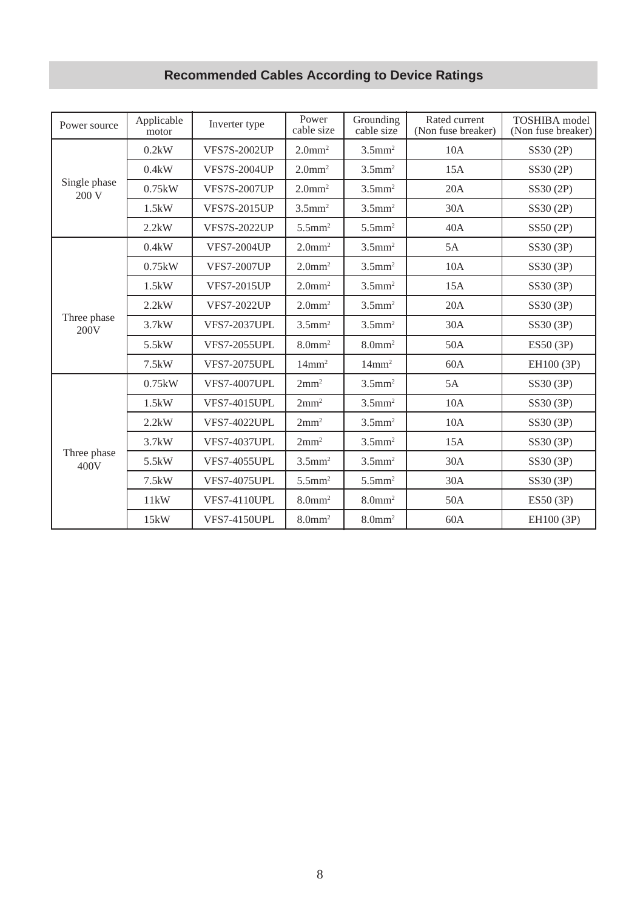## Recommended Cables According to Device Ratings

| Power source | Applicable motor | Inverter type | Power cable size | Grounding cable size | Rated current (Non fuse breaker) | TOSHIBA model (Non fuse breaker) |
|---|---|---|---|---|---|---|
| Single phase 200 V | 0.2kW | VFS7S-2002UP | $2.0mm^2$ | $3.5mm^2$ | 10A | SS30 (2P) |
| | 0.4kW | VFS7S-2004UP | $2.0mm^2$ | $3.5mm^2$ | 15A | SS30 (2P) |
| | 0.75kW | VFS7S-2007UP | $2.0mm^2$ | $3.5mm^2$ | 20A | SS30 (2P) |
| | 1.5kW | VFS7S-2015UP | $3.5mm^2$ | $3.5mm^2$ | 30A | SS30 (2P) |
| | 2.2kW | VFS7S-2022UP | $5.5mm^2$ | $5.5mm^2$ | 40A | SS50 (2P) |
| Three phase 200V | 0.4kW | VFS7-2004UP | $2.0mm^2$ | $3.5mm^2$ | 5A | SS30 (3P) |
| | 0.75kW | VFS7-2007UP | $2.0mm^2$ | $3.5mm^2$ | 10A | SS30 (3P) |
| | 1.5kW | VFS7-2015UP | $2.0mm^2$ | $3.5mm^2$ | 15A | SS30 (3P) |
| | 2.2kW | VFS7-2022UP | $2.0mm^2$ | $3.5mm^2$ | 20A | SS30 (3P) |
| | 3.7kW | VFS7-2037UPL | $3.5mm^2$ | $3.5mm^2$ | 30A | SS30 (3P) |
| | 5.5kW | VFS7-2055UPL | $8.0mm^2$ | $8.0mm^2$ | 50A | ES50 (3P) |
| | 7.5kW | VFS7-2075UPL | $14mm^2$ | $14mm^2$ | 60A | EH100 (3P) |
| Three phase 400V | 0.75kW | VFS7-4007UPL | $2mm^2$ | $3.5mm^2$ | 5A | SS30 (3P) |
| | 1.5kW | VFS7-4015UPL | $2mm^2$ | $3.5mm^2$ | 10A | SS30 (3P) |
| | 2.2kW | VFS7-4022UPL | $2mm^2$ | $3.5mm^2$ | 10A | SS30 (3P) |
| | 3.7kW | VFS7-4037UPL | $2mm^2$ | $3.5mm^2$ | 15A | SS30 (3P) |
| | 5.5kW | VFS7-4055UPL | $3.5mm^2$ | $3.5mm^2$ | 30A | SS30 (3P) |
| | 7.5kW | VFS7-4075UPL | $5.5mm^2$ | $5.5mm^2$ | 30A | SS30 (3P) |
| | 11kW | VFS7-4110UPL | $8.0mm^2$ | $8.0mm^2$ | 50A | ES50 (3P) |
| | 15kW | VFS7-4150UPL | $8.0mm^2$ | $8.0mm^2$ | 60A | EH100 (3P) |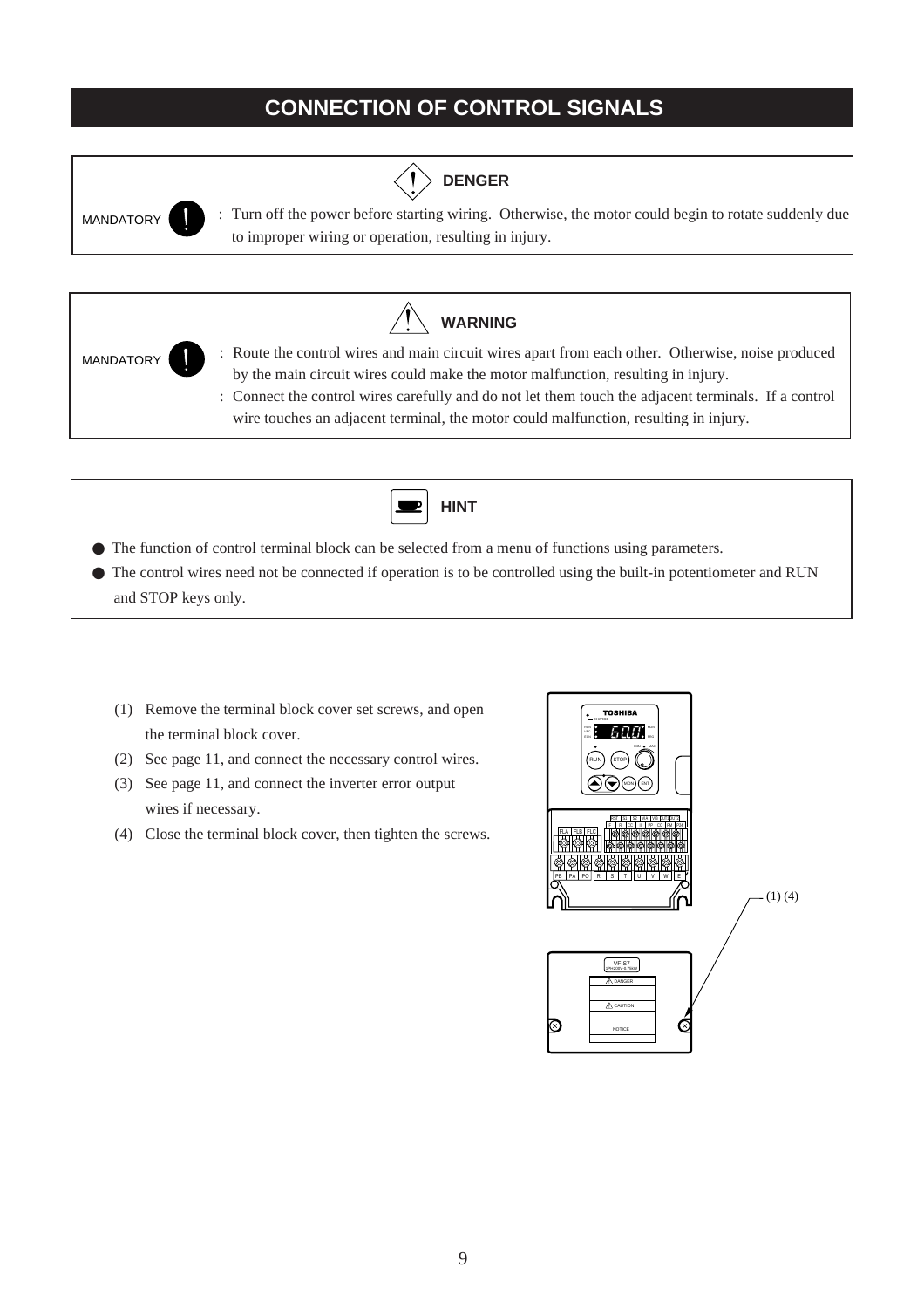# CONNECTION OF CONTROL SIGNALS

**DENGER**

MANDATORY : Turn off the power before starting wiring. Otherwise, the motor could begin to rotate suddenly due to improper wiring or operation, resulting in injury.

**WARNING**

MANDATORY : Route the control wires and main circuit wires apart from each other. Otherwise, noise produced by the main circuit wires could make the motor malfunction, resulting in injury.

: Connect the control wires carefully and do not let them touch the adjacent terminals. If a control wire touches an adjacent terminal, the motor could malfunction, resulting in injury.

**HINT**

- The function of control terminal block can be selected from a menu of functions using parameters.
- The control wires need not be connected if operation is to be controlled using the built-in potentiometer and RUN and STOP keys only.

(1) Remove the terminal block cover set screws, and open the terminal block cover.

(2) See page 11, and connect the necessary control wires.

(3) See page 11, and connect the inverter error output wires if necessary.

(4) Close the terminal block cover, then tighten the screws.

(1) (4)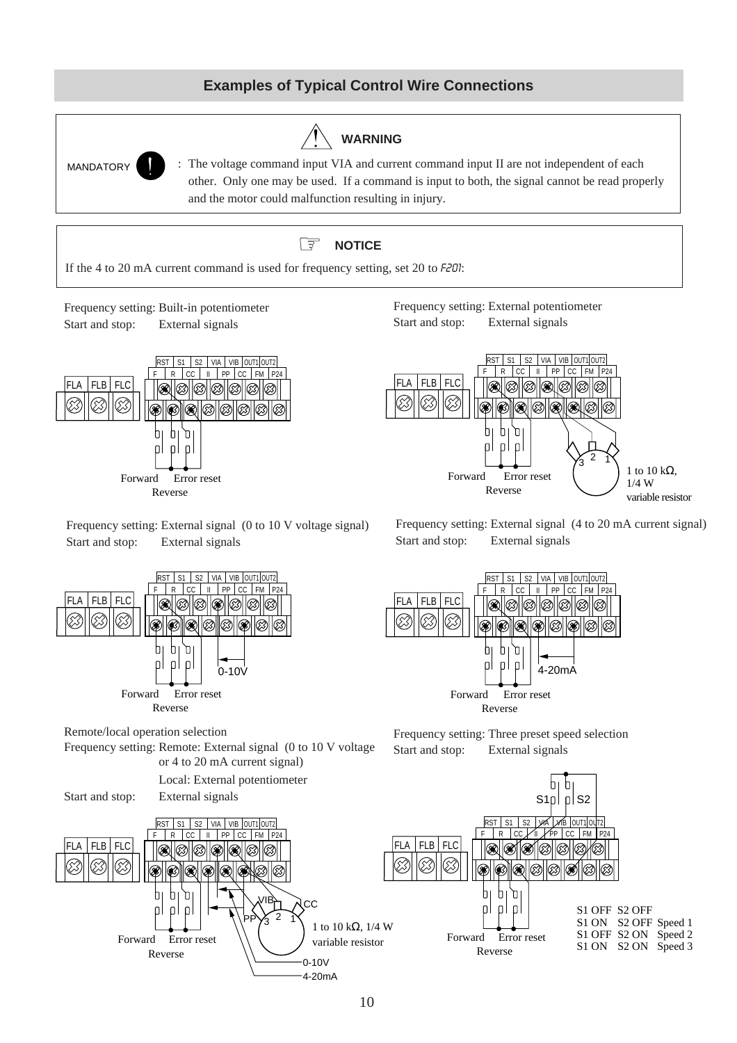## Examples of Typical Control Wire Connections

**WARNING**

MANDATORY : The voltage command input VIA and current command input II are not independent of each other. Only one may be used. If a command is input to both, the signal cannot be read properly and the motor could malfunction resulting in injury.

**NOTICE**

If the 4 to 20 mA current command is used for frequency setting, set 20 to F201:

Frequency setting: Built-in potentiometer
Start and stop: External signals

FLA FLB FLC
RST S1 S2 VIA VIB OUT1 OUT2
F R CC II PP CC FM P24

Forward Error reset
Reverse

Frequency setting: External potentiometer
Start and stop: External signals

FLA FLB FLC
RST S1 S2 VIA VIB OUT1 OUT2
F R CC II PP CC FM P24

Forward Error reset
Reverse

3 2 1
1 to 10 kΩ, 1/4 W variable resistor

Frequency setting: External signal (0 to 10 V voltage signal)
Start and stop: External signals

FLA FLB FLC
RST S1 S2 VIA VIB OUT1 OUT2
F R CC II PP CC FM P24

0-10V

Forward Error reset
Reverse

Frequency setting: External signal (4 to 20 mA current signal)
Start and stop: External signals

FLA FLB FLC
RST S1 S2 VIA VIB OUT1 OUT2
F R CC II PP CC FM P24

4-20mA

Forward Error reset
Reverse

Remote/local operation selection
Frequency setting: Remote: External signal (0 to 10 V voltage or 4 to 20 mA current signal)
Local: External potentiometer
Start and stop: External signals

FLA FLB FLC
RST S1 S2 VIA VIB OUT1 OUT2
F R CC II PP CC FM P24

VIB CC PP 3 2 1
1 to 10 kΩ, 1/4 W variable resistor

Forward Error reset
Reverse

0-10V
4-20mA

Frequency setting: Three preset speed selection
Start and stop: External signals

S1 S2

FLA FLB FLC
RST S1 S2 VIA VIB OUT1 OUT2
F R CC II PP CC FM P24

Forward Error reset
Reverse

S1 OFF S2 OFF
S1 ON S2 OFF Speed 1
S1 OFF S2 ON Speed 2
S1 ON S2 ON Speed 3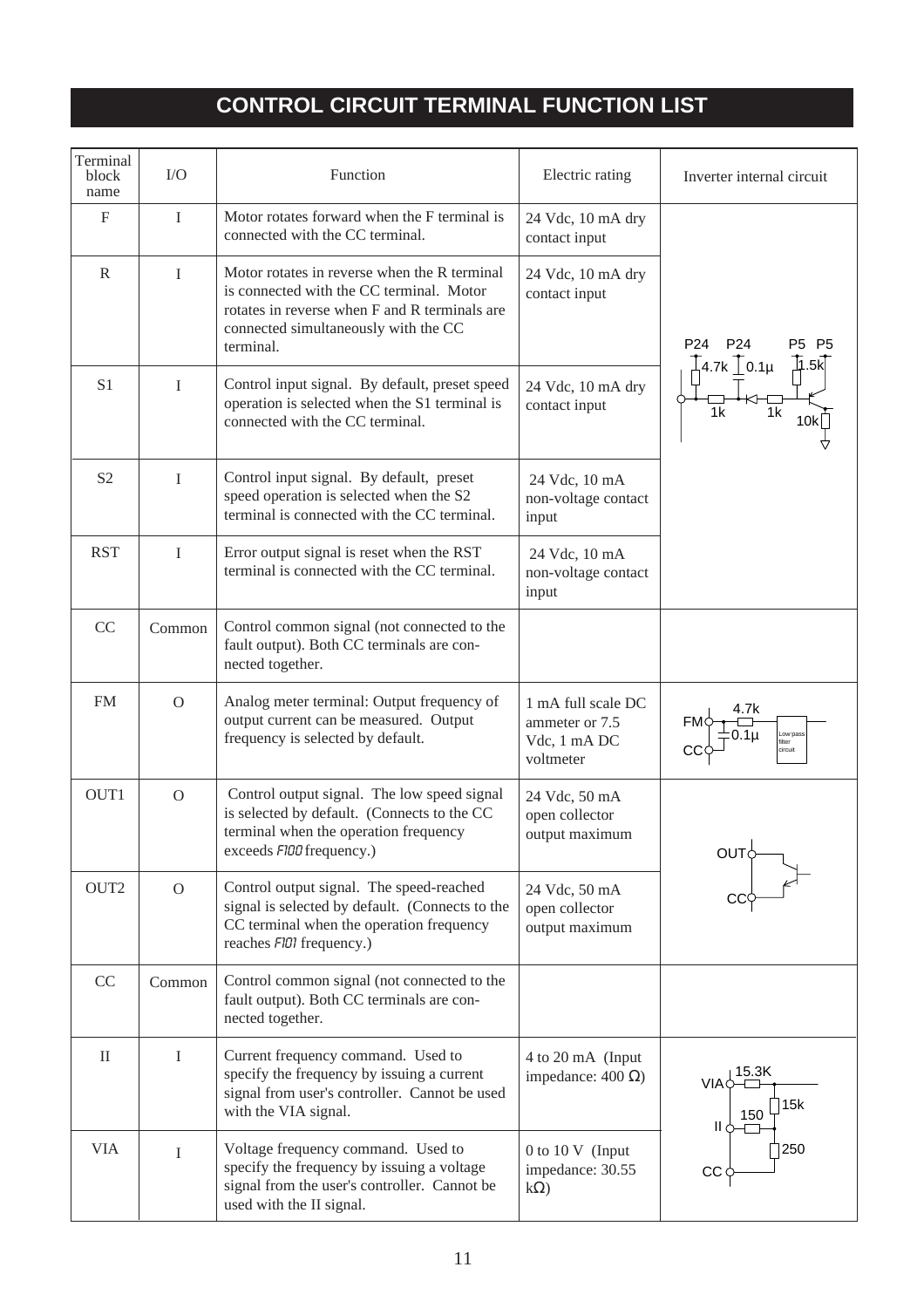# CONTROL CIRCUIT TERMINAL FUNCTION LIST

| Terminal block name | I/O | Function | Electric rating | Inverter internal circuit |
|---|---|---|---|---|
| F | I | Motor rotates forward when the F terminal is connected with the CC terminal. | 24 Vdc, 10 mA dry contact input | P24 P24 P5 P5 4.7k 0.1μ 1.5k 1k 1k 10k |
| R | I | Motor rotates in reverse when the R terminal is connected with the CC terminal. Motor rotates in reverse when F and R terminals are connected simultaneously with the CC terminal. | 24 Vdc, 10 mA dry contact input | |
| S1 | I | Control input signal. By default, preset speed operation is selected when the S1 terminal is connected with the CC terminal. | 24 Vdc, 10 mA dry contact input | |
| S2 | I | Control input signal. By default, preset speed operation is selected when the S2 terminal is connected with the CC terminal. | 24 Vdc, 10 mA non-voltage contact input | |
| RST | I | Error output signal is reset when the RST terminal is connected with the CC terminal. | 24 Vdc, 10 mA non-voltage contact input | |
| CC | Common | Control common signal (not connected to the fault output). Both CC terminals are connected together. | | |
| FM | O | Analog meter terminal: Output frequency of output current can be measured. Output frequency is selected by default. | 1 mA full scale DC ammeter or 7.5 Vdc, 1 mA DC voltmeter | FM 4.7k 0.1μ CC Low pass filter circuit |
| OUT1 | O | Control output signal. The low speed signal is selected by default. (Connects to the CC terminal when the operation frequency exceeds F100 frequency.) | 24 Vdc, 50 mA open collector output maximum | OUT CC |
| OUT2 | O | Control output signal. The speed-reached signal is selected by default. (Connects to the CC terminal when the operation frequency reaches F101 frequency.) | 24 Vdc, 50 mA open collector output maximum | |
| CC | Common | Control common signal (not connected to the fault output). Both CC terminals are connected together. | | |
| II | I | Current frequency command. Used to specify the frequency by issuing a current signal from user's controller. Cannot be used with the VIA signal. | 4 to 20 mA (Input impedance: 400 Ω) | VIA 15.3K 15k II 150 250 CC |
| VIA | I | Voltage frequency command. Used to specify the frequency by issuing a voltage signal from the user's controller. Cannot be used with the II signal. | 0 to 10 V (Input impedance: 30.55 kΩ) | |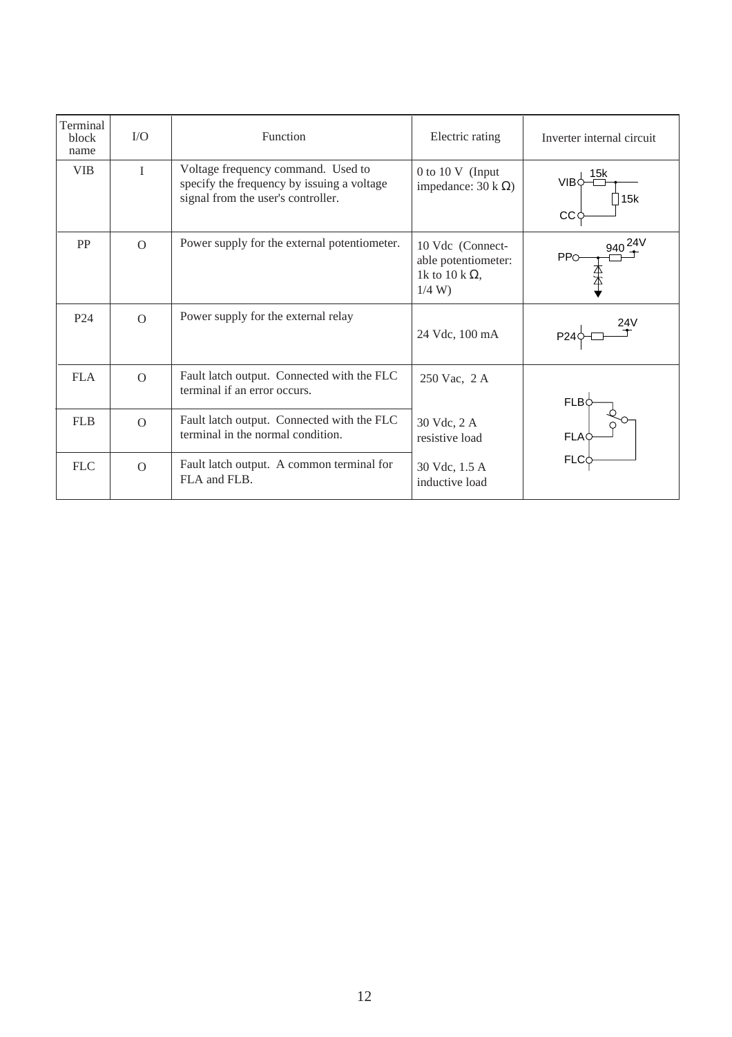| Terminal block name | I/O | Function | Electric rating | Inverter internal circuit |
|---|---|---|---|---|
| VIB | I | Voltage frequency command. Used to specify the frequency by issuing a voltage signal from the user's controller. | 0 to 10 V (Input impedance: 30 k Ω) | VIB, 15k, 15k, CC |
| PP | O | Power supply for the external potentiometer. | 10 Vdc (Connectable potentiometer: 1k to 10 k Ω, 1/4 W) | PP, 940, 24V |
| P24 | O | Power supply for the external relay | 24 Vdc, 100 mA | P24, 24V |
| FLA | O | Fault latch output. Connected with the FLC terminal if an error occurs. | 250 Vac, 2 A | FLB, FLA, FLC |
| FLB | O | Fault latch output. Connected with the FLC terminal in the normal condition. | 30 Vdc, 2 A resistive load | |
| FLC | O | Fault latch output. A common terminal for FLA and FLB. | 30 Vdc, 1.5 A inductive load | |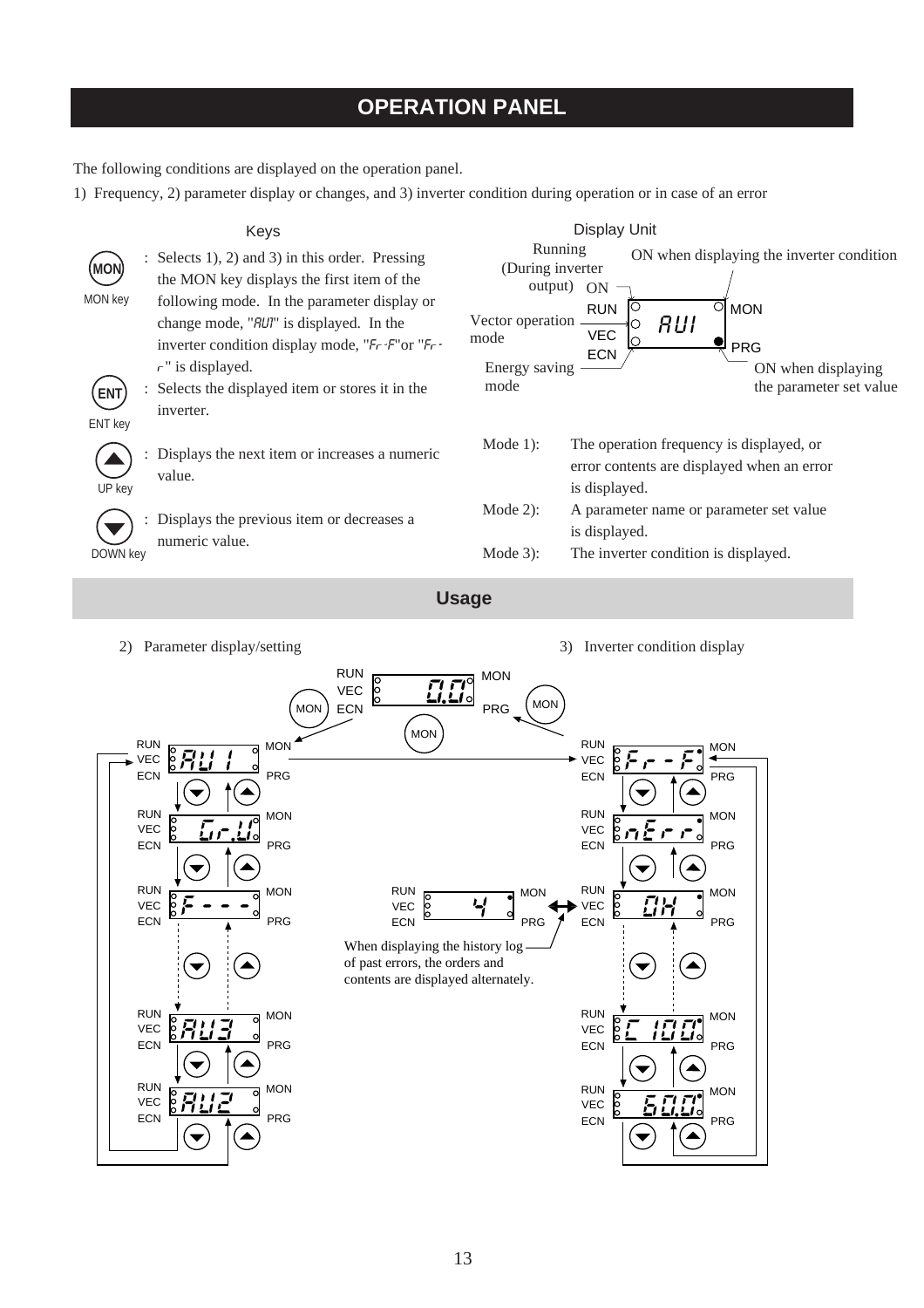# OPERATION PANEL

The following conditions are displayed on the operation panel.

1) Frequency, 2) parameter display or changes, and 3) inverter condition during operation or in case of an error

## Keys

| Key | Description |
|---|---|
| MON key | Selects 1), 2) and 3) in this order. Pressing the MON key displays the first item of the following mode. In the parameter display or change mode, "AU1" is displayed. In the inverter condition display mode, "Fr-F"or "Fr-r" is displayed. |
| ENT key | Selects the displayed item or stores it in the inverter. |
| UP key | Displays the next item or increases a numeric value. |
| DOWN key | Displays the previous item or decreases a numeric value. |

## Display Unit

- Running (During inverter output): RUN ON
- Vector operation mode: VEC
- Energy saving mode: ECN
- MON: ON when displaying the inverter condition
- PRG: ON when displaying the parameter set value

Mode 1): The operation frequency is displayed, or error contents are displayed when an error is displayed.

Mode 2): A parameter name or parameter set value is displayed.

Mode 3): The inverter condition is displayed.

## Usage

2) Parameter display/setting

0.0 → (MON) → AU1 ↔ Gr.U ↔ F--- ↔ … ↔ AU3 ↔ AU2

3) Inverter condition display

0.0 → (MON) → Fr-F ↔ nErr ↔ OH ↔ … ↔ C100 ↔ 60.0

4 ↔ OH

When displaying the history log of past errors, the orders and contents are displayed alternately.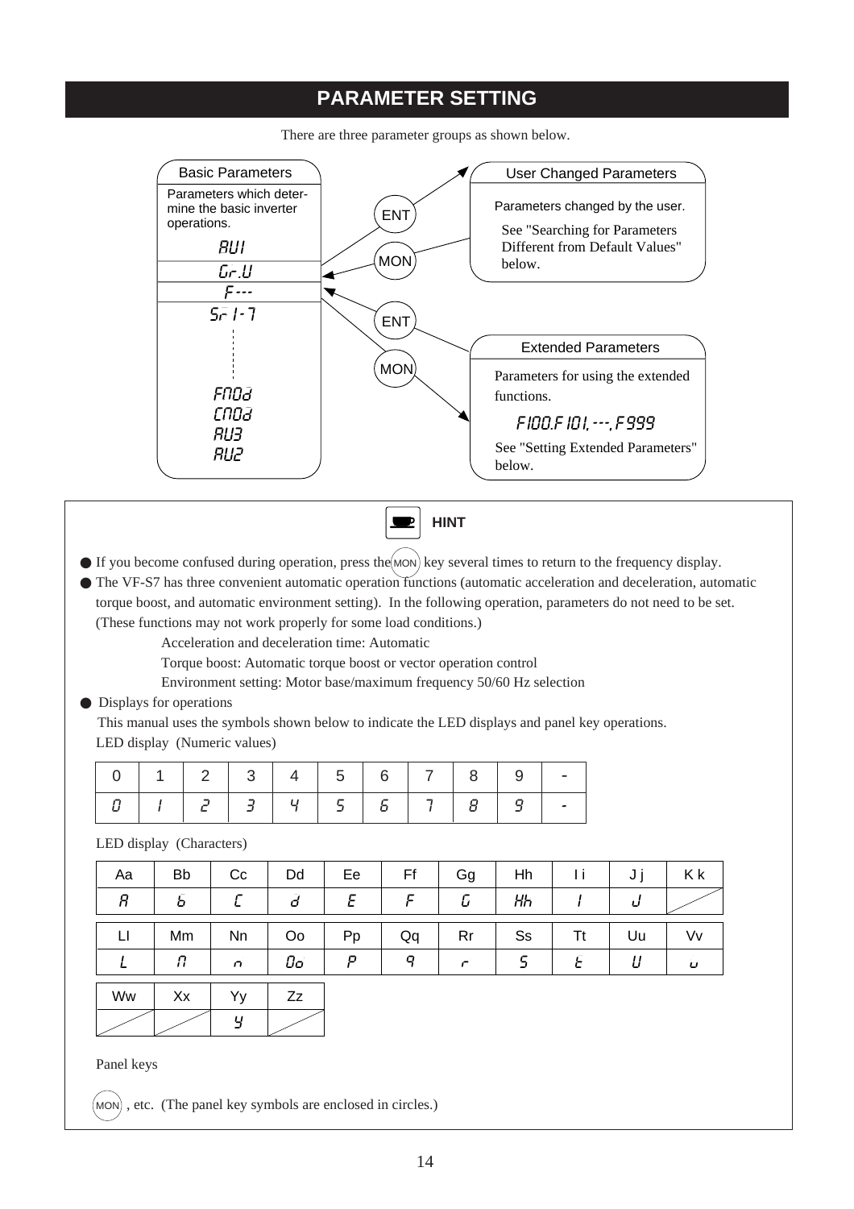# PARAMETER SETTING

There are three parameter groups as shown below.

**Basic Parameters**

Parameters which determine the basic inverter operations.

- AUI
- Gr.U
- F---
- Sr 1-7
- ⋮
- FMOd
- CMOd
- AU3
- AU2

ENT / MON

**User Changed Parameters**

Parameters changed by the user.

See "Searching for Parameters Different from Default Values" below.

ENT / MON

**Extended Parameters**

Parameters for using the extended functions.

F100, F101, ---, F999

See "Setting Extended Parameters" below.

---

### HINT

- If you become confused during operation, press the (MON) key several times to return to the frequency display.
- The VF-S7 has three convenient automatic operation functions (automatic acceleration and deceleration, automatic torque boost, and automatic environment setting). In the following operation, parameters do not need to be set. (These functions may not work properly for some load conditions.)

  Acceleration and deceleration time: Automatic

  Torque boost: Automatic torque boost or vector operation control

  Environment setting: Motor base/maximum frequency 50/60 Hz selection

- Displays for operations

  This manual uses the symbols shown below to indicate the LED displays and panel key operations.

LED display (Numeric values)

| 0 | 1 | 2 | 3 | 4 | 5 | 6 | 7 | 8 | 9 | - |
|---|---|---|---|---|---|---|---|---|---|---|
| 0 | 1 | 2 | 3 | 4 | 5 | 6 | 7 | 8 | 9 | - |

LED display (Characters)

| Aa | Bb | Cc | Dd | Ee | Ff | Gg | Hh | I i | J j | K k |
|---|---|---|---|---|---|---|---|---|---|---|
| A | b | C | d | E | F | G | Hh | I | J | |

| Ll | Mm | Nn | Oo | Pp | Qq | Rr | Ss | Tt | Uu | Vv |
|---|---|---|---|---|---|---|---|---|---|---|
| L | M | n | Oo | P | q | r | S | t | U | v |

| Ww | Xx | Yy | Zz |
|---|---|---|---|
| | | y | |

Panel keys

(MON) , etc. (The panel key symbols are enclosed in circles.)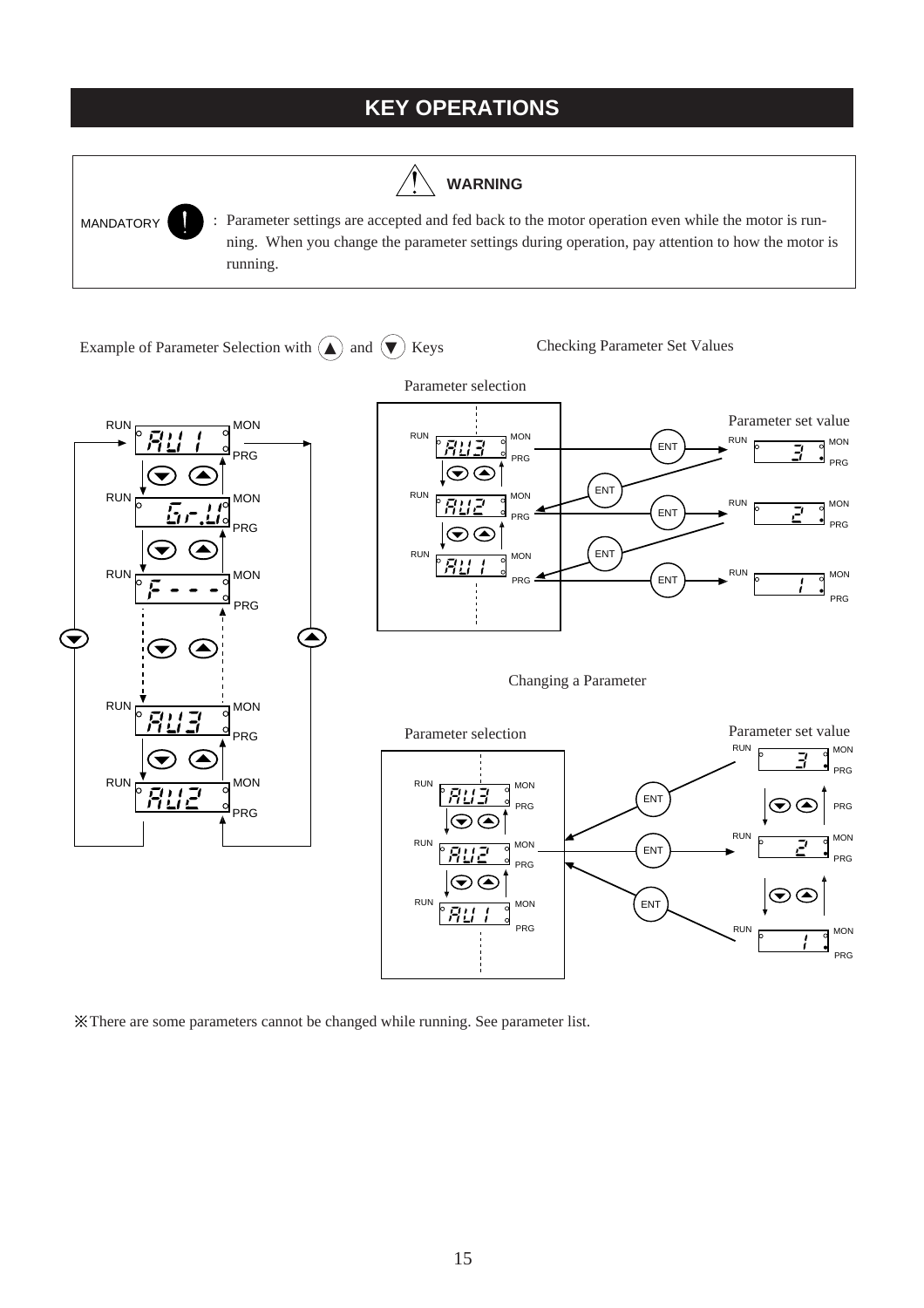# KEY OPERATIONS

**WARNING**

MANDATORY : Parameter settings are accepted and fed back to the motor operation even while the motor is running. When you change the parameter settings during operation, pay attention to how the motor is running.

Example of Parameter Selection with ▲ and ▼ Keys

Checking Parameter Set Values

Parameter selection

Parameter set value

Changing a Parameter

Parameter selection

Parameter set value

※There are some parameters cannot be changed while running. See parameter list.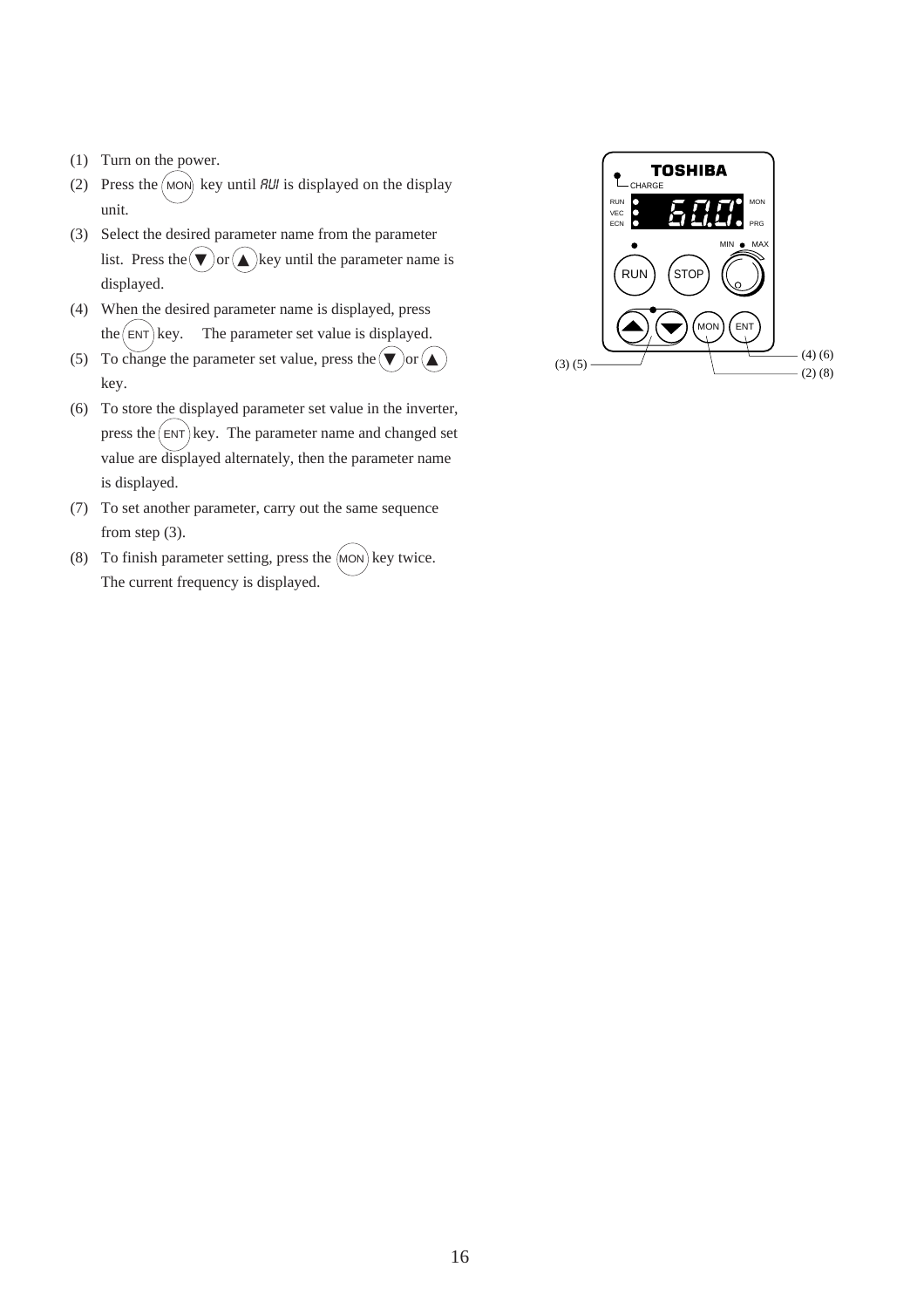(1) Turn on the power.

(2) Press the (MON) key until AUI is displayed on the display unit.

(3) Select the desired parameter name from the parameter list. Press the (▼) or (▲) key until the parameter name is displayed.

(4) When the desired parameter name is displayed, press the (ENT) key. The parameter set value is displayed.

(5) To change the parameter set value, press the (▼) or (▲) key.

(6) To store the displayed parameter set value in the inverter, press the (ENT) key. The parameter name and changed set value are displayed alternately, then the parameter name is displayed.

(7) To set another parameter, carry out the same sequence from step (3).

(8) To finish parameter setting, press the (MON) key twice. The current frequency is displayed.

TOSHIBA

CHARGE

RUN VEC ECN | 60.0 | MON PRG

MIN MAX

RUN STOP

▲ ▼ MON ENT

(3) (5)

(4) (6)

(2) (8)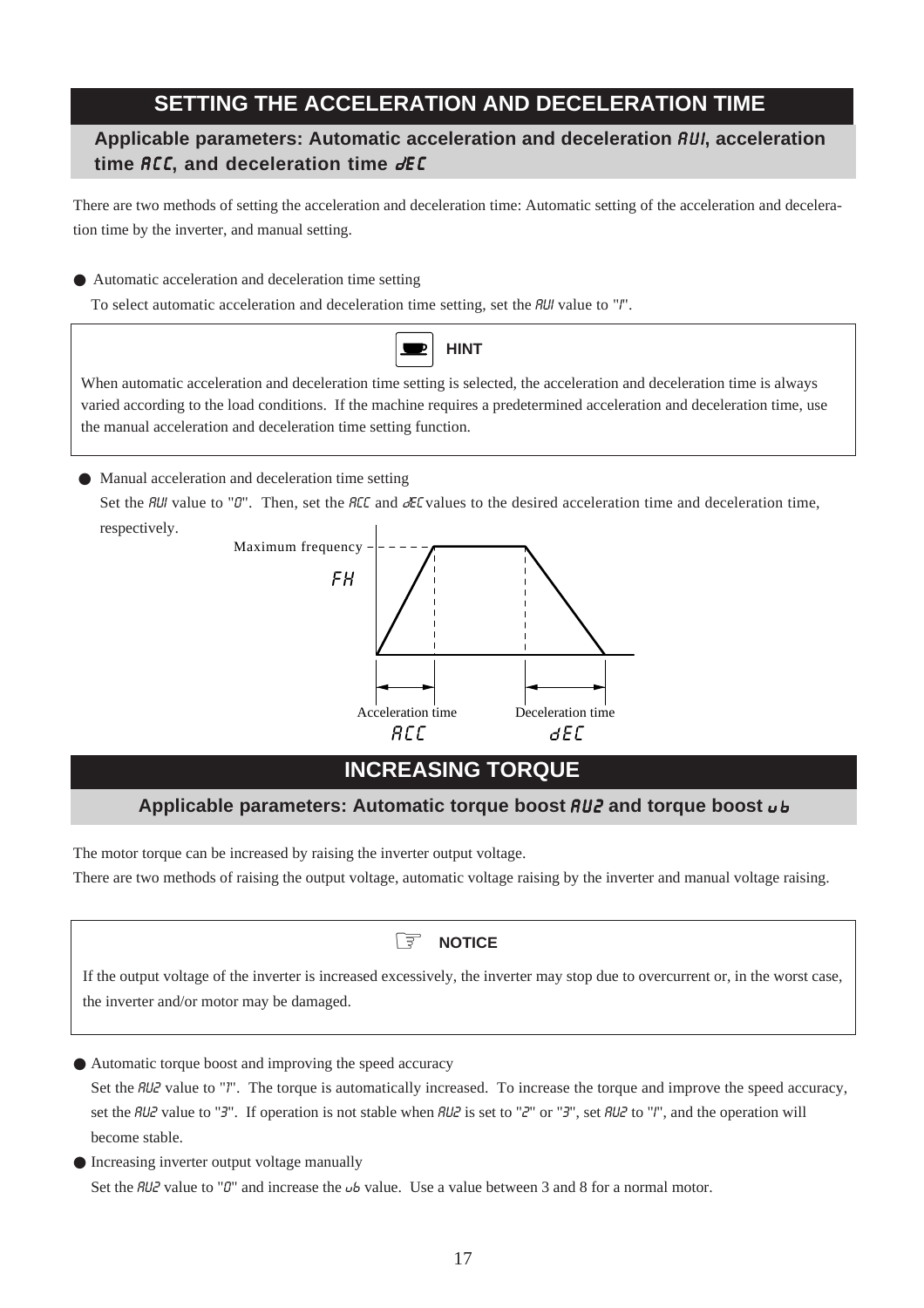## SETTING THE ACCELERATION AND DECELERATION TIME

### Applicable parameters: Automatic acceleration and deceleration AU1, acceleration time ACC, and deceleration time dEC

There are two methods of setting the acceleration and deceleration time: Automatic setting of the acceleration and deceleration time by the inverter, and manual setting.

- Automatic acceleration and deceleration time setting

  To select automatic acceleration and deceleration time setting, set the AU1 value to "1".

> **HINT**
>
> When automatic acceleration and deceleration time setting is selected, the acceleration and deceleration time is always varied according to the load conditions. If the machine requires a predetermined acceleration and deceleration time, use the manual acceleration and deceleration time setting function.

- Manual acceleration and deceleration time setting

  Set the AU1 value to "0". Then, set the ACC and dEC values to the desired acceleration time and deceleration time, respectively.

Maximum frequency FH

Acceleration time ACC

Deceleration time dEC

## INCREASING TORQUE

### Applicable parameters: Automatic torque boost AU2 and torque boost ub

The motor torque can be increased by raising the inverter output voltage.

There are two methods of raising the output voltage, automatic voltage raising by the inverter and manual voltage raising.

> **NOTICE**
>
> If the output voltage of the inverter is increased excessively, the inverter may stop due to overcurrent or, in the worst case, the inverter and/or motor may be damaged.

- Automatic torque boost and improving the speed accuracy

  Set the AU2 value to "1". The torque is automatically increased. To increase the torque and improve the speed accuracy, set the AU2 value to "3". If operation is not stable when AU2 is set to "2" or "3", set AU2 to "1", and the operation will become stable.

- Increasing inverter output voltage manually

  Set the AU2 value to "0" and increase the ub value. Use a value between 3 and 8 for a normal motor.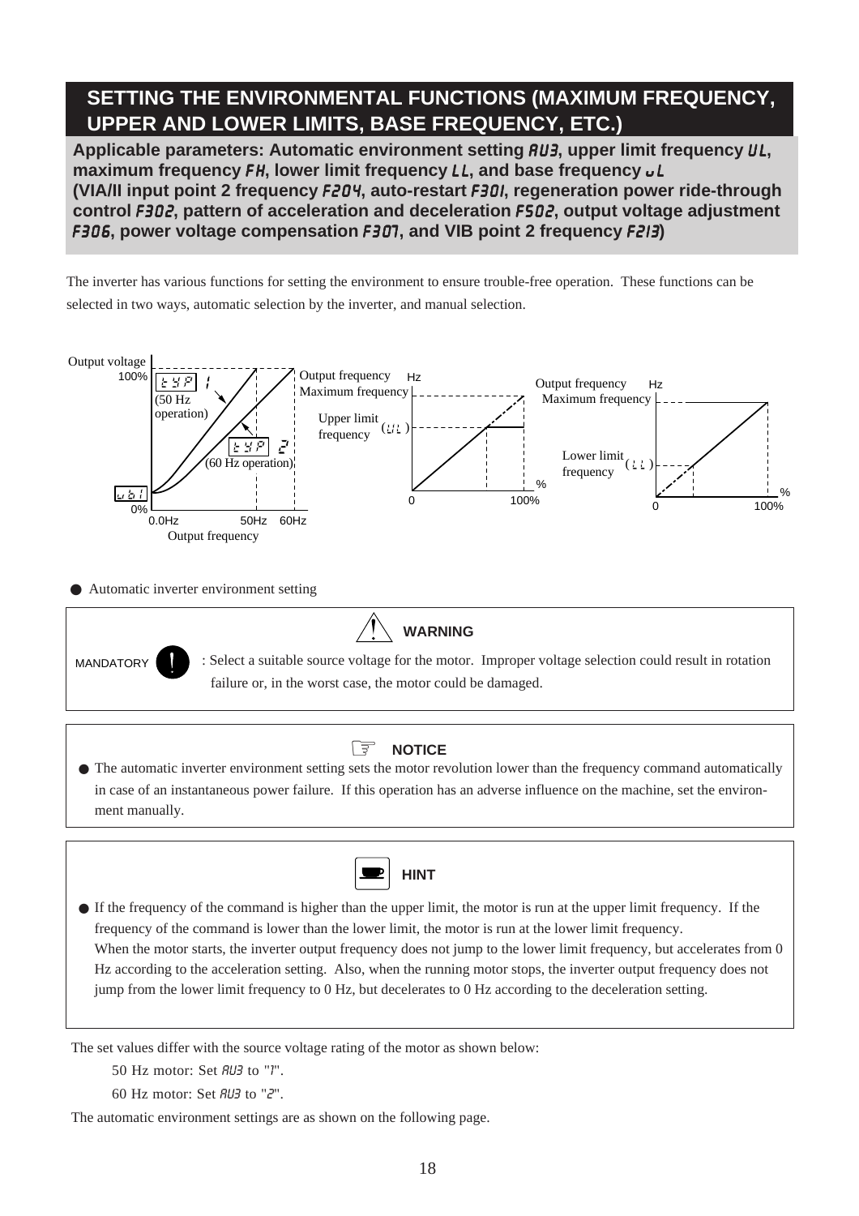# SETTING THE ENVIRONMENTAL FUNCTIONS (MAXIMUM FREQUENCY, UPPER AND LOWER LIMITS, BASE FREQUENCY, ETC.)

**Applicable parameters: Automatic environment setting AU3, upper limit frequency UL, maximum frequency FH, lower limit frequency LL, and base frequency uL (VIA/II input point 2 frequency F204, auto-restart F301, regeneration power ride-through control F302, pattern of acceleration and deceleration F502, output voltage adjustment F306, power voltage compensation F307, and VIB point 2 frequency F213)**

The inverter has various functions for setting the environment to ensure trouble-free operation. These functions can be selected in two ways, automatic selection by the inverter, and manual selection.

Output voltage 100% | typ 1 (50 Hz operation) | typ 2 (60 Hz operation) | ub1 | 0% | 0.0Hz 50Hz 60Hz | Output frequency

Output frequency Hz | Maximum frequency | Upper limit frequency (UL) | 0 | 100% | %

Output frequency Hz | Maximum frequency | Lower limit frequency (LL) | 0 | 100% | %

● Automatic inverter environment setting

> **WARNING**
>
> MANDATORY : Select a suitable source voltage for the motor. Improper voltage selection could result in rotation failure or, in the worst case, the motor could be damaged.

> **NOTICE**
>
> ● The automatic inverter environment setting sets the motor revolution lower than the frequency command automatically in case of an instantaneous power failure. If this operation has an adverse influence on the machine, set the environment manually.

> **HINT**
>
> ● If the frequency of the command is higher than the upper limit, the motor is run at the upper limit frequency. If the frequency of the command is lower than the lower limit, the motor is run at the lower limit frequency.
> When the motor starts, the inverter output frequency does not jump to the lower limit frequency, but accelerates from 0 Hz according to the acceleration setting. Also, when the running motor stops, the inverter output frequency does not jump from the lower limit frequency to 0 Hz, but decelerates to 0 Hz according to the deceleration setting.

The set values differ with the source voltage rating of the motor as shown below:

50 Hz motor: Set AU3 to "1".

60 Hz motor: Set AU3 to "2".

The automatic environment settings are as shown on the following page.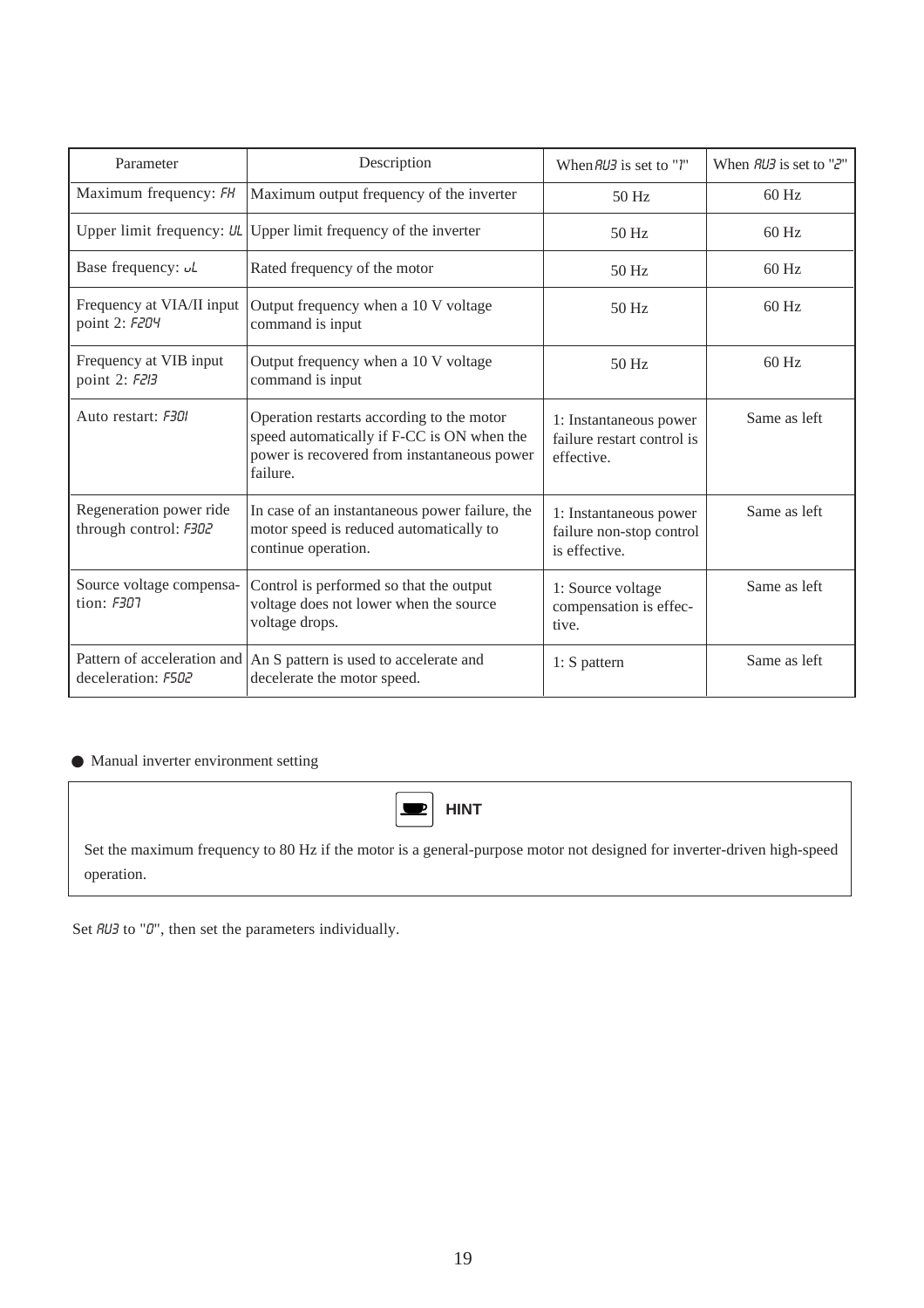| Parameter | Description | When AU3 is set to "1" | When AU3 is set to "2" |
|---|---|---|---|
| Maximum frequency: FH | Maximum output frequency of the inverter | 50 Hz | 60 Hz |
| Upper limit frequency: UL | Upper limit frequency of the inverter | 50 Hz | 60 Hz |
| Base frequency: uL | Rated frequency of the motor | 50 Hz | 60 Hz |
| Frequency at VIA/II input point 2: F204 | Output frequency when a 10 V voltage command is input | 50 Hz | 60 Hz |
| Frequency at VIB input point 2: F213 | Output frequency when a 10 V voltage command is input | 50 Hz | 60 Hz |
| Auto restart: F301 | Operation restarts according to the motor speed automatically if F-CC is ON when the power is recovered from instantaneous power failure. | 1: Instantaneous power failure restart control is effective. | Same as left |
| Regeneration power ride through control: F302 | In case of an instantaneous power failure, the motor speed is reduced automatically to continue operation. | 1: Instantaneous power failure non-stop control is effective. | Same as left |
| Source voltage compensation: F307 | Control is performed so that the output voltage does not lower when the source voltage drops. | 1: Source voltage compensation is effective. | Same as left |
| Pattern of acceleration and deceleration: F502 | An S pattern is used to accelerate and decelerate the motor speed. | 1: S pattern | Same as left |

● Manual inverter environment setting

> **HINT**
>
> Set the maximum frequency to 80 Hz if the motor is a general-purpose motor not designed for inverter-driven high-speed operation.

Set AU3 to "0", then set the parameters individually.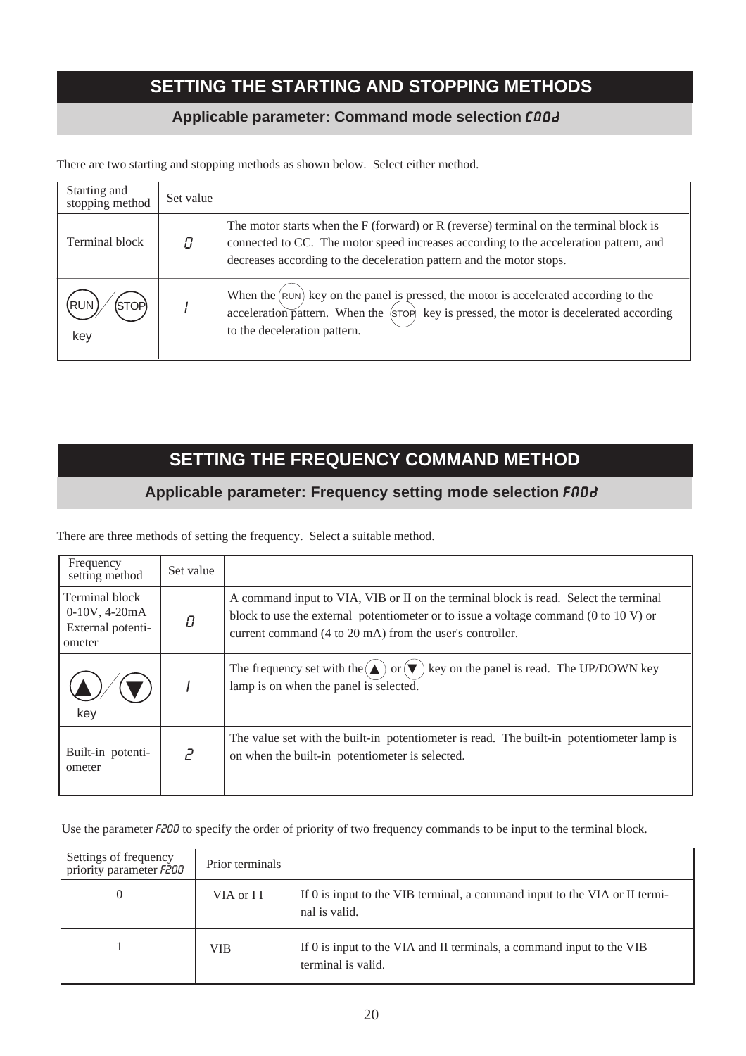## SETTING THE STARTING AND STOPPING METHODS

### Applicable parameter: Command mode selection CMOd

There are two starting and stopping methods as shown below.  Select either method.

| Starting and stopping method | Set value | |
|---|---|---|
| Terminal block | 0 | The motor starts when the F (forward) or R (reverse) terminal on the terminal block is connected to CC.  The motor speed increases according to the acceleration pattern, and decreases according to the deceleration pattern and the motor stops. |
| RUN / STOP key | 1 | When the RUN key on the panel is pressed, the motor is accelerated according to the acceleration pattern.  When the STOP key is pressed, the motor is decelerated according to the deceleration pattern. |

## SETTING THE FREQUENCY COMMAND METHOD

### Applicable parameter: Frequency setting mode selection FMOd

There are three methods of setting the frequency.  Select a suitable method.

| Frequency setting method | Set value | |
|---|---|---|
| Terminal block 0-10V, 4-20mA External potentiometer | 0 | A command input to VIA, VIB or II on the terminal block is read.  Select the terminal block to use the external potentiometer or to issue a voltage command (0 to 10 V) or current command (4 to 20 mA) from the user's controller. |
| ▲ / ▼ key | 1 | The frequency set with the ▲ or ▼ key on the panel is read.  The UP/DOWN key lamp is on when the panel is selected. |
| Built-in potentiometer | 2 | The value set with the built-in potentiometer is read.  The built-in potentiometer lamp is on when the built-in potentiometer is selected. |

Use the parameter F200 to specify the order of priority of two frequency commands to be input to the terminal block.

| Settings of frequency priority parameter F200 | Prior terminals | |
|---|---|---|
| 0 | VIA or I I | If 0 is input to the VIB terminal, a command input to the VIA or II terminal is valid. |
| 1 | VIB | If 0 is input to the VIA and II terminals, a command input to the VIB terminal is valid. |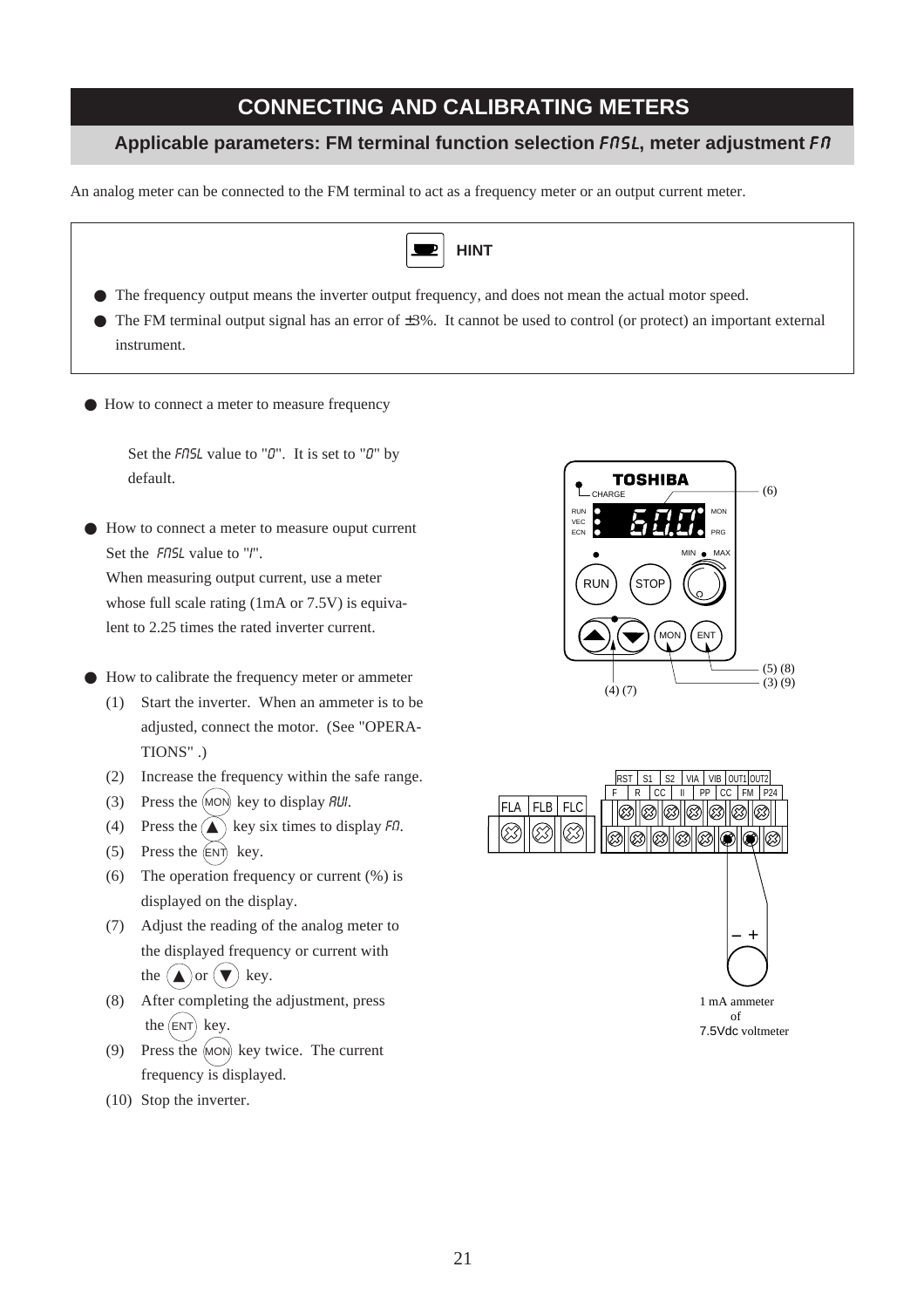# CONNECTING AND CALIBRATING METERS

## Applicable parameters: FM terminal function selection FMSL, meter adjustment FM

An analog meter can be connected to the FM terminal to act as a frequency meter or an output current meter.

> **HINT**
>
> - The frequency output means the inverter output frequency, and does not mean the actual motor speed.
> - The FM terminal output signal has an error of ±3%. It cannot be used to control (or protect) an important external instrument.

- How to connect a meter to measure frequency

  Set the FMSL value to "0". It is set to "0" by default.

- How to connect a meter to measure ouput current

  Set the FMSL value to "1".

  When measuring output current, use a meter whose full scale rating (1mA or 7.5V) is equivalent to 2.25 times the rated inverter current.

- How to calibrate the frequency meter or ammeter
  1. Start the inverter. When an ammeter is to be adjusted, connect the motor. (See "OPERATIONS" .)
  2. Increase the frequency within the safe range.
  3. Press the MON key to display AUI.
  4. Press the ▲ key six times to display FM.
  5. Press the ENT key.
  6. The operation frequency or current (%) is displayed on the display.
  7. Adjust the reading of the analog meter to the displayed frequency or current with the ▲ or ▼ key.
  8. After completing the adjustment, press the ENT key.
  9. Press the MON key twice. The current frequency is displayed.
  10. Stop the inverter.

TOSHIBA, CHARGE, RUN, VEC, ECN, 60.0, MON, PRG, MIN, MAX, RUN, STOP, ▲, ▼, MON, ENT, (6), (5) (8), (3) (9), (4) (7)

FLA, FLB, FLC, RST, S1, S2, VIA, VIB, OUT1, OUT2, F, R, CC, II, PP, CC, FM, P24, – +

1 mA ammeter
of
7.5Vdc voltmeter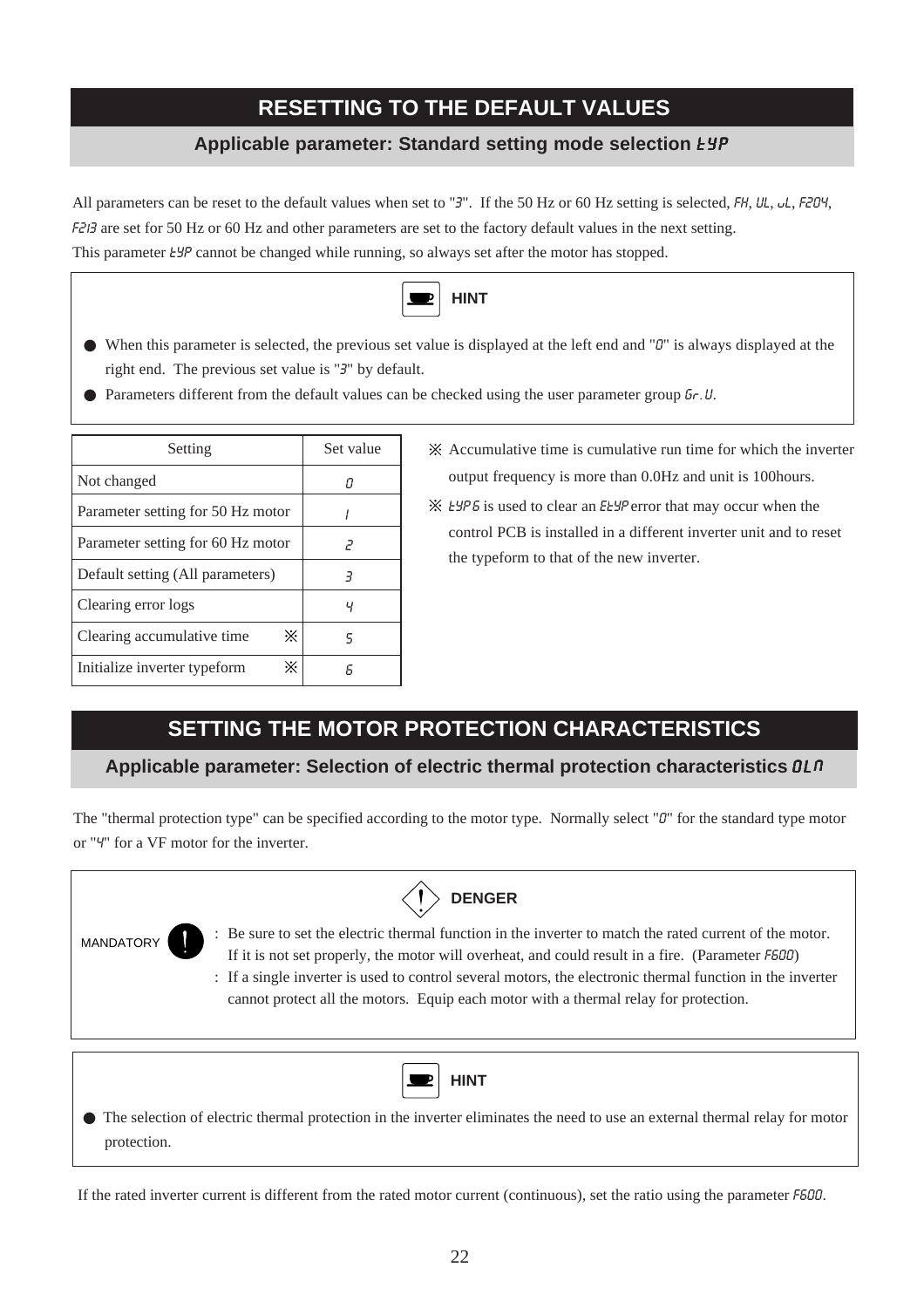# RESETTING TO THE DEFAULT VALUES

## Applicable parameter: Standard setting mode selection tYP

All parameters can be reset to the default values when set to "3". If the 50 Hz or 60 Hz setting is selected, FH, UL, uL, F204, F213 are set for 50 Hz or 60 Hz and other parameters are set to the factory default values in the next setting.
This parameter tYP cannot be changed while running, so always set after the motor has stopped.

**HINT**

- When this parameter is selected, the previous set value is displayed at the left end and "0" is always displayed at the right end. The previous set value is "3" by default.
- Parameters different from the default values can be checked using the user parameter group Gr.U.

| Setting | Set value |
|---|---|
| Not changed | 0 |
| Parameter setting for 50 Hz motor | 1 |
| Parameter setting for 60 Hz motor | 2 |
| Default setting (All parameters) | 3 |
| Clearing error logs | 4 |
| Clearing accumulative time ※ | 5 |
| Initialize inverter typeform ※ | 6 |

※ Accumulative time is cumulative run time for which the inverter output frequency is more than 0.0Hz and unit is 100hours.

※ tYP 6 is used to clear an EtYP error that may occur when the control PCB is installed in a different inverter unit and to reset the typeform to that of the new inverter.

# SETTING THE MOTOR PROTECTION CHARACTERISTICS

## Applicable parameter: Selection of electric thermal protection characteristics OLn

The "thermal protection type" can be specified according to the motor type. Normally select "0" for the standard type motor or "4" for a VF motor for the inverter.

**DENGER**

MANDATORY

: Be sure to set the electric thermal function in the inverter to match the rated current of the motor. If it is not set properly, the motor will overheat, and could result in a fire. (Parameter F600)

: If a single inverter is used to control several motors, the electronic thermal function in the inverter cannot protect all the motors. Equip each motor with a thermal relay for protection.

**HINT**

- The selection of electric thermal protection in the inverter eliminates the need to use an external thermal relay for motor protection.

If the rated inverter current is different from the rated motor current (continuous), set the ratio using the parameter F600.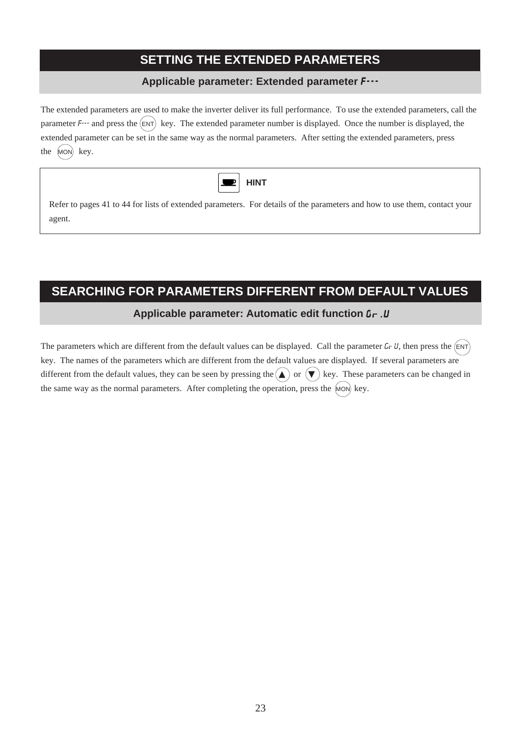## SETTING THE EXTENDED PARAMETERS

**Applicable parameter: Extended parameter F---**

The extended parameters are used to make the inverter deliver its full performance. To use the extended parameters, call the parameter F--- and press the (ENT) key. The extended parameter number is displayed. Once the number is displayed, the extended parameter can be set in the same way as the normal parameters. After setting the extended parameters, press the (MON) key.

> **HINT**
>
> Refer to pages 41 to 44 for lists of extended parameters. For details of the parameters and how to use them, contact your agent.

## SEARCHING FOR PARAMETERS DIFFERENT FROM DEFAULT VALUES

**Applicable parameter: Automatic edit function Gr.U**

The parameters which are different from the default values can be displayed. Call the parameter Gr U, then press the (ENT) key. The names of the parameters which are different from the default values are displayed. If several parameters are different from the default values, they can be seen by pressing the (▲) or (▼) key. These parameters can be changed in the same way as the normal parameters. After completing the operation, press the (MON) key.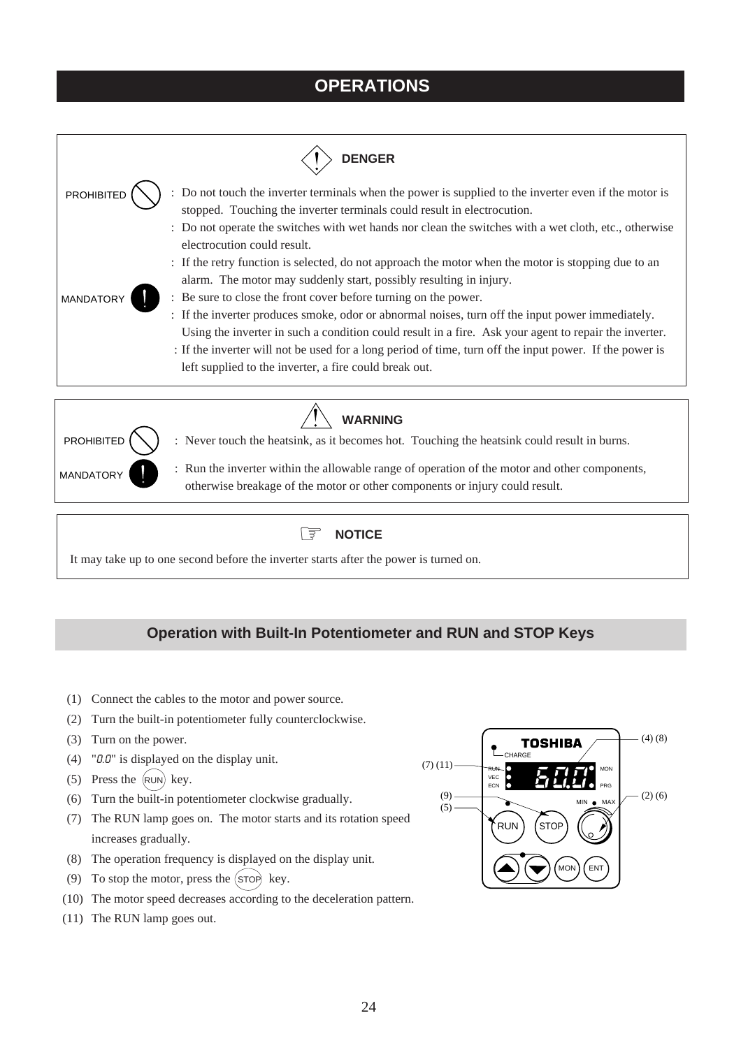# OPERATIONS

## DENGER

**PROHIBITED**

: Do not touch the inverter terminals when the power is supplied to the inverter even if the motor is stopped. Touching the inverter terminals could result in electrocution.

: Do not operate the switches with wet hands nor clean the switches with a wet cloth, etc., otherwise electrocution could result.

: If the retry function is selected, do not approach the motor when the motor is stopping due to an alarm. The motor may suddenly start, possibly resulting in injury.

**MANDATORY**

: Be sure to close the front cover before turning on the power.

: If the inverter produces smoke, odor or abnormal noises, turn off the input power immediately. Using the inverter in such a condition could result in a fire. Ask your agent to repair the inverter.

: If the inverter will not be used for a long period of time, turn off the input power. If the power is left supplied to the inverter, a fire could break out.

## WARNING

**PROHIBITED**

: Never touch the heatsink, as it becomes hot. Touching the heatsink could result in burns.

**MANDATORY**

: Run the inverter within the allowable range of operation of the motor and other components, otherwise breakage of the motor or other components or injury could result.

## NOTICE

It may take up to one second before the inverter starts after the power is turned on.

## Operation with Built-In Potentiometer and RUN and STOP Keys

(1) Connect the cables to the motor and power source.
(2) Turn the built-in potentiometer fully counterclockwise.
(3) Turn on the power.
(4) "0.0" is displayed on the display unit.
(5) Press the RUN key.
(6) Turn the built-in potentiometer clockwise gradually.
(7) The RUN lamp goes on. The motor starts and its rotation speed increases gradually.
(8) The operation frequency is displayed on the display unit.
(9) To stop the motor, press the STOP key.
(10) The motor speed decreases according to the deceleration pattern.
(11) The RUN lamp goes out.

TOSHIBA  
CHARGE  
RUN VEC ECN  
60.0  
MON PRG  
MIN MAX  
RUN STOP  
MON ENT  

(4) (8)  
(7) (11)  
(9)  
(5)  
(2) (6)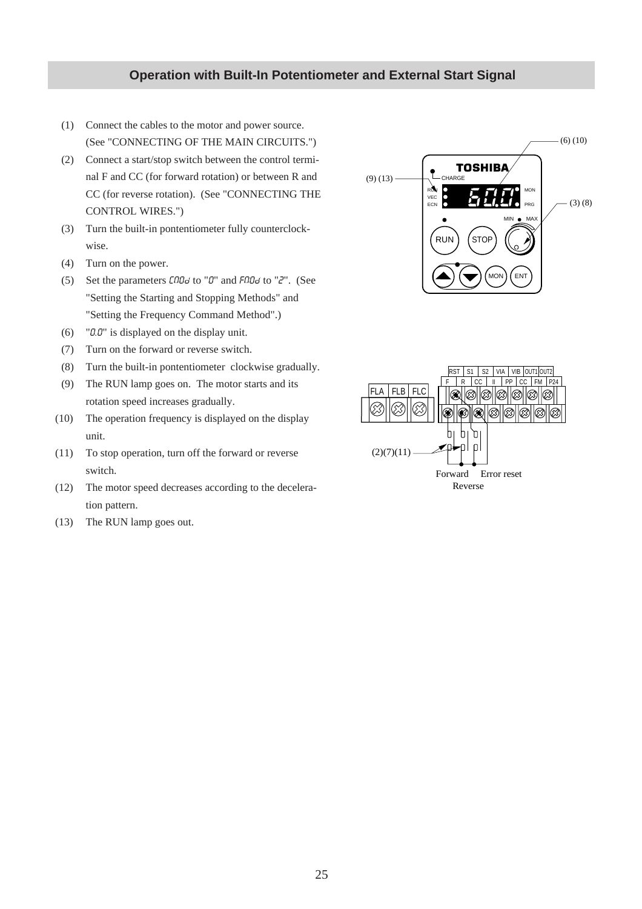## Operation with Built-In Potentiometer and External Start Signal

(1) Connect the cables to the motor and power source. (See "CONNECTING OF THE MAIN CIRCUITS.")

(2) Connect a start/stop switch between the control terminal F and CC (for forward rotation) or between R and CC (for reverse rotation). (See "CONNECTING THE CONTROL WIRES.")

(3) Turn the built-in pontentiometer fully counterclockwise.

(4) Turn on the power.

(5) Set the parameters CMOd to "0" and FMOd to "2". (See "Setting the Starting and Stopping Methods" and "Setting the Frequency Command Method".)

(6) "0.0" is displayed on the display unit.

(7) Turn on the forward or reverse switch.

(8) Turn the built-in pontentiometer clockwise gradually.

(9) The RUN lamp goes on. The motor starts and its rotation speed increases gradually.

(10) The operation frequency is displayed on the display unit.

(11) To stop operation, turn off the forward or reverse switch.

(12) The motor speed decreases according to the deceleration pattern.

(13) The RUN lamp goes out.

(6) (10)
(9) (13)
TOSHIBA
CHARGE
RUN
VEC
ECN
MON
PRG
(3) (8)
MIN MAX
RUN STOP
MON ENT

RST S1 S2 VIA VIB OUT1 OUT2
F R CC II PP CC FM P24
FLA FLB FLC
(2)(7)(11)
Forward Error reset
Reverse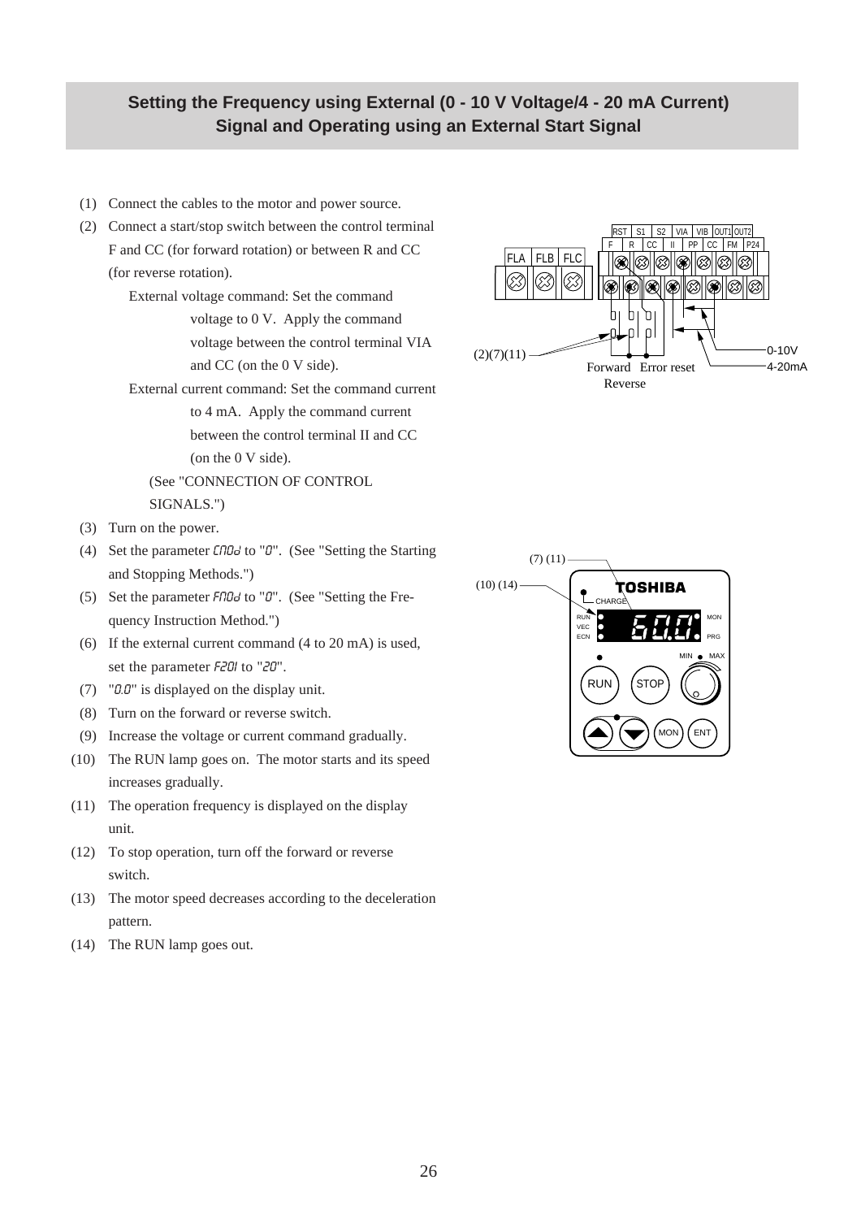## Setting the Frequency using External (0 - 10 V Voltage/4 - 20 mA Current) Signal and Operating using an External Start Signal

(1) Connect the cables to the motor and power source.

(2) Connect a start/stop switch between the control terminal F and CC (for forward rotation) or between R and CC (for reverse rotation).

External voltage command: Set the command voltage to 0 V. Apply the command voltage between the control terminal VIA and CC (on the 0 V side).

External current command: Set the command current to 4 mA. Apply the command current between the control terminal II and CC (on the 0 V side).

(See "CONNECTION OF CONTROL SIGNALS.")

(3) Turn on the power.

(4) Set the parameter CMOd to "0". (See "Setting the Starting and Stopping Methods.")

(5) Set the parameter FMOd to "0". (See "Setting the Frequency Instruction Method.")

(6) If the external current command (4 to 20 mA) is used, set the parameter F201 to "20".

(7) "0.0" is displayed on the display unit.

(8) Turn on the forward or reverse switch.

(9) Increase the voltage or current command gradually.

(10) The RUN lamp goes on. The motor starts and its speed increases gradually.

(11) The operation frequency is displayed on the display unit.

(12) To stop operation, turn off the forward or reverse switch.

(13) The motor speed decreases according to the deceleration pattern.

(14) The RUN lamp goes out.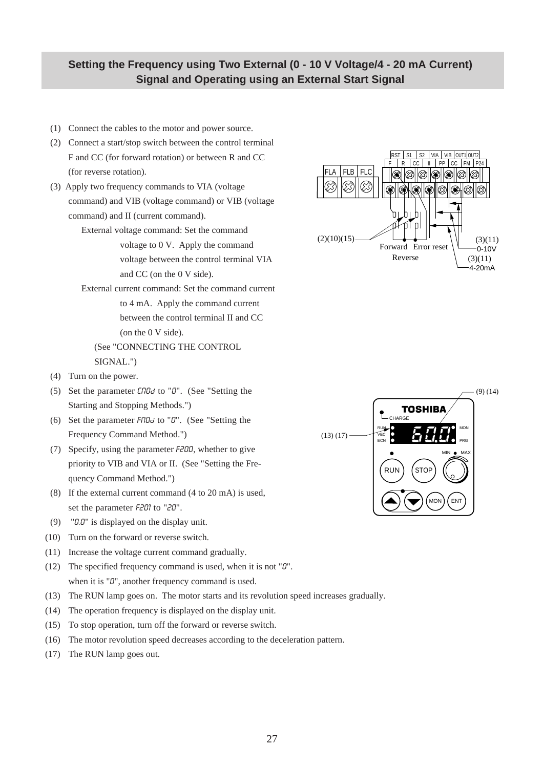## Setting the Frequency using Two External (0 - 10 V Voltage/4 - 20 mA Current) Signal and Operating using an External Start Signal

(1) Connect the cables to the motor and power source.

(2) Connect a start/stop switch between the control terminal F and CC (for forward rotation) or between R and CC (for reverse rotation).

(3) Apply two frequency commands to VIA (voltage command) and VIB (voltage command) or VIB (voltage command) and II (current command).

External voltage command: Set the command voltage to 0 V. Apply the command voltage between the control terminal VIA and CC (on the 0 V side).

External current command: Set the command current to 4 mA. Apply the command current between the control terminal II and CC (on the 0 V side).

(See "CONNECTING THE CONTROL SIGNAL.")

(4) Turn on the power.

(5) Set the parameter CNOd to "0". (See "Setting the Starting and Stopping Methods.")

(6) Set the parameter FNOd to "0". (See "Setting the Frequency Command Method.")

(7) Specify, using the parameter F200, whether to give priority to VIB and VIA or II. (See "Setting the Frequency Command Method.")

(8) If the external current command (4 to 20 mA) is used, set the parameter F201 to "20".

(9) "0.0" is displayed on the display unit.

(10) Turn on the forward or reverse switch.

(11) Increase the voltage current command gradually.

(12) The specified frequency command is used, when it is not "0". when it is "0", another frequency command is used.

(13) The RUN lamp goes on. The motor starts and its revolution speed increases gradually.

(14) The operation frequency is displayed on the display unit.

(15) To stop operation, turn off the forward or reverse switch.

(16) The motor revolution speed decreases according to the deceleration pattern.

(17) The RUN lamp goes out.

RST S1 S2 VIA VIB OUT1 OUT2
FLA FLB FLC F R CC II PP CC FM P24

(2)(10)(15) Forward Reverse Error reset (3)(11) 0-10V (3)(11) 4-20mA

TOSHIBA CHARGE RUN VEC ECN 60.0 MON PRG MIN MAX RUN STOP MON ENT (9) (14) (13) (17)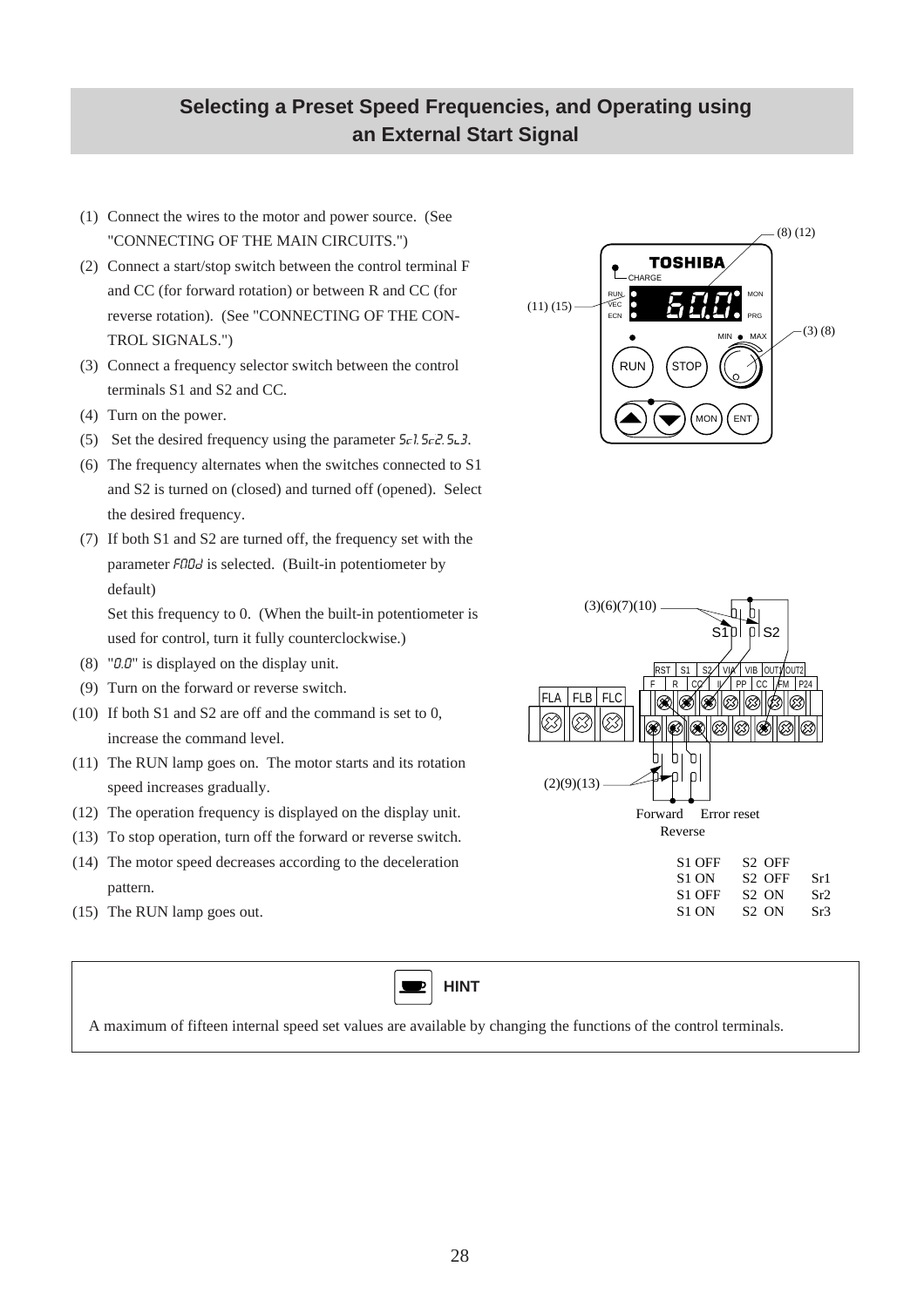## Selecting a Preset Speed Frequencies, and Operating using an External Start Signal

(1) Connect the wires to the motor and power source. (See "CONNECTING OF THE MAIN CIRCUITS.")

(2) Connect a start/stop switch between the control terminal F and CC (for forward rotation) or between R and CC (for reverse rotation). (See "CONNECTING OF THE CONTROL SIGNALS.")

(3) Connect a frequency selector switch between the control terminals S1 and S2 and CC.

(4) Turn on the power.

(5) Set the desired frequency using the parameter Sr1. Sr2. Sr3.

(6) The frequency alternates when the switches connected to S1 and S2 is turned on (closed) and turned off (opened). Select the desired frequency.

(7) If both S1 and S2 are turned off, the frequency set with the parameter FMOd is selected. (Built-in potentiometer by default)

Set this frequency to 0. (When the built-in potentiometer is used for control, turn it fully counterclockwise.)

(8) "0.0" is displayed on the display unit.

(9) Turn on the forward or reverse switch.

(10) If both S1 and S2 are off and the command is set to 0, increase the command level.

(11) The RUN lamp goes on. The motor starts and its rotation speed increases gradually.

(12) The operation frequency is displayed on the display unit.

(13) To stop operation, turn off the forward or reverse switch.

(14) The motor speed decreases according to the deceleration pattern.

(15) The RUN lamp goes out.

| | | |
|---|---|---|
| S1 OFF | S2 OFF | |
| S1 ON | S2 OFF | Sr1 |
| S1 OFF | S2 ON | Sr2 |
| S1 ON | S2 ON | Sr3 |

**HINT**

A maximum of fifteen internal speed set values are available by changing the functions of the control terminals.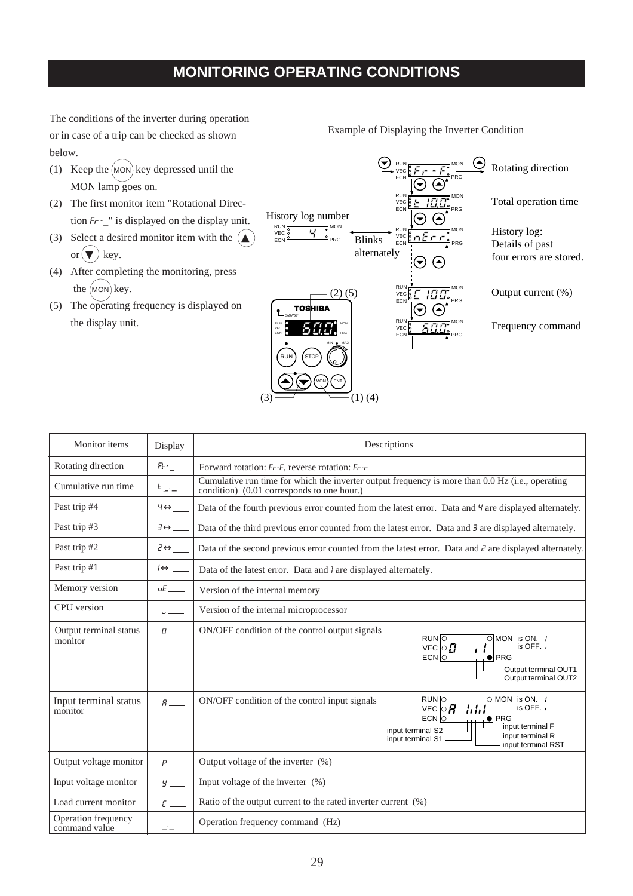# MONITORING OPERATING CONDITIONS

The conditions of the inverter during operation or in case of a trip can be checked as shown below.

(1) Keep the (MON) key depressed until the MON lamp goes on.

(2) The first monitor item "Rotational Direction Fr-_" is displayed on the display unit.

(3) Select a desired monitor item with the (▲) or (▼) key.

(4) After completing the monitoring, press the (MON) key.

(5) The operating frequency is displayed on the display unit.

Example of Displaying the Inverter Condition

- Fr-F — Rotating direction
- t 10.0 — Total operation time
- nErr (History log number 4 — Blinks alternately) — History log: Details of past four errors are stored.
- C 100 — Output current (%)
- 60.0 — Frequency command

(2) (5) — display; (3) — ▲▼ keys; (1) (4) — MON key

| Monitor items | Display | Descriptions |
|---|---|---|
| Rotating direction | Fr-_ | Forward rotation: Fr-F, reverse rotation: Fr-r |
| Cumulative run time | t _._ | Cumulative run time for which the inverter output frequency is more than 0.0 Hz (i.e., operating condition) (0.01 corresponds to one hour.) |
| Past trip #4 | 4↔ ___ | Data of the fourth previous error counted from the latest error. Data and 4 are displayed alternately. |
| Past trip #3 | 3↔ ___ | Data of the third previous error counted from the latest error. Data and 3 are displayed alternately. |
| Past trip #2 | 2↔ ___ | Data of the second previous error counted from the latest error. Data and 2 are displayed alternately. |
| Past trip #1 | 1↔ ___ | Data of the latest error. Data and 1 are displayed alternately. |
| Memory version | uE ___ | Version of the internal memory |
| CPU version | u ___ | Version of the internal microprocessor |
| Output terminal status monitor | O ___ | ON/OFF condition of the control output signals (is ON: 1, is OFF: ,) — Output terminal OUT1, Output terminal OUT2 |
| Input terminal status monitor | A ___ | ON/OFF condition of the control input signals (is ON: 1, is OFF: ,) — input terminal S2, input terminal S1, input terminal F, input terminal R, input terminal RST |
| Output voltage monitor | P ___ | Output voltage of the inverter (%) |
| Input voltage monitor | y ___ | Input voltage of the inverter (%) |
| Load current monitor | C ___ | Ratio of the output current to the rated inverter current (%) |
| Operation frequency command value | _._ | Operation frequency command (Hz) |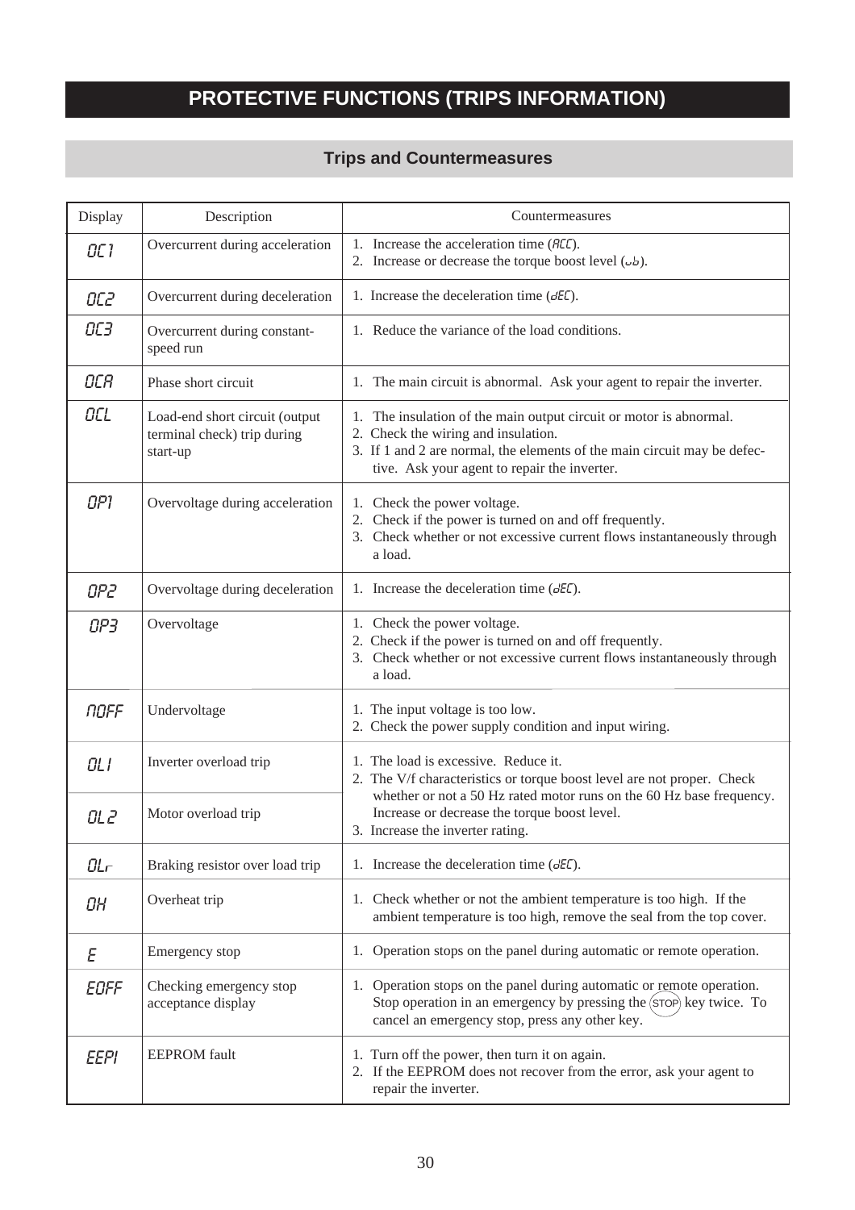# PROTECTIVE FUNCTIONS (TRIPS INFORMATION)

## Trips and Countermeasures

| Display | Description | Countermeasures |
|---|---|---|
| OC1 | Overcurrent during acceleration | 1. Increase the acceleration time (ACC).<br>2. Increase or decrease the torque boost level (ub). |
| OC2 | Overcurrent during deceleration | 1. Increase the deceleration time (dEC). |
| OC3 | Overcurrent during constant-speed run | 1. Reduce the variance of the load conditions. |
| OCA | Phase short circuit | 1. The main circuit is abnormal. Ask your agent to repair the inverter. |
| OCL | Load-end short circuit (output terminal check) trip during start-up | 1. The insulation of the main output circuit or motor is abnormal.<br>2. Check the wiring and insulation.<br>3. If 1 and 2 are normal, the elements of the main circuit may be defective. Ask your agent to repair the inverter. |
| OP1 | Overvoltage during acceleration | 1. Check the power voltage.<br>2. Check if the power is turned on and off frequently.<br>3. Check whether or not excessive current flows instantaneously through a load. |
| OP2 | Overvoltage during deceleration | 1. Increase the deceleration time (dEC). |
| OP3 | Overvoltage | 1. Check the power voltage.<br>2. Check if the power is turned on and off frequently.<br>3. Check whether or not excessive current flows instantaneously through a load. |
| NOFF | Undervoltage | 1. The input voltage is too low.<br>2. Check the power supply condition and input wiring. |
| OL1 | Inverter overload trip | 1. The load is excessive. Reduce it.<br>2. The V/f characteristics or torque boost level are not proper. Check whether or not a 50 Hz rated motor runs on the 60 Hz base frequency. Increase or decrease the torque boost level.<br>3. Increase the inverter rating. |
| OL2 | Motor overload trip | |
| OLr | Braking resistor over load trip | 1. Increase the deceleration time (dEC). |
| OH | Overheat trip | 1. Check whether or not the ambient temperature is too high. If the ambient temperature is too high, remove the seal from the top cover. |
| E | Emergency stop | 1. Operation stops on the panel during automatic or remote operation. |
| EOFF | Checking emergency stop acceptance display | 1. Operation stops on the panel during automatic or remote operation. Stop operation in an emergency by pressing the (STOP) key twice. To cancel an emergency stop, press any other key. |
| EEP1 | EEPROM fault | 1. Turn off the power, then turn it on again.<br>2. If the EEPROM does not recover from the error, ask your agent to repair the inverter. |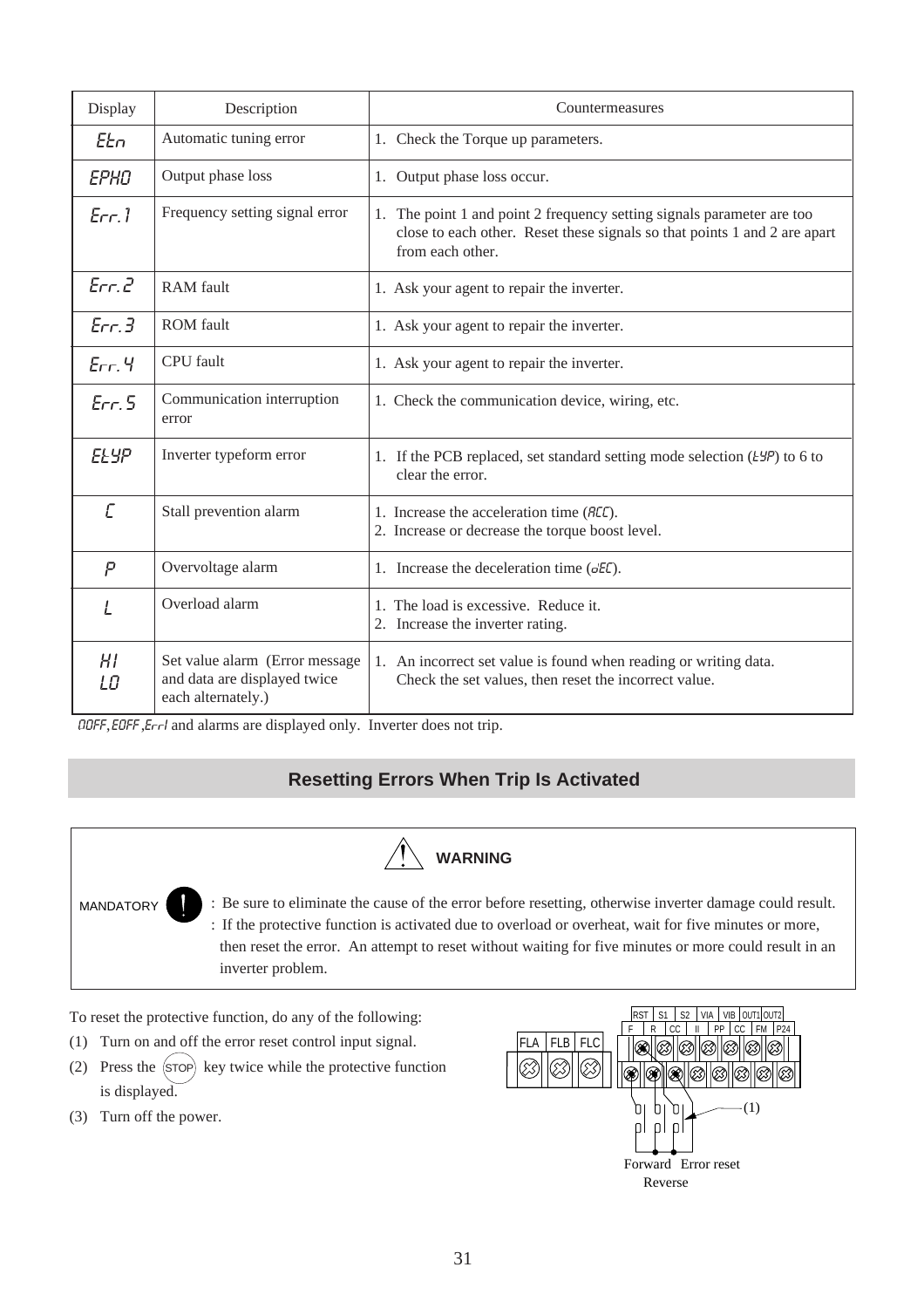| Display | Description | Countermeasures |
|---|---|---|
| Etn | Automatic tuning error | 1. Check the Torque up parameters. |
| EPHO | Output phase loss | 1. Output phase loss occur. |
| Err.1 | Frequency setting signal error | 1. The point 1 and point 2 frequency setting signals parameter are too close to each other. Reset these signals so that points 1 and 2 are apart from each other. |
| Err.2 | RAM fault | 1. Ask your agent to repair the inverter. |
| Err.3 | ROM fault | 1. Ask your agent to repair the inverter. |
| Err.4 | CPU fault | 1. Ask your agent to repair the inverter. |
| Err.5 | Communication interruption error | 1. Check the communication device, wiring, etc. |
| EtYP | Inverter typeform error | 1. If the PCB replaced, set standard setting mode selection (tYP) to 6 to clear the error. |
| C | Stall prevention alarm | 1. Increase the acceleration time (ACC).<br>2. Increase or decrease the torque boost level. |
| P | Overvoltage alarm | 1. Increase the deceleration time (dEC). |
| L | Overload alarm | 1. The load is excessive. Reduce it.<br>2. Increase the inverter rating. |
| HI<br>LO | Set value alarm (Error message and data are displayed twice each alternately.) | 1. An incorrect set value is found when reading or writing data. Check the set values, then reset the incorrect value. |

OOFF, EOFF, Err1 and alarms are displayed only. Inverter does not trip.

## Resetting Errors When Trip Is Activated

**WARNING**

MANDATORY

: Be sure to eliminate the cause of the error before resetting, otherwise inverter damage could result.

: If the protective function is activated due to overload or overheat, wait for five minutes or more, then reset the error. An attempt to reset without waiting for five minutes or more could result in an inverter problem.

To reset the protective function, do any of the following:

(1) Turn on and off the error reset control input signal.

(2) Press the (STOP) key twice while the protective function is displayed.

(3) Turn off the power.

RST S1 S2 VIA VIB OUT1 OUT2
F R CC II PP CC FM P24
FLA FLB FLC

(1)

Forward Error reset
Reverse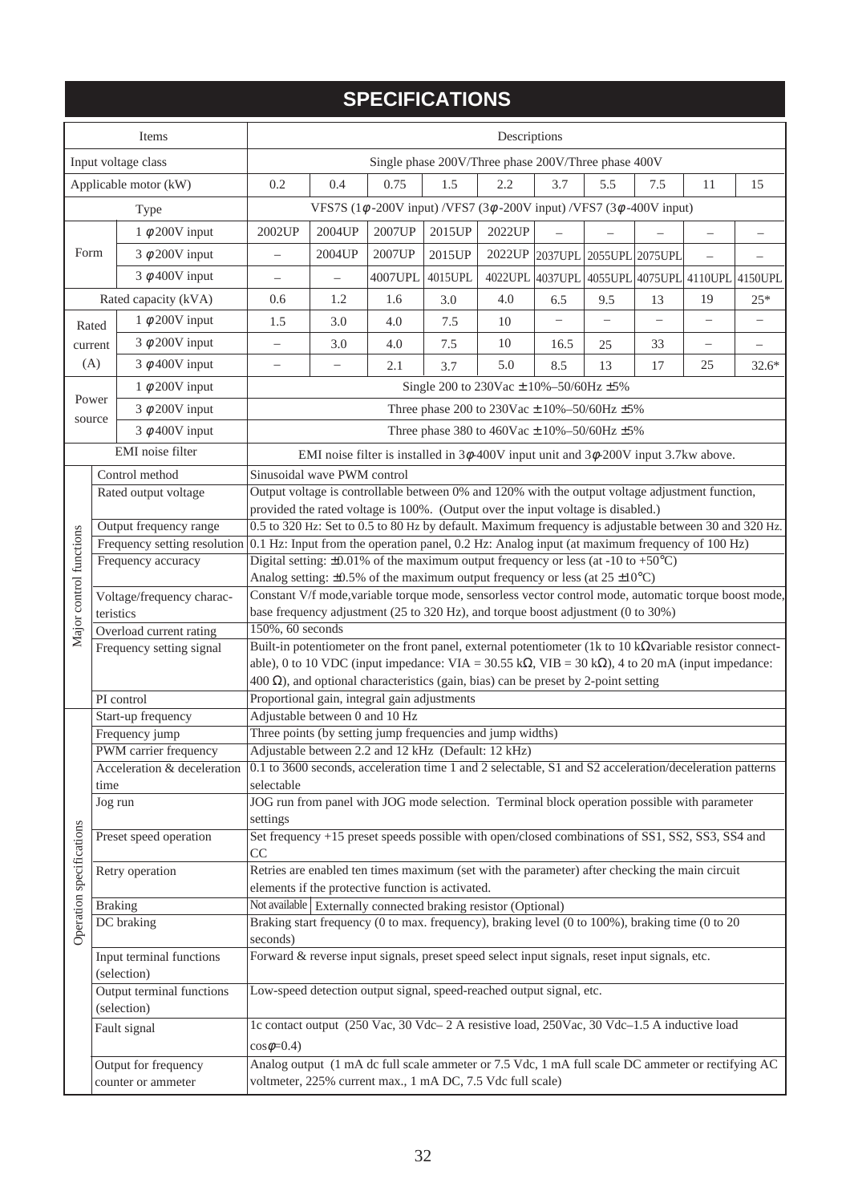# SPECIFICATIONS

| Items | | Descriptions | | | | | | | | | |
|---|---|---|---|---|---|---|---|---|---|---|---|
| Input voltage class | | Single phase 200V/Three phase 200V/Three phase 400V | | | | | | | | | |
| Applicable motor (kW) | | 0.2 | 0.4 | 0.75 | 1.5 | 2.2 | 3.7 | 5.5 | 7.5 | 11 | 15 |
| Type | | VFS7S (1φ-200V input) /VFS7 (3φ-200V input) /VFS7 (3φ-400V input) | | | | | | | | | |
| Form | 1 φ 200V input | 2002UP | 2004UP | 2007UP | 2015UP | 2022UP | – | – | – | – | – |
| | 3 φ 200V input | – | 2004UP | 2007UP | 2015UP | 2022UP | 2037UPL | 2055UPL | 2075UPL | – | – |
| | 3 φ 400V input | – | – | 4007UPL | 4015UPL | 4022UPL | 4037UPL | 4055UPL | 4075UPL | 4110UPL | 4150UPL |
| Rated capacity (kVA) | | 0.6 | 1.2 | 1.6 | 3.0 | 4.0 | 6.5 | 9.5 | 13 | 19 | 25* |
| Rated current (A) | 1 φ 200V input | 1.5 | 3.0 | 4.0 | 7.5 | 10 | – | – | – | – | – |
| | 3 φ 200V input | – | 3.0 | 4.0 | 7.5 | 10 | 16.5 | 25 | 33 | – | – |
| | 3 φ 400V input | – | – | 2.1 | 3.7 | 5.0 | 8.5 | 13 | 17 | 25 | 32.6* |
| Power source | 1 φ 200V input | Single 200 to 230Vac ± 10%–50/60Hz ±5% | | | | | | | | | |
| | 3 φ 200V input | Three phase 200 to 230Vac ± 10%–50/60Hz ±5% | | | | | | | | | |
| | 3 φ 400V input | Three phase 380 to 460Vac ± 10%–50/60Hz ±5% | | | | | | | | | |
| EMI noise filter | | EMI noise filter is installed in 3φ-400V input unit and 3φ-200V input 3.7kw above. | | | | | | | | | |
| Major control functions | Control method | Sinusoidal wave PWM control | | | | | | | | | |
| | Rated output voltage | Output voltage is controllable between 0% and 120% with the output voltage adjustment function, provided the rated voltage is 100%. (Output over the input voltage is disabled.) | | | | | | | | | |
| | Output frequency range | 0.5 to 320 Hz: Set to 0.5 to 80 Hz by default. Maximum frequency is adjustable between 30 and 320 Hz. | | | | | | | | | |
| | Frequency setting resolution | 0.1 Hz: Input from the operation panel, 0.2 Hz: Analog input (at maximum frequency of 100 Hz) | | | | | | | | | |
| | Frequency accuracy | Digital setting: ±0.01% of the maximum output frequency or less (at -10 to +50°C)<br>Analog setting: ±0.5% of the maximum output frequency or less (at 25 ±10°C) | | | | | | | | | |
| | Voltage/frequency characteristics | Constant V/f mode,variable torque mode, sensorless vector control mode, automatic torque boost mode, base frequency adjustment (25 to 320 Hz), and torque boost adjustment (0 to 30%) | | | | | | | | | |
| | Overload current rating | 150%, 60 seconds | | | | | | | | | |
| | Frequency setting signal | Built-in potentiometer on the front panel, external potentiometer (1k to 10 kΩ variable resistor connectable), 0 to 10 VDC (input impedance: VIA = 30.55 kΩ, VIB = 30 kΩ), 4 to 20 mA (input impedance: 400 Ω), and optional characteristics (gain, bias) can be preset by 2-point setting | | | | | | | | | |
| | PI control | Proportional gain, integral gain adjustments | | | | | | | | | |
| Operation specifications | Start-up frequency | Adjustable between 0 and 10 Hz | | | | | | | | | |
| | Frequency jump | Three points (by setting jump frequencies and jump widths) | | | | | | | | | |
| | PWM carrier frequency | Adjustable between 2.2 and 12 kHz (Default: 12 kHz) | | | | | | | | | |
| | Acceleration & deceleration time | 0.1 to 3600 seconds, acceleration time 1 and 2 selectable, S1 and S2 acceleration/deceleration patterns selectable | | | | | | | | | |
| | Jog run | JOG run from panel with JOG mode selection. Terminal block operation possible with parameter settings | | | | | | | | | |
| | Preset speed operation | Set frequency +15 preset speeds possible with open/closed combinations of SS1, SS2, SS3, SS4 and CC | | | | | | | | | |
| | Retry operation | Retries are enabled ten times maximum (set with the parameter) after checking the main circuit elements if the protective function is activated. | | | | | | | | | |
| | Braking | Not available / Externally connected braking resistor (Optional) | | | | | | | | | |
| | DC braking | Braking start frequency (0 to max. frequency), braking level (0 to 100%), braking time (0 to 20 seconds) | | | | | | | | | |
| | Input terminal functions (selection) | Forward & reverse input signals, preset speed select input signals, reset input signals, etc. | | | | | | | | | |
| | Output terminal functions (selection) | Low-speed detection output signal, speed-reached output signal, etc. | | | | | | | | | |
| | Fault signal | 1c contact output (250 Vac, 30 Vdc– 2 A resistive load, 250Vac, 30 Vdc–1.5 A inductive load cosφ=0.4) | | | | | | | | | |
| | Output for frequency counter or ammeter | Analog output (1 mA dc full scale ammeter or 7.5 Vdc, 1 mA full scale DC ammeter or rectifying AC voltmeter, 225% current max., 1 mA DC, 7.5 Vdc full scale) | | | | | | | | | |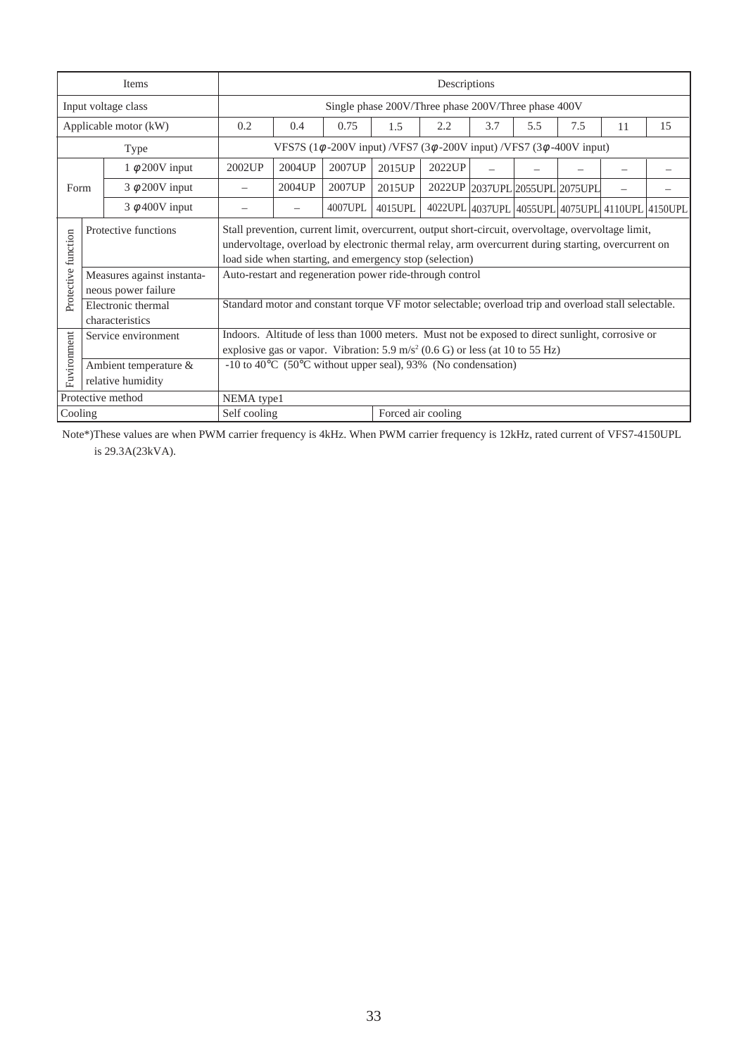| Items | | | Descriptions | | | | | | | | | |
|---|---|---|---|---|---|---|---|---|---|---|---|---|
| Input voltage class | | | Single phase 200V/Three phase 200V/Three phase 400V | | | | | | | | | |
| Applicable motor (kW) | | | 0.2 | 0.4 | 0.75 | 1.5 | 2.2 | 3.7 | 5.5 | 7.5 | 11 | 15 |
| Type | | | VFS7S (1φ-200V input) /VFS7 (3φ-200V input) /VFS7 (3φ-400V input) | | | | | | | | | |
| Form | 1 φ200V input | | 2002UP | 2004UP | 2007UP | 2015UP | 2022UP | – | – | – | – | – |
| | 3 φ200V input | | – | 2004UP | 2007UP | 2015UP | 2022UP | 2037UPL | 2055UPL | 2075UPL | – | – |
| | 3 φ400V input | | – | – | 4007UPL | 4015UPL | 4022UPL | 4037UPL | 4055UPL | 4075UPL | 4110UPL | 4150UPL |
| Protective function | Protective functions | | Stall prevention, current limit, overcurrent, output short-circuit, overvoltage, overvoltage limit, undervoltage, overload by electronic thermal relay, arm overcurrent during starting, overcurrent on load side when starting, and emergency stop (selection) | | | | | | | | | |
| | Measures against instantaneous power failure | | Auto-restart and regeneration power ride-through control | | | | | | | | | |
| | Electronic thermal characteristics | | Standard motor and constant torque VF motor selectable; overload trip and overload stall selectable. | | | | | | | | | |
| Fuvironment | Service environment | | Indoors. Altitude of less than 1000 meters. Must not be exposed to direct sunlight, corrosive or explosive gas or vapor. Vibration: 5.9 m/s² (0.6 G) or less (at 10 to 55 Hz) | | | | | | | | | |
| | Ambient temperature & relative humidity | | -10 to 40°C (50°C without upper seal), 93% (No condensation) | | | | | | | | | |
| Protective method | | | NEMA type1 | | | | | | | | | |
| Cooling | | | Self cooling | | | Forced air cooling | | | | | | |

Note*)These values are when PWM carrier frequency is 4kHz. When PWM carrier frequency is 12kHz, rated current of VFS7-4150UPL is 29.3A(23kVA).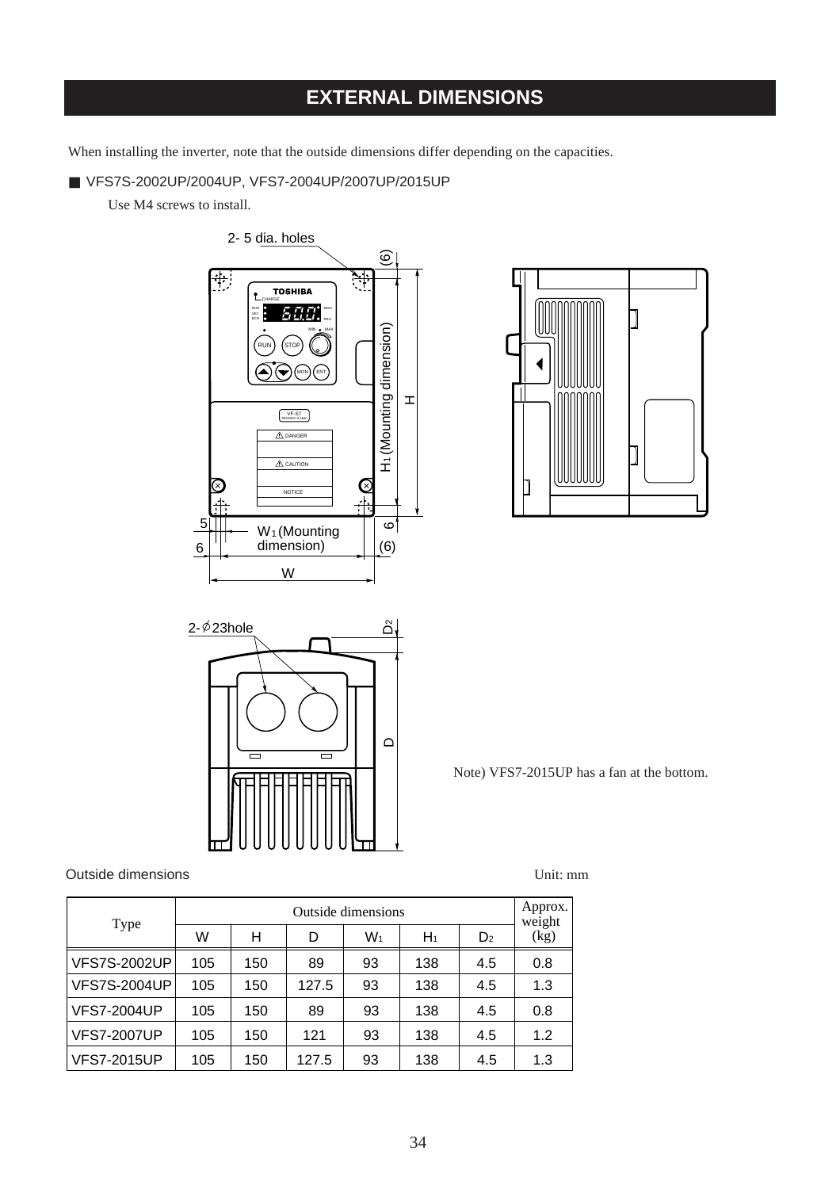# EXTERNAL DIMENSIONS

When installing the inverter, note that the outside dimensions differ depending on the capacities.

■ VFS7S-2002UP/2004UP, VFS7-2004UP/2007UP/2015UP

Use M4 screws to install.

Note) VFS7-2015UP has a fan at the bottom.

Outside dimensions

Unit: mm

| Type | Outside dimensions | | | | | | Approx. weight (kg) |
|---|---|---|---|---|---|---|---|
| | W | H | D | $W_1$ | $H_1$ | $D_2$ | |
| VFS7S-2002UP | 105 | 150 | 89 | 93 | 138 | 4.5 | 0.8 |
| VFS7S-2004UP | 105 | 150 | 127.5 | 93 | 138 | 4.5 | 1.3 |
| VFS7-2004UP | 105 | 150 | 89 | 93 | 138 | 4.5 | 0.8 |
| VFS7-2007UP | 105 | 150 | 121 | 93 | 138 | 4.5 | 1.2 |
| VFS7-2015UP | 105 | 150 | 127.5 | 93 | 138 | 4.5 | 1.3 |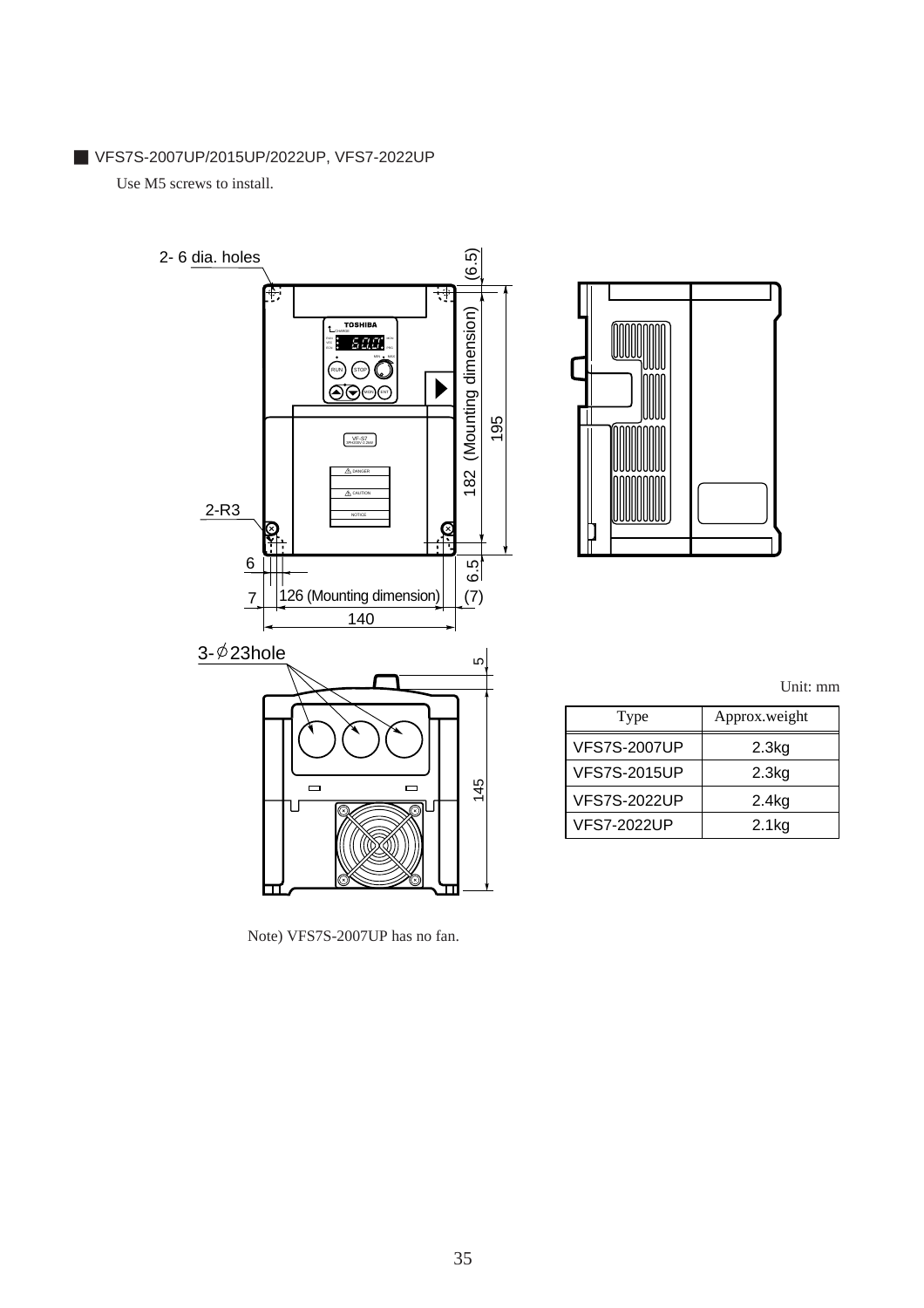## ■ VFS7S-2007UP/2015UP/2022UP, VFS7-2022UP

Use M5 screws to install.

Unit: mm

| Type | Approx.weight |
|---|---|
| VFS7S-2007UP | 2.3kg |
| VFS7S-2015UP | 2.3kg |
| VFS7S-2022UP | 2.4kg |
| VFS7-2022UP | 2.1kg |

Note) VFS7S-2007UP has no fan.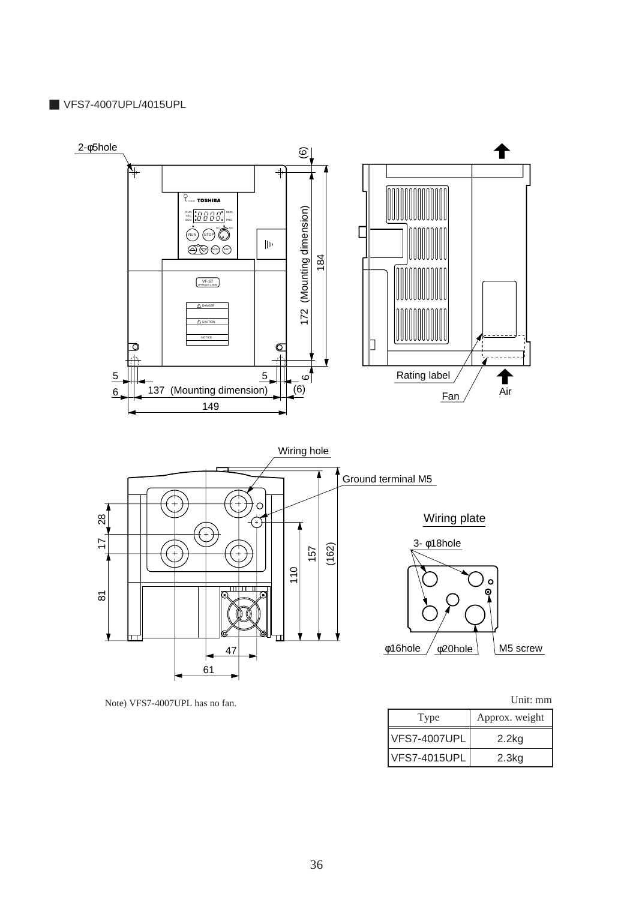■ VFS7-4007UPL/4015UPL

2-φ5hole

(6)

172 (Mounting dimension)

184

5

5

6

6

137 (Mounting dimension)

(6)

149

Rating label

Fan

Air

Wiring hole

Ground terminal M5

28

17

81

110

157

(162)

47

61

Wiring plate

3- φ18hole

φ16hole

φ20hole

M5 screw

Note) VFS7-4007UPL has no fan.

Unit: mm

| Type | Approx. weight |
| --- | --- |
| VFS7-4007UPL | 2.2kg |
| VFS7-4015UPL | 2.3kg |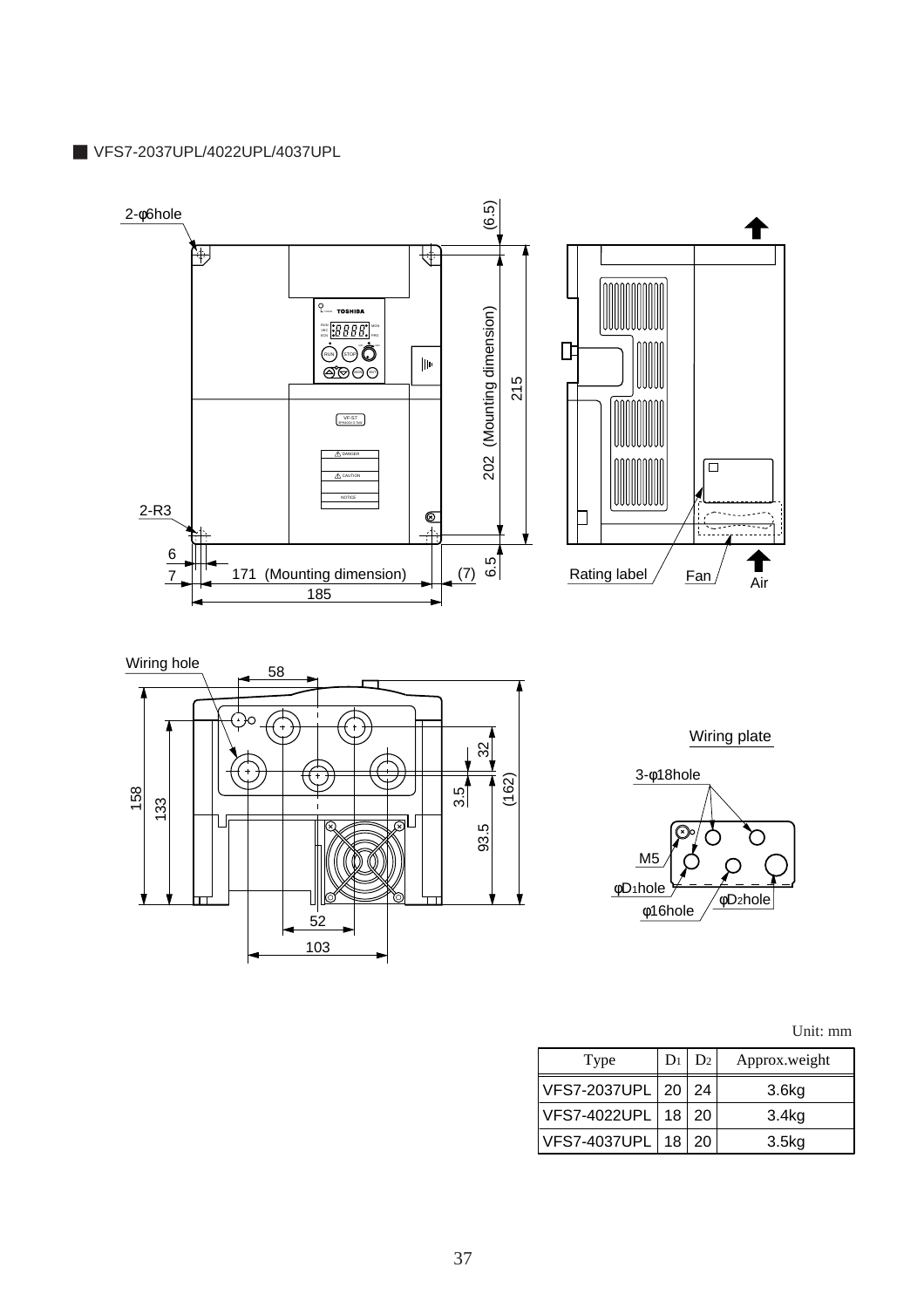## ■ VFS7-2037UPL/4022UPL/4037UPL

2-φ6hole

2-R3

171 (Mounting dimension)

185

202 (Mounting dimension)

215

Rating label

Fan

Air

Wiring hole

Wiring plate

3-φ18hole

M5

φD1hole

φD2hole

φ16hole

Unit: mm

| Type | $D_1$ | $D_2$ | Approx.weight |
|---|---|---|---|
| VFS7-2037UPL | 20 | 24 | 3.6kg |
| VFS7-4022UPL | 18 | 20 | 3.4kg |
| VFS7-4037UPL | 18 | 20 | 3.5kg |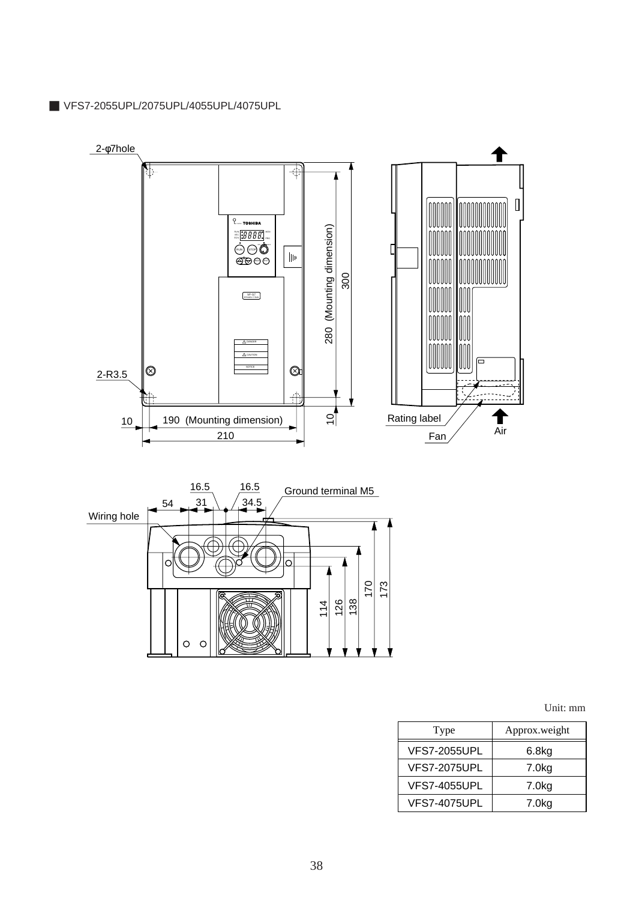■ VFS7-2055UPL/2075UPL/4055UPL/4075UPL

2-φ7hole

2-R3.5

280 (Mounting dimension)

300

10

10

190 (Mounting dimension)

210

Rating label

Fan

Air

Wiring hole

54

16.5

31

16.5

34.5

Ground terminal M5

114

126

138

170

173

Unit: mm

| Type | Approx.weight |
|---|---|
| VFS7-2055UPL | 6.8kg |
| VFS7-2075UPL | 7.0kg |
| VFS7-4055UPL | 7.0kg |
| VFS7-4075UPL | 7.0kg |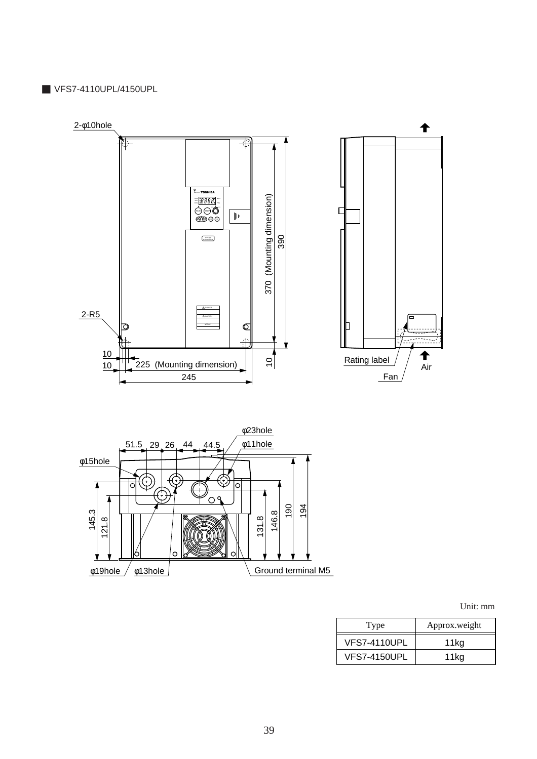## ■ VFS7-4110UPL/4150UPL

2-φ10hole

2-R5

370 (Mounting dimension)

390

10

10

10

225 (Mounting dimension)

245

Rating label

Air

Fan

φ23hole

φ11hole

51.5 29 26 44 44.5

φ15hole

145.3

121.8

131.8

146.8

190

194

φ19hole

φ13hole

Ground terminal M5

Unit: mm

| Type | Approx.weight |
|---|---|
| VFS7-4110UPL | 11kg |
| VFS7-4150UPL | 11kg |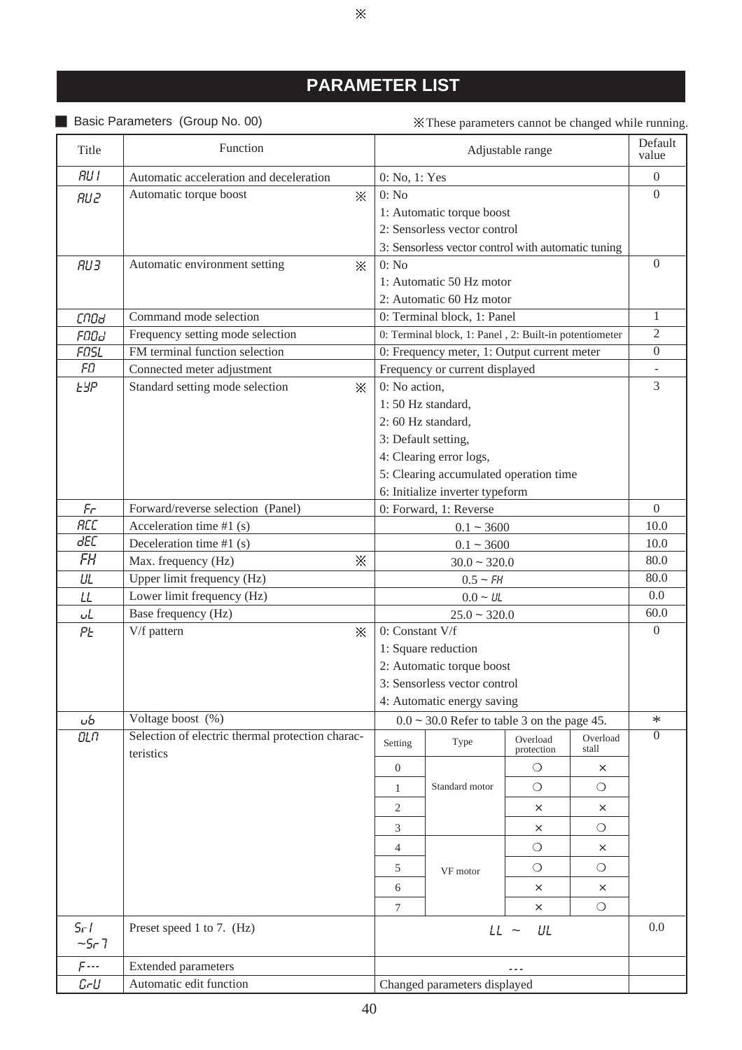※

# PARAMETER LIST

■ Basic Parameters (Group No. 00)

※These parameters cannot be changed while running.

| Title | Function | Adjustable range | Default value |
|---|---|---|---|
| AU1 | Automatic acceleration and deceleration | 0: No, 1: Yes | 0 |
| AU2 | Automatic torque boost ※ | 0: No<br>1: Automatic torque boost<br>2: Sensorless vector control<br>3: Sensorless vector control with automatic tuning | 0 |
| AU3 | Automatic environment setting ※ | 0: No<br>1: Automatic 50 Hz motor<br>2: Automatic 60 Hz motor | 0 |
| CNOd | Command mode selection | 0: Terminal block, 1: Panel | 1 |
| FNOd | Frequency setting mode selection | 0: Terminal block, 1: Panel , 2: Built-in potentiometer | 2 |
| FNSL | FM terminal function selection | 0: Frequency meter, 1: Output current meter | 0 |
| FN | Connected meter adjustment | Frequency or current displayed | - |
| tYP | Standard setting mode selection ※ | 0: No action,<br>1: 50 Hz standard,<br>2: 60 Hz standard,<br>3: Default setting,<br>4: Clearing error logs,<br>5: Clearing accumulated operation time<br>6: Initialize inverter typeform | 3 |
| Fr | Forward/reverse selection (Panel) | 0: Forward, 1: Reverse | 0 |
| ACC | Acceleration time #1 (s) | 0.1 ~ 3600 | 10.0 |
| dEC | Deceleration time #1 (s) | 0.1 ~ 3600 | 10.0 |
| FH | Max. frequency (Hz) ※ | 30.0 ~ 320.0 | 80.0 |
| UL | Upper limit frequency (Hz) | 0.5 ~ FH | 80.0 |
| LL | Lower limit frequency (Hz) | 0.0 ~ UL | 0.0 |
| uL | Base frequency (Hz) | 25.0 ~ 320.0 | 60.0 |
| Pt | V/f pattern ※ | 0: Constant V/f<br>1: Square reduction<br>2: Automatic torque boost<br>3: Sensorless vector control<br>4: Automatic energy saving | 0 |
| ub | Voltage boost (%) | 0.0 ~ 30.0 Refer to table 3 on the page 45. | * |
| OLN | Selection of electric thermal protection characteristics | (see table below) | 0 |
| Sr1 ~Sr7 | Preset speed 1 to 7. (Hz) | LL ~ UL | 0.0 |
| F--- | Extended parameters | --- | |
| GrU | Automatic edit function | Changed parameters displayed | |

OLN settings:

| Setting | Type | Overload protection | Overload stall |
|---|---|---|---|
| 0 | Standard motor | ○ | × |
| 1 | Standard motor | ○ | ○ |
| 2 | Standard motor | × | × |
| 3 | Standard motor | × | ○ |
| 4 | VF motor | ○ | × |
| 5 | VF motor | ○ | ○ |
| 6 | VF motor | × | × |
| 7 | VF motor | × | ○ |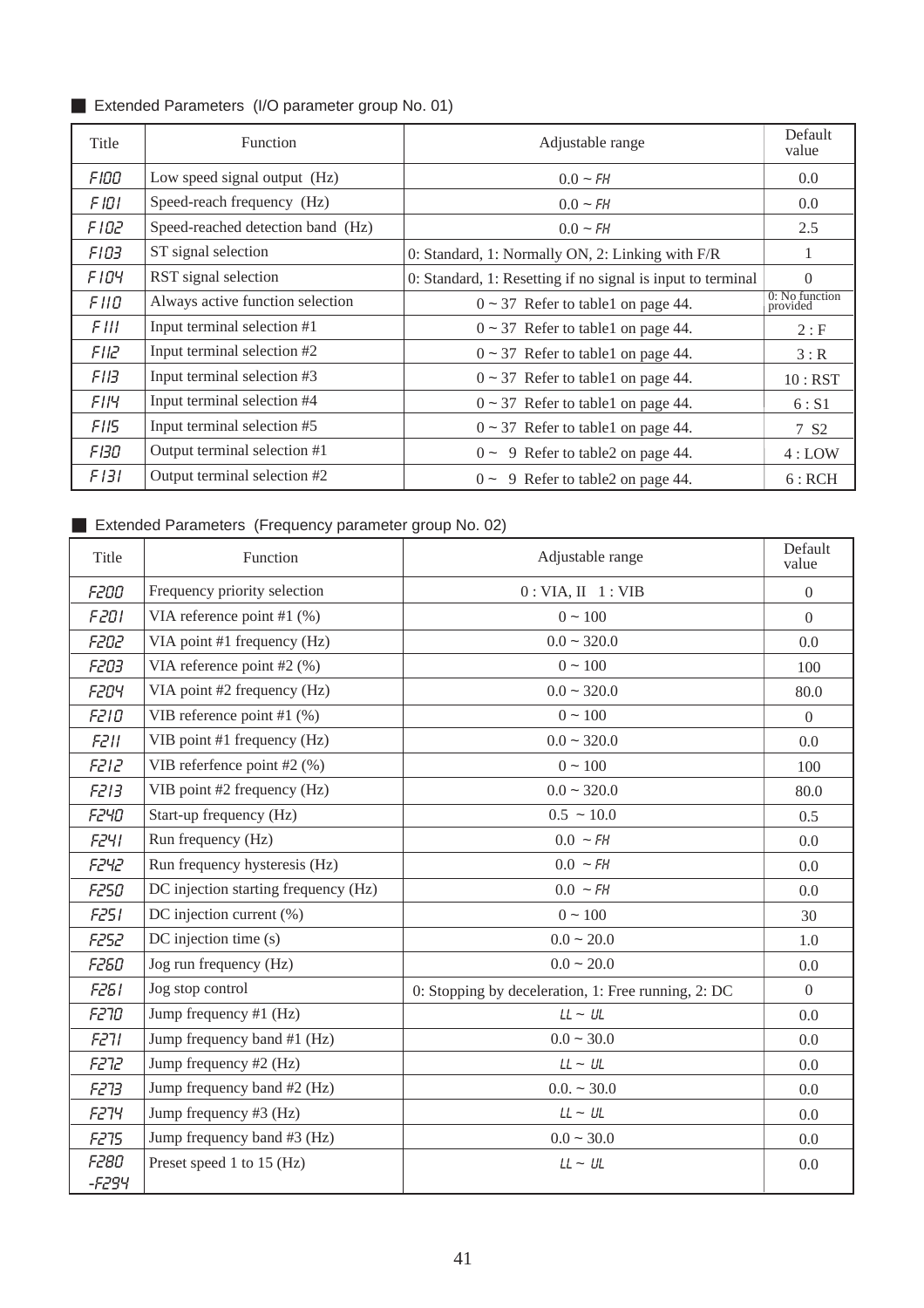## ■ Extended Parameters (I/O parameter group No. 01)

| Title | Function | Adjustable range | Default value |
|---|---|---|---|
| F100 | Low speed signal output (Hz) | 0.0 ~ FH | 0.0 |
| F101 | Speed-reach frequency (Hz) | 0.0 ~ FH | 0.0 |
| F102 | Speed-reached detection band (Hz) | 0.0 ~ FH | 2.5 |
| F103 | ST signal selection | 0: Standard, 1: Normally ON, 2: Linking with F/R | 1 |
| F104 | RST signal selection | 0: Standard, 1: Resetting if no signal is input to terminal | 0 |
| F110 | Always active function selection | 0 ~ 37 Refer to table1 on page 44. | 0: No function provided |
| F111 | Input terminal selection #1 | 0 ~ 37 Refer to table1 on page 44. | 2 : F |
| F112 | Input terminal selection #2 | 0 ~ 37 Refer to table1 on page 44. | 3 : R |
| F113 | Input terminal selection #3 | 0 ~ 37 Refer to table1 on page 44. | 10 : RST |
| F114 | Input terminal selection #4 | 0 ~ 37 Refer to table1 on page 44. | 6 : S1 |
| F115 | Input terminal selection #5 | 0 ~ 37 Refer to table1 on page 44. | 7 S2 |
| F130 | Output terminal selection #1 | 0 ~ 9 Refer to table2 on page 44. | 4 : LOW |
| F131 | Output terminal selection #2 | 0 ~ 9 Refer to table2 on page 44. | 6 : RCH |

## ■ Extended Parameters (Frequency parameter group No. 02)

| Title | Function | Adjustable range | Default value |
|---|---|---|---|
| F200 | Frequency priority selection | 0 : VIA, II 1 : VIB | 0 |
| F201 | VIA reference point #1 (%) | 0 ~ 100 | 0 |
| F202 | VIA point #1 frequency (Hz) | 0.0 ~ 320.0 | 0.0 |
| F203 | VIA reference point #2 (%) | 0 ~ 100 | 100 |
| F204 | VIA point #2 frequency (Hz) | 0.0 ~ 320.0 | 80.0 |
| F210 | VIB reference point #1 (%) | 0 ~ 100 | 0 |
| F211 | VIB point #1 frequency (Hz) | 0.0 ~ 320.0 | 0.0 |
| F212 | VIB referfence point #2 (%) | 0 ~ 100 | 100 |
| F213 | VIB point #2 frequency (Hz) | 0.0 ~ 320.0 | 80.0 |
| F240 | Start-up frequency (Hz) | 0.5 ~ 10.0 | 0.5 |
| F241 | Run frequency (Hz) | 0.0 ~ FH | 0.0 |
| F242 | Run frequency hysteresis (Hz) | 0.0 ~ FH | 0.0 |
| F250 | DC injection starting frequency (Hz) | 0.0 ~ FH | 0.0 |
| F251 | DC injection current (%) | 0 ~ 100 | 30 |
| F252 | DC injection time (s) | 0.0 ~ 20.0 | 1.0 |
| F260 | Jog run frequency (Hz) | 0.0 ~ 20.0 | 0.0 |
| F261 | Jog stop control | 0: Stopping by deceleration, 1: Free running, 2: DC | 0 |
| F270 | Jump frequency #1 (Hz) | LL ~ UL | 0.0 |
| F271 | Jump frequency band #1 (Hz) | 0.0 ~ 30.0 | 0.0 |
| F272 | Jump frequency #2 (Hz) | LL ~ UL | 0.0 |
| F273 | Jump frequency band #2 (Hz) | 0.0. ~ 30.0 | 0.0 |
| F274 | Jump frequency #3 (Hz) | LL ~ UL | 0.0 |
| F275 | Jump frequency band #3 (Hz) | 0.0 ~ 30.0 | 0.0 |
| F280 -F294 | Preset speed 1 to 15 (Hz) | LL ~ UL | 0.0 |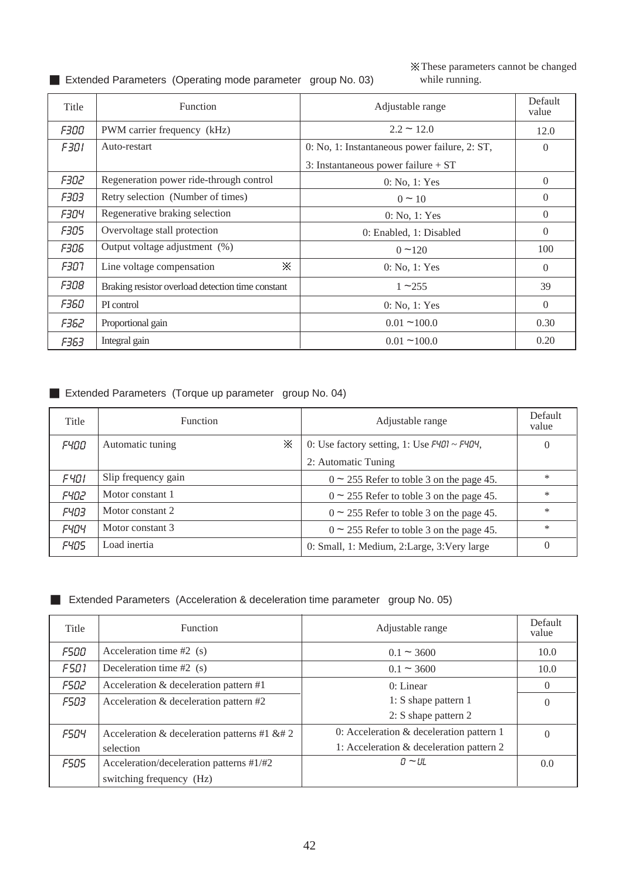※These parameters cannot be changed while running.

■ Extended Parameters (Operating mode parameter group No. 03)

| Title | Function | Adjustable range | Default value |
|---|---|---|---|
| F300 | PWM carrier frequency (kHz) | 2.2 ~ 12.0 | 12.0 |
| F301 | Auto-restart | 0: No, 1: Instantaneous power failure, 2: ST, 3: Instantaneous power failure + ST | 0 |
| F302 | Regeneration power ride-through control | 0: No, 1: Yes | 0 |
| F303 | Retry selection (Number of times) | 0 ~ 10 | 0 |
| F304 | Regenerative braking selection | 0: No, 1: Yes | 0 |
| F305 | Overvoltage stall protection | 0: Enabled, 1: Disabled | 0 |
| F306 | Output voltage adjustment (%) | 0 ~120 | 100 |
| F307 | Line voltage compensation ※ | 0: No, 1: Yes | 0 |
| F308 | Braking resistor overload detection time constant | 1 ~255 | 39 |
| F360 | PI control | 0: No, 1: Yes | 0 |
| F362 | Proportional gain | 0.01 ~100.0 | 0.30 |
| F363 | Integral gain | 0.01 ~100.0 | 0.20 |

■ Extended Parameters (Torque up parameter group No. 04)

| Title | Function | Adjustable range | Default value |
|---|---|---|---|
| F400 | Automatic tuning ※ | 0: Use factory setting, 1: Use F401 ~ F404, 2: Automatic Tuning | 0 |
| F401 | Slip frequency gain | 0 ~ 255 Refer to toble 3 on the page 45. | * |
| F402 | Motor constant 1 | 0 ~ 255 Refer to toble 3 on the page 45. | * |
| F403 | Motor constant 2 | 0 ~ 255 Refer to toble 3 on the page 45. | * |
| F404 | Motor constant 3 | 0 ~ 255 Refer to toble 3 on the page 45. | * |
| F405 | Load inertia | 0: Small, 1: Medium, 2:Large, 3:Very large | 0 |

■ Extended Parameters (Acceleration & deceleration time parameter group No. 05)

| Title | Function | Adjustable range | Default value |
|---|---|---|---|
| F500 | Acceleration time #2 (s) | 0.1 ~ 3600 | 10.0 |
| F501 | Deceleration time #2 (s) | 0.1 ~ 3600 | 10.0 |
| F502 | Acceleration & deceleration pattern #1 | 0: Linear, 1: S shape pattern 1, 2: S shape pattern 2 | 0 |
| F503 | Acceleration & deceleration pattern #2 | 0: Linear, 1: S shape pattern 1, 2: S shape pattern 2 | 0 |
| F504 | Acceleration & deceleration patterns #1 &# 2 selection | 0: Acceleration & deceleration pattern 1, 1: Acceleration & deceleration pattern 2 | 0 |
| F505 | Acceleration/deceleration patterns #1/#2 switching frequency (Hz) | 0 ~ UL | 0.0 |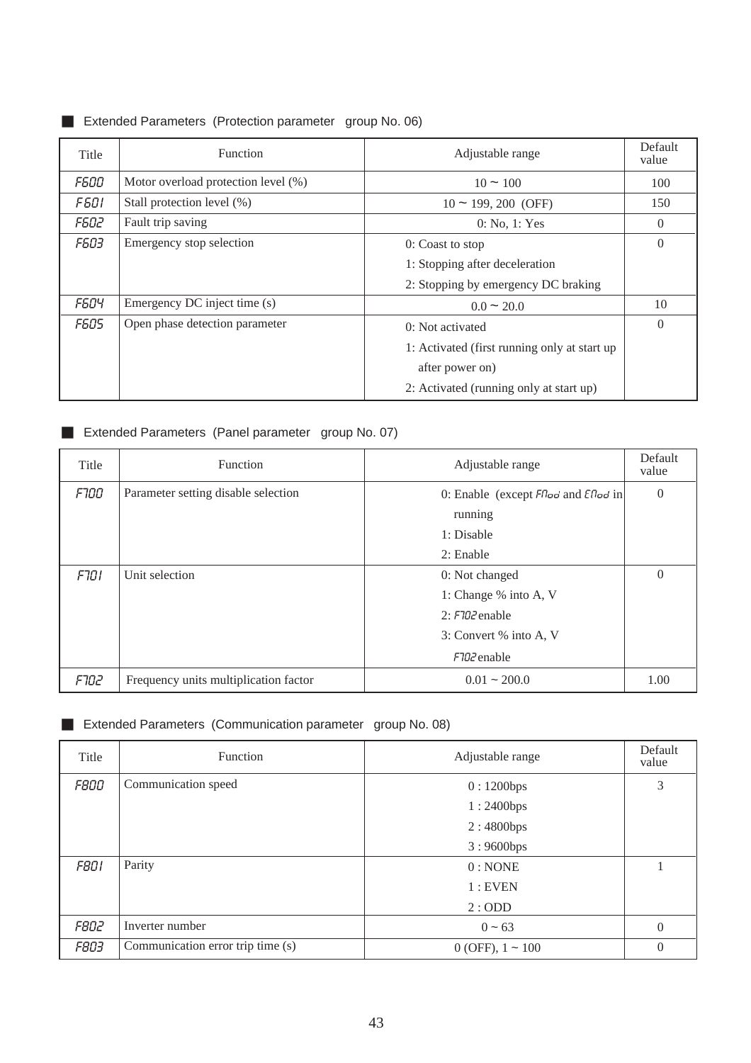## Extended Parameters (Protection parameter group No. 06)

| Title | Function | Adjustable range | Default value |
|---|---|---|---|
| F600 | Motor overload protection level (%) | 10 ~ 100 | 100 |
| F601 | Stall protection level (%) | 10 ~ 199, 200 (OFF) | 150 |
| F602 | Fault trip saving | 0: No, 1: Yes | 0 |
| F603 | Emergency stop selection | 0: Coast to stop<br>1: Stopping after deceleration<br>2: Stopping by emergency DC braking | 0 |
| F604 | Emergency DC inject time (s) | 0.0 ~ 20.0 | 10 |
| F605 | Open phase detection parameter | 0: Not activated<br>1: Activated (first running only at start up after power on)<br>2: Activated (running only at start up) | 0 |

## Extended Parameters (Panel parameter group No. 07)

| Title | Function | Adjustable range | Default value |
|---|---|---|---|
| F700 | Parameter setting disable selection | 0: Enable (except FMod and CMod in running<br>1: Disable<br>2: Enable | 0 |
| F701 | Unit selection | 0: Not changed<br>1: Change % into A, V<br>2: F702 enable<br>3: Convert % into A, V F702 enable | 0 |
| F702 | Frequency units multiplication factor | 0.01 ~ 200.0 | 1.00 |

## Extended Parameters (Communication parameter group No. 08)

| Title | Function | Adjustable range | Default value |
|---|---|---|---|
| F800 | Communication speed | 0 : 1200bps<br>1 : 2400bps<br>2 : 4800bps<br>3 : 9600bps | 3 |
| F801 | Parity | 0 : NONE<br>1 : EVEN<br>2 : ODD | 1 |
| F802 | Inverter number | 0 ~ 63 | 0 |
| F803 | Communication error trip time (s) | 0 (OFF), 1 ~ 100 | 0 |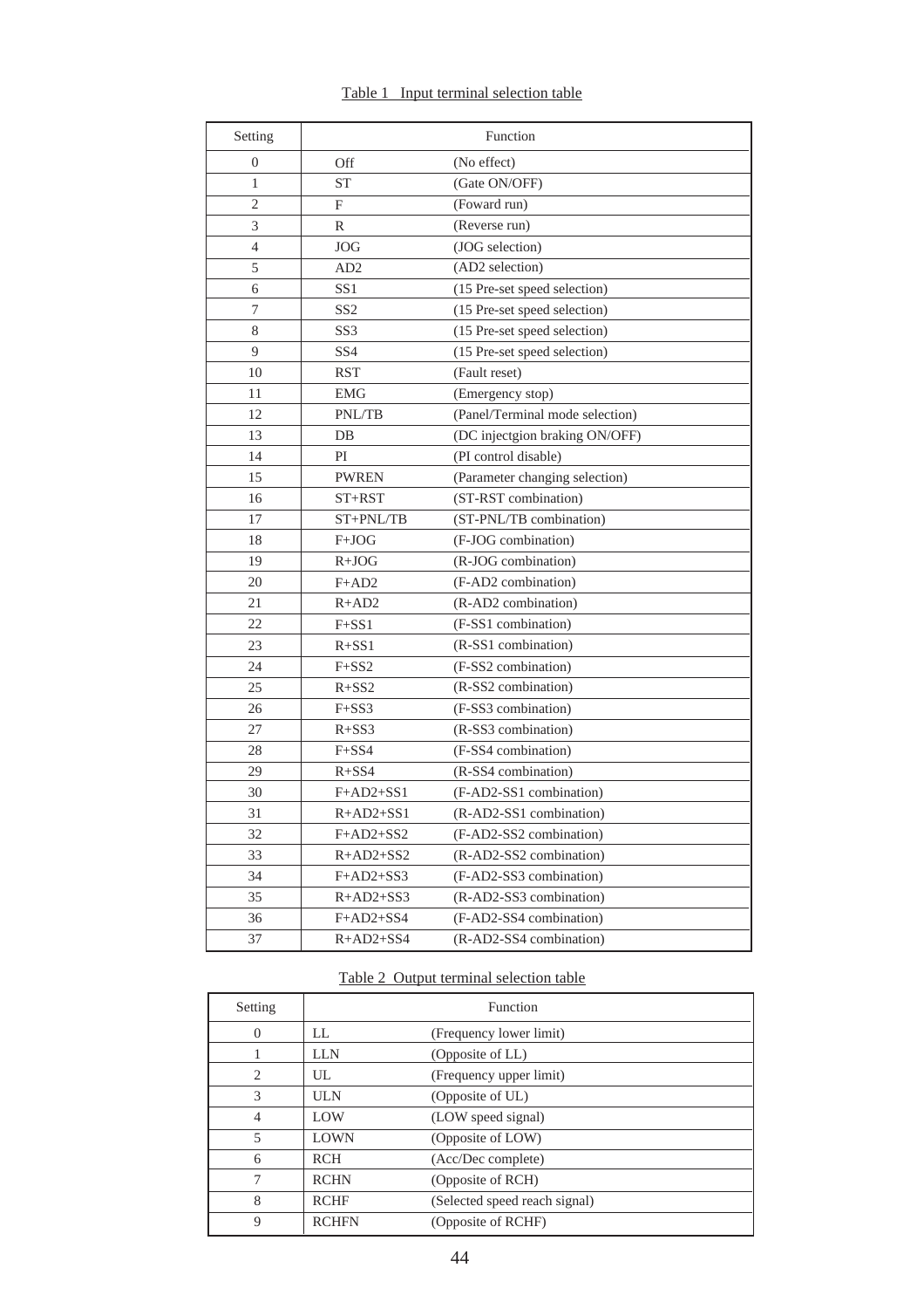Table 1 Input terminal selection table

| Setting | Function | |
|---|---|---|
| 0 | Off | (No effect) |
| 1 | ST | (Gate ON/OFF) |
| 2 | F | (Foward run) |
| 3 | R | (Reverse run) |
| 4 | JOG | (JOG selection) |
| 5 | AD2 | (AD2 selection) |
| 6 | SS1 | (15 Pre-set speed selection) |
| 7 | SS2 | (15 Pre-set speed selection) |
| 8 | SS3 | (15 Pre-set speed selection) |
| 9 | SS4 | (15 Pre-set speed selection) |
| 10 | RST | (Fault reset) |
| 11 | EMG | (Emergency stop) |
| 12 | PNL/TB | (Panel/Terminal mode selection) |
| 13 | DB | (DC injectgion braking ON/OFF) |
| 14 | PI | (PI control disable) |
| 15 | PWREN | (Parameter changing selection) |
| 16 | ST+RST | (ST-RST combination) |
| 17 | ST+PNL/TB | (ST-PNL/TB combination) |
| 18 | F+JOG | (F-JOG combination) |
| 19 | R+JOG | (R-JOG combination) |
| 20 | F+AD2 | (F-AD2 combination) |
| 21 | R+AD2 | (R-AD2 combination) |
| 22 | F+SS1 | (F-SS1 combination) |
| 23 | R+SS1 | (R-SS1 combination) |
| 24 | F+SS2 | (F-SS2 combination) |
| 25 | R+SS2 | (R-SS2 combination) |
| 26 | F+SS3 | (F-SS3 combination) |
| 27 | R+SS3 | (R-SS3 combination) |
| 28 | F+SS4 | (F-SS4 combination) |
| 29 | R+SS4 | (R-SS4 combination) |
| 30 | F+AD2+SS1 | (F-AD2-SS1 combination) |
| 31 | R+AD2+SS1 | (R-AD2-SS1 combination) |
| 32 | F+AD2+SS2 | (F-AD2-SS2 combination) |
| 33 | R+AD2+SS2 | (R-AD2-SS2 combination) |
| 34 | F+AD2+SS3 | (F-AD2-SS3 combination) |
| 35 | R+AD2+SS3 | (R-AD2-SS3 combination) |
| 36 | F+AD2+SS4 | (F-AD2-SS4 combination) |
| 37 | R+AD2+SS4 | (R-AD2-SS4 combination) |

Table 2 Output terminal selection table

| Setting | Function | |
|---|---|---|
| 0 | LL | (Frequency lower limit) |
| 1 | LLN | (Opposite of LL) |
| 2 | UL | (Frequency upper limit) |
| 3 | ULN | (Opposite of UL) |
| 4 | LOW | (LOW speed signal) |
| 5 | LOWN | (Opposite of LOW) |
| 6 | RCH | (Acc/Dec complete) |
| 7 | RCHN | (Opposite of RCH) |
| 8 | RCHF | (Selected speed reach signal) |
| 9 | RCHFN | (Opposite of RCHF) |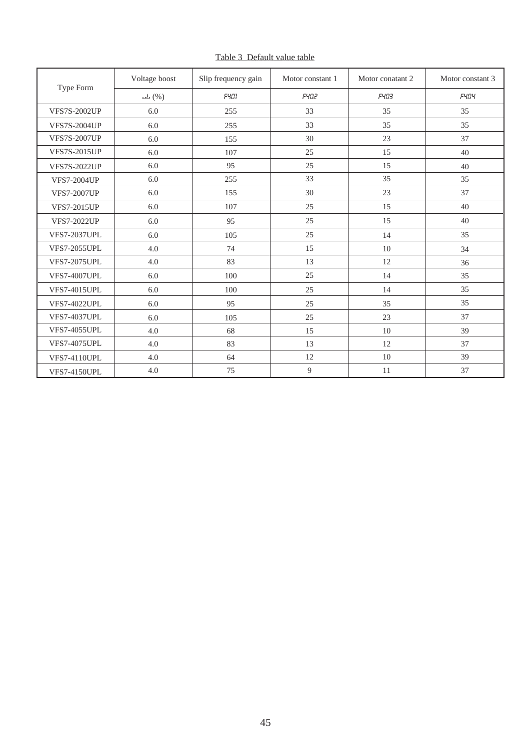Table 3 Default value table

| Type Form | Voltage boost | Slip frequency gain | Motor constant 1 | Motor conatant 2 | Motor constant 3 |
|---|---|---|---|---|---|
| | ub (%) | F401 | F402 | F403 | F404 |
| VFS7S-2002UP | 6.0 | 255 | 33 | 35 | 35 |
| VFS7S-2004UP | 6.0 | 255 | 33 | 35 | 35 |
| VFS7S-2007UP | 6.0 | 155 | 30 | 23 | 37 |
| VFS7S-2015UP | 6.0 | 107 | 25 | 15 | 40 |
| VFS7S-2022UP | 6.0 | 95 | 25 | 15 | 40 |
| VFS7-2004UP | 6.0 | 255 | 33 | 35 | 35 |
| VFS7-2007UP | 6.0 | 155 | 30 | 23 | 37 |
| VFS7-2015UP | 6.0 | 107 | 25 | 15 | 40 |
| VFS7-2022UP | 6.0 | 95 | 25 | 15 | 40 |
| VFS7-2037UPL | 6.0 | 105 | 25 | 14 | 35 |
| VFS7-2055UPL | 4.0 | 74 | 15 | 10 | 34 |
| VFS7-2075UPL | 4.0 | 83 | 13 | 12 | 36 |
| VFS7-4007UPL | 6.0 | 100 | 25 | 14 | 35 |
| VFS7-4015UPL | 6.0 | 100 | 25 | 14 | 35 |
| VFS7-4022UPL | 6.0 | 95 | 25 | 35 | 35 |
| VFS7-4037UPL | 6.0 | 105 | 25 | 23 | 37 |
| VFS7-4055UPL | 4.0 | 68 | 15 | 10 | 39 |
| VFS7-4075UPL | 4.0 | 83 | 13 | 12 | 37 |
| VFS7-4110UPL | 4.0 | 64 | 12 | 10 | 39 |
| VFS7-4150UPL | 4.0 | 75 | 9 | 11 | 37 |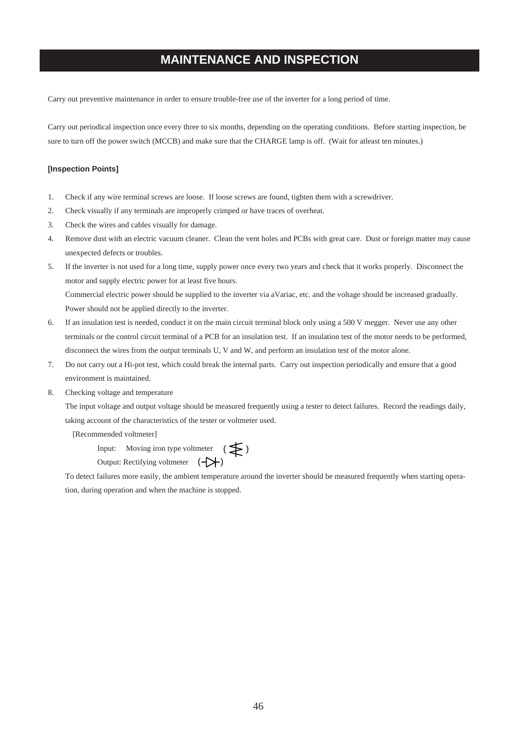# MAINTENANCE AND INSPECTION

Carry out preventive maintenance in order to ensure trouble-free use of the inverter for a long period of time.

Carry out periodical inspection once every three to six months, depending on the operating conditions. Before starting inspection, be sure to turn off the power switch (MCCB) and make sure that the CHARGE lamp is off. (Wait for atleast ten minutes.)

**[Inspection Points]**

1. Check if any wire terminal screws are loose. If loose screws are found, tighten them with a screwdriver.
2. Check visually if any terminals are improperly crimped or have traces of overheat.
3. Check the wires and cables visually for damage.
4. Remove dust with an electric vacuum cleaner. Clean the vent holes and PCBs with great care. Dust or foreign matter may cause unexpected defects or troubles.
5. If the inverter is not used for a long time, supply power once every two years and check that it works properly. Disconnect the motor and supply electric power for at least five hours.
   Commercial electric power should be supplied to the inverter via aVariac, etc. and the voltage should be increased gradually. Power should not be applied directly to the inverter.
6. If an insulation test is needed, conduct it on the main circuit terminal block only using a 500 V megger. Never use any other terminals or the control circuit terminal of a PCB for an insulation test. If an insulation test of the motor needs to be performed, disconnect the wires from the output terminals U, V and W, and perform an insulation test of the motor alone.
7. Do not carry out a Hi-pot test, which could break the internal parts. Carry out inspection periodically and ensure that a good environment is maintained.
8. Checking voltage and temperature
   The input voltage and output voltage should be measured frequently using a tester to detect failures. Record the readings daily, taking account of the characteristics of the tester or voltmeter used.

   [Recommended voltmeter]

   Input: Moving iron type voltmeter

   Output: Rectifying voltmeter

   To detect failures more easily, the ambient temperature around the inverter should be measured frequently when starting operation, during operation and when the machine is stopped.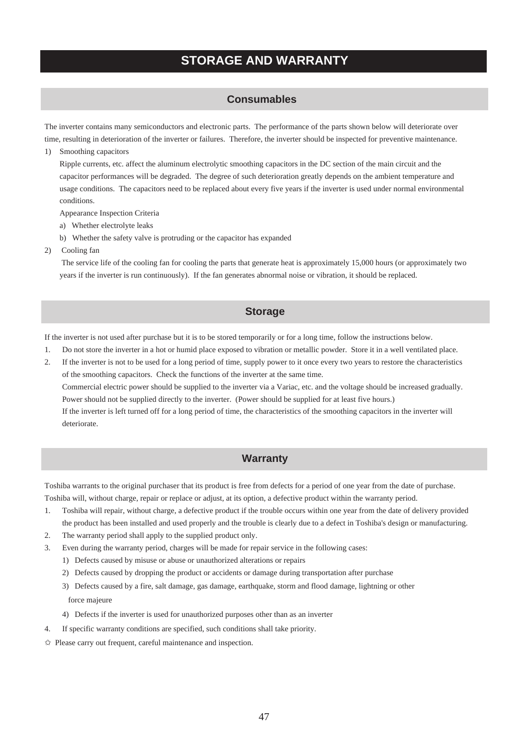# STORAGE AND WARRANTY

## Consumables

The inverter contains many semiconductors and electronic parts. The performance of the parts shown below will deteriorate over time, resulting in deterioration of the inverter or failures. Therefore, the inverter should be inspected for preventive maintenance.

1) Smoothing capacitors

   Ripple currents, etc. affect the aluminum electrolytic smoothing capacitors in the DC section of the main circuit and the capacitor performances will be degraded. The degree of such deterioration greatly depends on the ambient temperature and usage conditions. The capacitors need to be replaced about every five years if the inverter is used under normal environmental conditions.

   Appearance Inspection Criteria

   a) Whether electrolyte leaks

   b) Whether the safety valve is protruding or the capacitor has expanded

2) Cooling fan

   The service life of the cooling fan for cooling the parts that generate heat is approximately 15,000 hours (or approximately two years if the inverter is run continuously). If the fan generates abnormal noise or vibration, it should be replaced.

## Storage

If the inverter is not used after purchase but it is to be stored temporarily or for a long time, follow the instructions below.

1. Do not store the inverter in a hot or humid place exposed to vibration or metallic powder. Store it in a well ventilated place.
2. If the inverter is not to be used for a long period of time, supply power to it once every two years to restore the characteristics of the smoothing capacitors. Check the functions of the inverter at the same time.
   Commercial electric power should be supplied to the inverter via a Variac, etc. and the voltage should be increased gradually. Power should not be supplied directly to the inverter. (Power should be supplied for at least five hours.)
   If the inverter is left turned off for a long period of time, the characteristics of the smoothing capacitors in the inverter will deteriorate.

## Warranty

Toshiba warrants to the original purchaser that its product is free from defects for a period of one year from the date of purchase. Toshiba will, without charge, repair or replace or adjust, at its option, a defective product within the warranty period.

1. Toshiba will repair, without charge, a defective product if the trouble occurs within one year from the date of delivery provided the product has been installed and used properly and the trouble is clearly due to a defect in Toshiba's design or manufacturing.
2. The warranty period shall apply to the supplied product only.
3. Even during the warranty period, charges will be made for repair service in the following cases:
   1) Defects caused by misuse or abuse or unauthorized alterations or repairs
   2) Defects caused by dropping the product or accidents or damage during transportation after purchase
   3) Defects caused by a fire, salt damage, gas damage, earthquake, storm and flood damage, lightning or other force majeure
   4) Defects if the inverter is used for unauthorized purposes other than as an inverter
4. If specific warranty conditions are specified, such conditions shall take priority.

☆ Please carry out frequent, careful maintenance and inspection.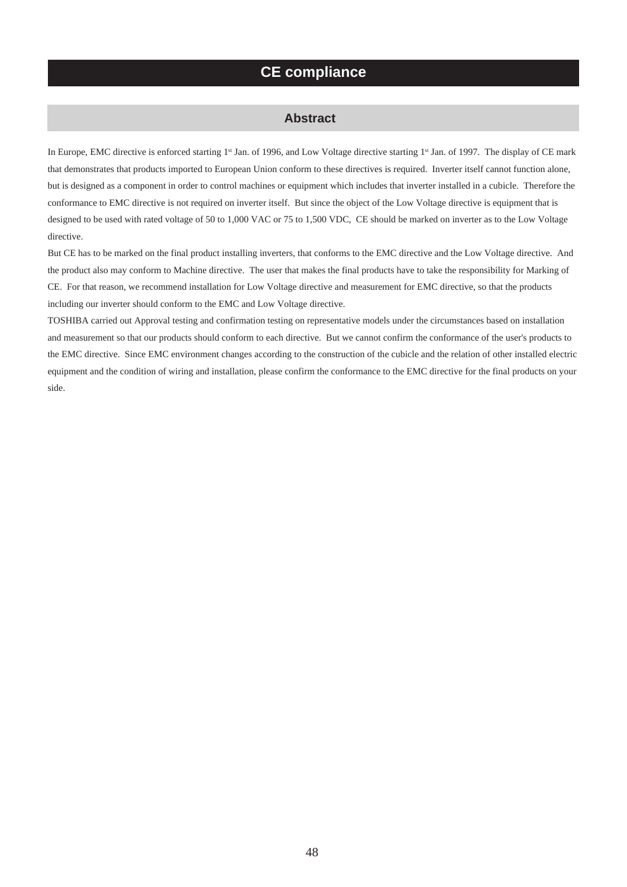# CE compliance

## Abstract

In Europe, EMC directive is enforced starting 1st Jan. of 1996, and Low Voltage directive starting 1st Jan. of 1997. The display of CE mark that demonstrates that products imported to European Union conform to these directives is required. Inverter itself cannot function alone, but is designed as a component in order to control machines or equipment which includes that inverter installed in a cubicle. Therefore the conformance to EMC directive is not required on inverter itself. But since the object of the Low Voltage directive is equipment that is designed to be used with rated voltage of 50 to 1,000 VAC or 75 to 1,500 VDC, CE should be marked on inverter as to the Low Voltage directive.

But CE has to be marked on the final product installing inverters, that conforms to the EMC directive and the Low Voltage directive. And the product also may conform to Machine directive. The user that makes the final products have to take the responsibility for Marking of CE. For that reason, we recommend installation for Low Voltage directive and measurement for EMC directive, so that the products including our inverter should conform to the EMC and Low Voltage directive.

TOSHIBA carried out Approval testing and confirmation testing on representative models under the circumstances based on installation and measurement so that our products should conform to each directive. But we cannot confirm the conformance of the user's products to the EMC directive. Since EMC environment changes according to the construction of the cubicle and the relation of other installed electric equipment and the condition of wiring and installation, please confirm the conformance to the EMC directive for the final products on your side.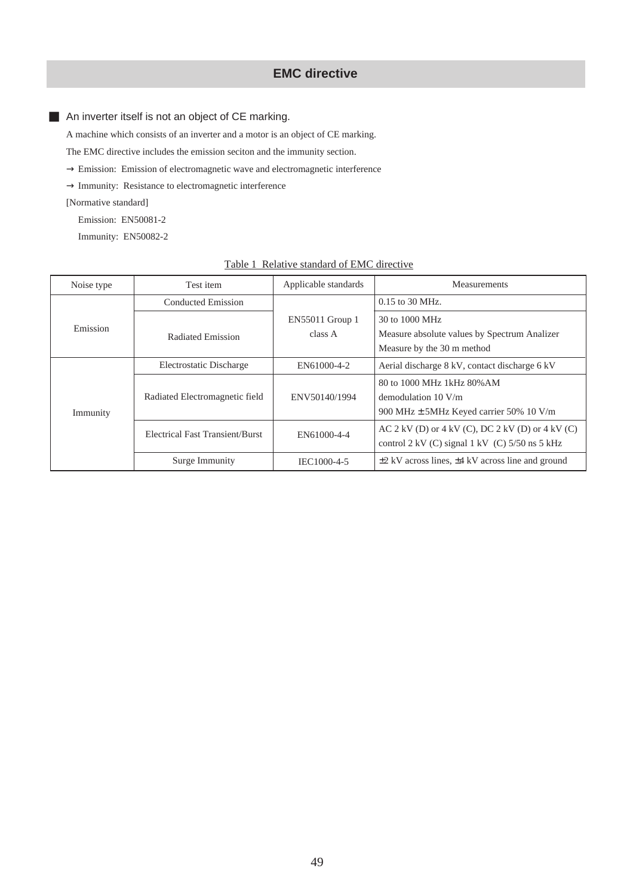# EMC directive

■ An inverter itself is not an object of CE marking.

A machine which consists of an inverter and a motor is an object of CE marking.

The EMC directive includes the emission seciton and the immunity section.

→ Emission: Emission of electromagnetic wave and electromagnetic interference

→ Immunity: Resistance to electromagnetic interference

[Normative standard]

Emission: EN50081-2

Immunity: EN50082-2

Table 1 Relative standard of EMC directive

| Noise type | Test item | Applicable standards | Measurements |
|---|---|---|---|
| Emission | Conducted Emission | EN55011 Group 1 class A | 0.15 to 30 MHz. |
| | Radiated Emission | | 30 to 1000 MHz<br>Measure absolute values by Spectrum Analizer<br>Measure by the 30 m method |
| Immunity | Electrostatic Discharge | EN61000-4-2 | Aerial discharge 8 kV, contact discharge 6 kV |
| | Radiated Electromagnetic field | ENV50140/1994 | 80 to 1000 MHz 1kHz 80%AM<br>demodulation 10 V/m<br>900 MHz ± 5MHz Keyed carrier 50% 10 V/m |
| | Electrical Fast Transient/Burst | EN61000-4-4 | AC 2 kV (D) or 4 kV (C), DC 2 kV (D) or 4 kV (C)<br>control 2 kV (C) signal 1 kV (C) 5/50 ns 5 kHz |
| | Surge Immunity | IEC1000-4-5 | ±2 kV across lines, ±4 kV across line and ground |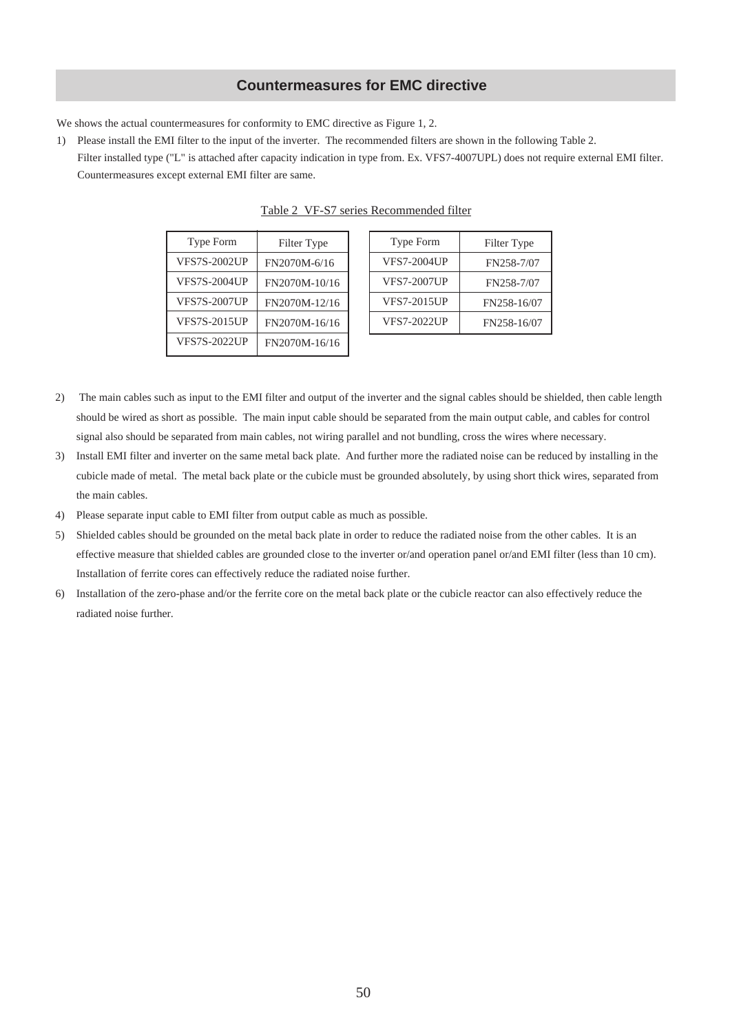## Countermeasures for EMC directive

We shows the actual countermeasures for conformity to EMC directive as Figure 1, 2.

1) Please install the EMI filter to the input of the inverter. The recommended filters are shown in the following Table 2.
   Filter installed type ("L" is attached after capacity indication in type from. Ex. VFS7-4007UPL) does not require external EMI filter. Countermeasures except external EMI filter are same.

Table 2 VF-S7 series Recommended filter

| Type Form | Filter Type |
|---|---|
| VFS7S-2002UP | FN2070M-6/16 |
| VFS7S-2004UP | FN2070M-10/16 |
| VFS7S-2007UP | FN2070M-12/16 |
| VFS7S-2015UP | FN2070M-16/16 |
| VFS7S-2022UP | FN2070M-16/16 |

| Type Form | Filter Type |
|---|---|
| VFS7-2004UP | FN258-7/07 |
| VFS7-2007UP | FN258-7/07 |
| VFS7-2015UP | FN258-16/07 |
| VFS7-2022UP | FN258-16/07 |

2) The main cables such as input to the EMI filter and output of the inverter and the signal cables should be shielded, then cable length should be wired as short as possible. The main input cable should be separated from the main output cable, and cables for control signal also should be separated from main cables, not wiring parallel and not bundling, cross the wires where necessary.
3) Install EMI filter and inverter on the same metal back plate. And further more the radiated noise can be reduced by installing in the cubicle made of metal. The metal back plate or the cubicle must be grounded absolutely, by using short thick wires, separated from the main cables.
4) Please separate input cable to EMI filter from output cable as much as possible.
5) Shielded cables should be grounded on the metal back plate in order to reduce the radiated noise from the other cables. It is an effective measure that shielded cables are grounded close to the inverter or/and operation panel or/and EMI filter (less than 10 cm). Installation of ferrite cores can effectively reduce the radiated noise further.
6) Installation of the zero-phase and/or the ferrite core on the metal back plate or the cubicle reactor can also effectively reduce the radiated noise further.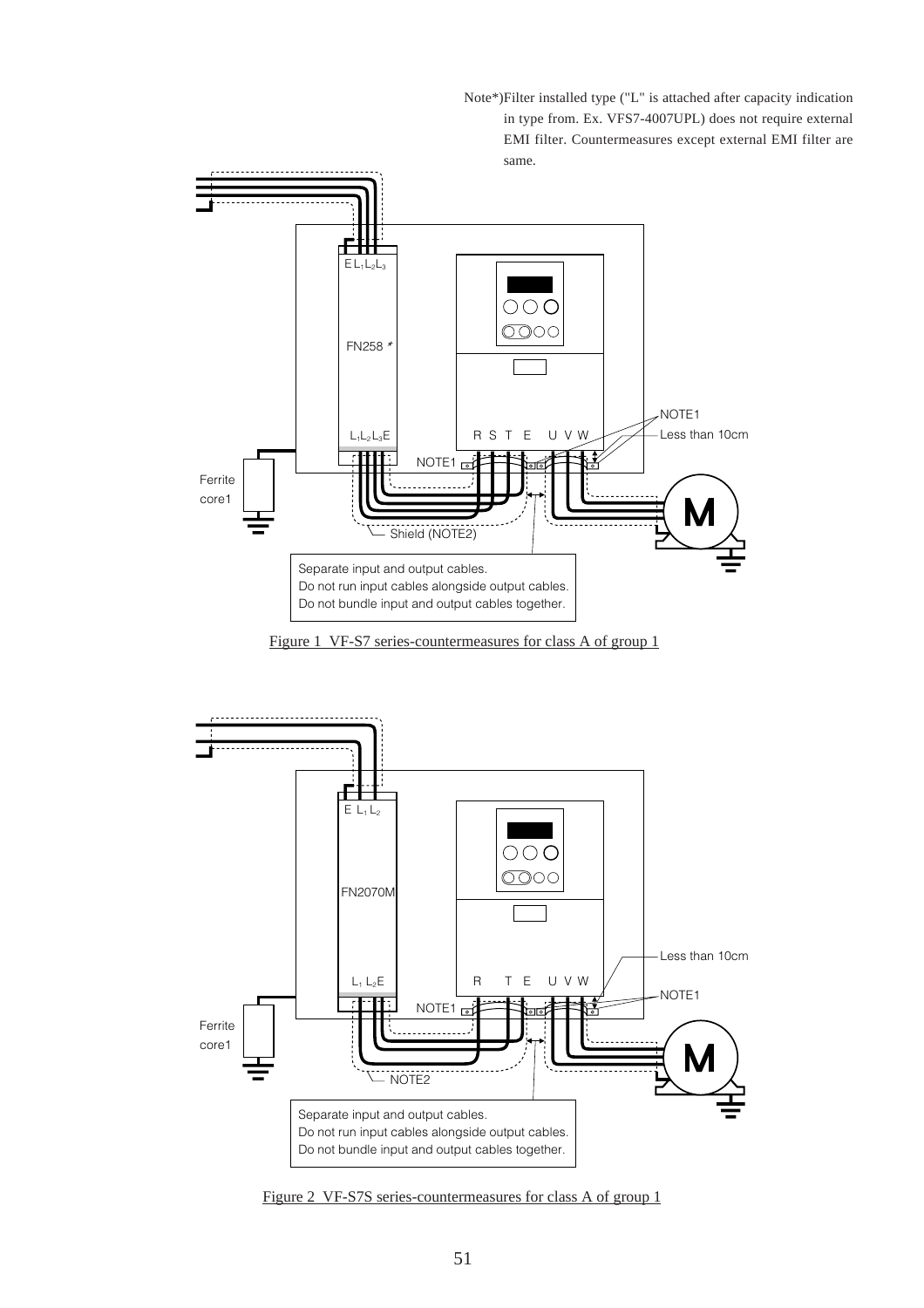Note*)Filter installed type ("L" is attached after capacity indication in type from. Ex. VFS7-4007UPL) does not require external EMI filter. Countermeasures except external EMI filter are same.

E L1 L2 L3

FN258 *

L1 L2 L3 E

R S T E U V W

NOTE1

Less than 10cm

NOTE1

Ferrite core1

M

Shield (NOTE2)

Separate input and output cables.
Do not run input cables alongside output cables.
Do not bundle input and output cables together.

Figure 1 VF-S7 series-countermeasures for class A of group 1

E L1 L2

FN2070M

L1 L2 E

R T E U V W

Less than 10cm

NOTE1

NOTE1

Ferrite core1

M

NOTE2

Separate input and output cables.
Do not run input cables alongside output cables.
Do not bundle input and output cables together.

Figure 2 VF-S7S series-countermeasures for class A of group 1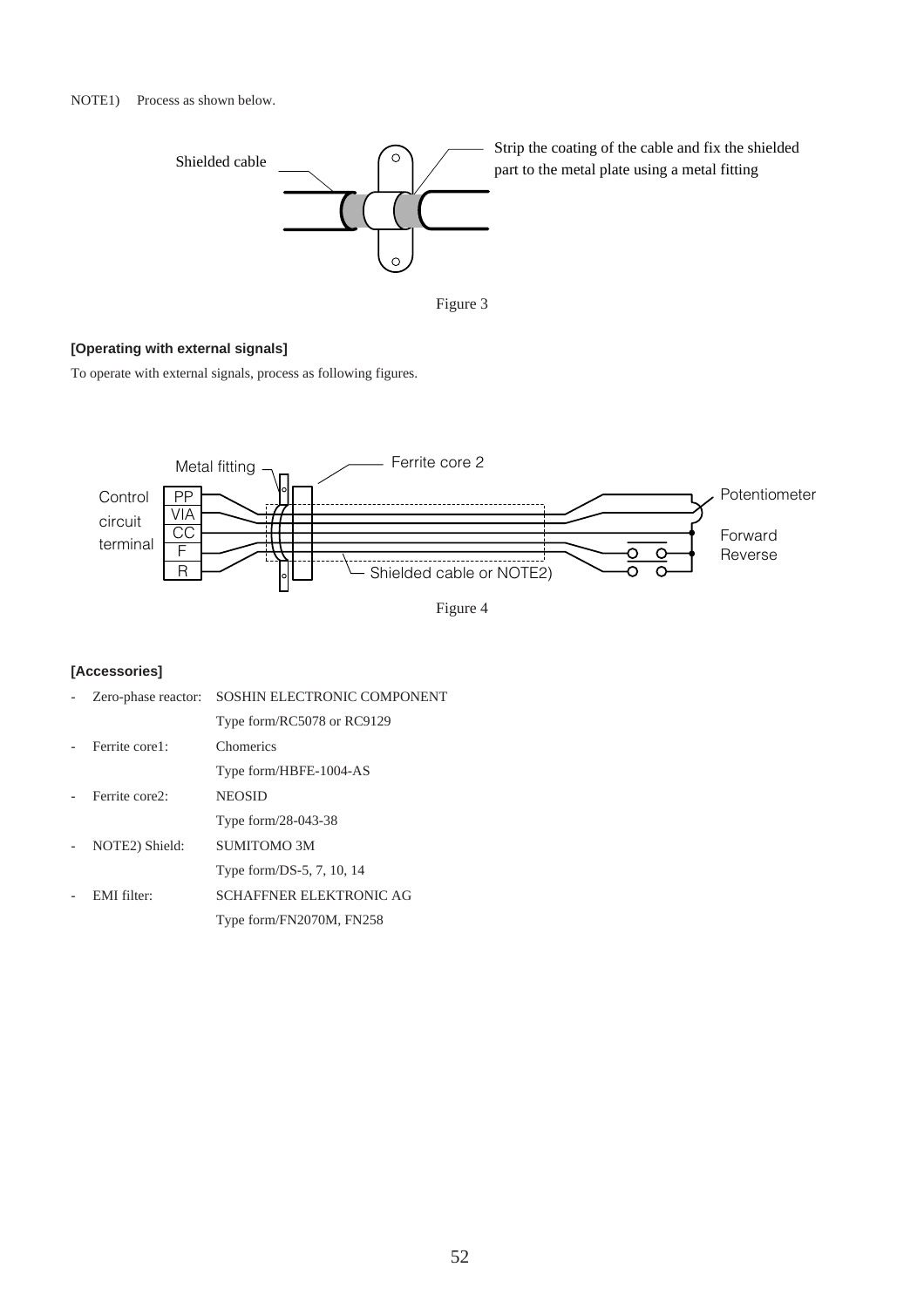NOTE1) Process as shown below.

Figure 3

**[Operating with external signals]**

To operate with external signals, process as following figures.

Figure 4

**[Accessories]**

- Zero-phase reactor: SOSHIN ELECTRONIC COMPONENT
  Type form/RC5078 or RC9129
- Ferrite core1: Chomerics
  Type form/HBFE-1004-AS
- Ferrite core2: NEOSID
  Type form/28-043-38
- NOTE2) Shield: SUMITOMO 3M
  Type form/DS-5, 7, 10, 14
- EMI filter: SCHAFFNER ELEKTRONIC AG
  Type form/FN2070M, FN258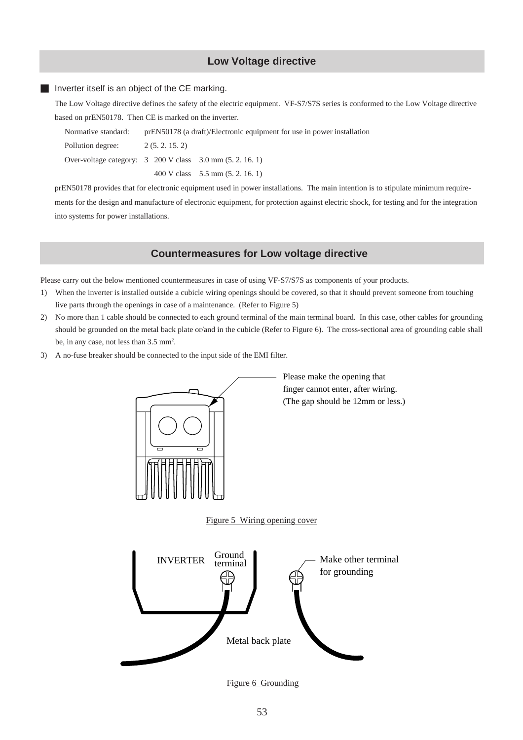## Low Voltage directive

■ Inverter itself is an object of the CE marking.

The Low Voltage directive defines the safety of the electric equipment. VF-S7/S7S series is conformed to the Low Voltage directive based on prEN50178. Then CE is marked on the inverter.

Normative standard: prEN50178 (a draft)/Electronic equipment for use in power installation

Pollution degree: 2 (5. 2. 15. 2)

Over-voltage category: 3 200 V class 3.0 mm (5. 2. 16. 1)

400 V class 5.5 mm (5. 2. 16. 1)

prEN50178 provides that for electronic equipment used in power installations. The main intention is to stipulate minimum requirements for the design and manufacture of electronic equipment, for protection against electric shock, for testing and for the integration into systems for power installations.

## Countermeasures for Low voltage directive

Please carry out the below mentioned countermeasures in case of using VF-S7/S7S as components of your products.

1) When the inverter is installed outside a cubicle wiring openings should be covered, so that it should prevent someone from touching live parts through the openings in case of a maintenance. (Refer to Figure 5)
2) No more than 1 cable should be connected to each ground terminal of the main terminal board. In this case, other cables for grounding should be grounded on the metal back plate or/and in the cubicle (Refer to Figure 6). The cross-sectional area of grounding cable shall be, in any case, not less than 3.5 mm$^2$.
3) A no-fuse breaker should be connected to the input side of the EMI filter.

Please make the opening that finger cannot enter, after wiring. (The gap should be 12mm or less.)

Figure 5 Wiring opening cover

INVERTER Ground terminal

Make other terminal for grounding

Metal back plate

Figure 6 Grounding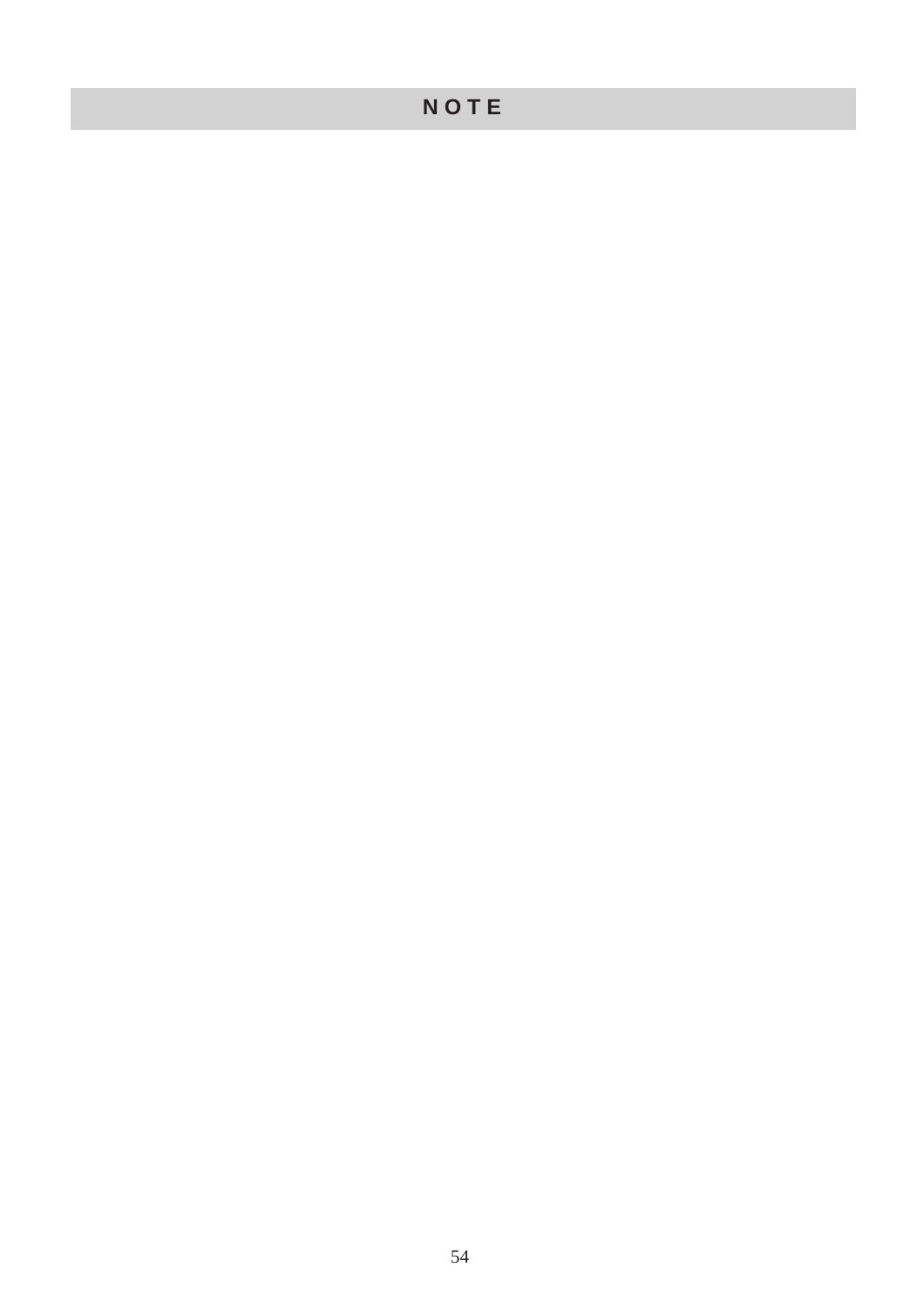# NOTE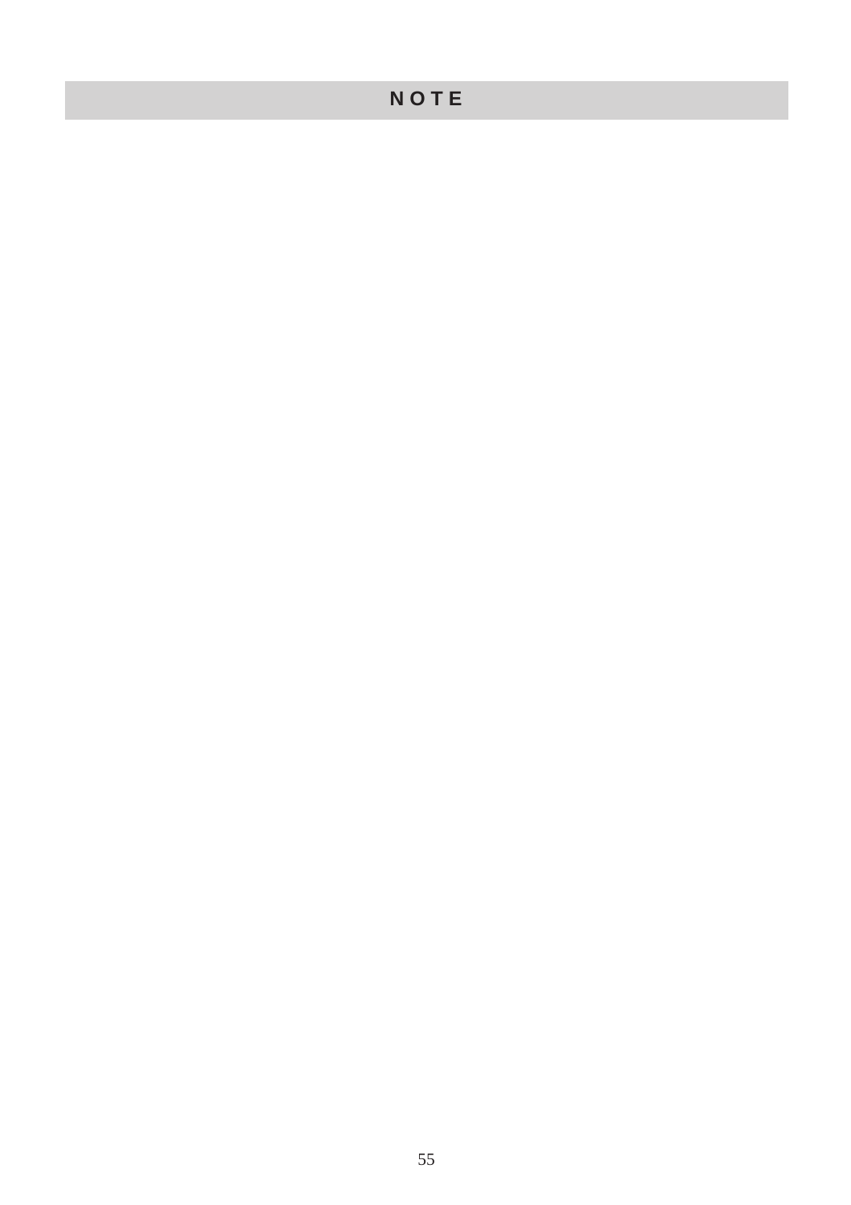# NOTE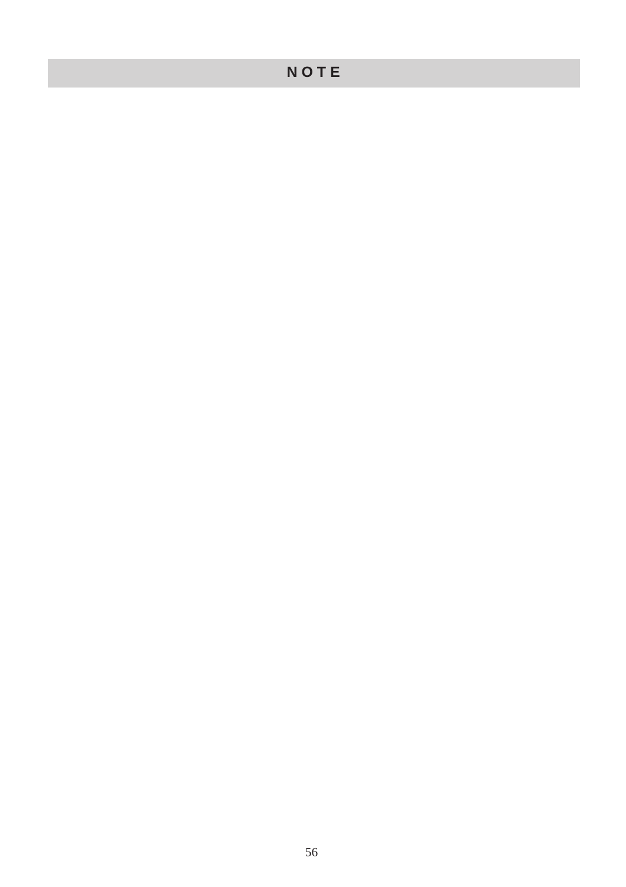# NOTE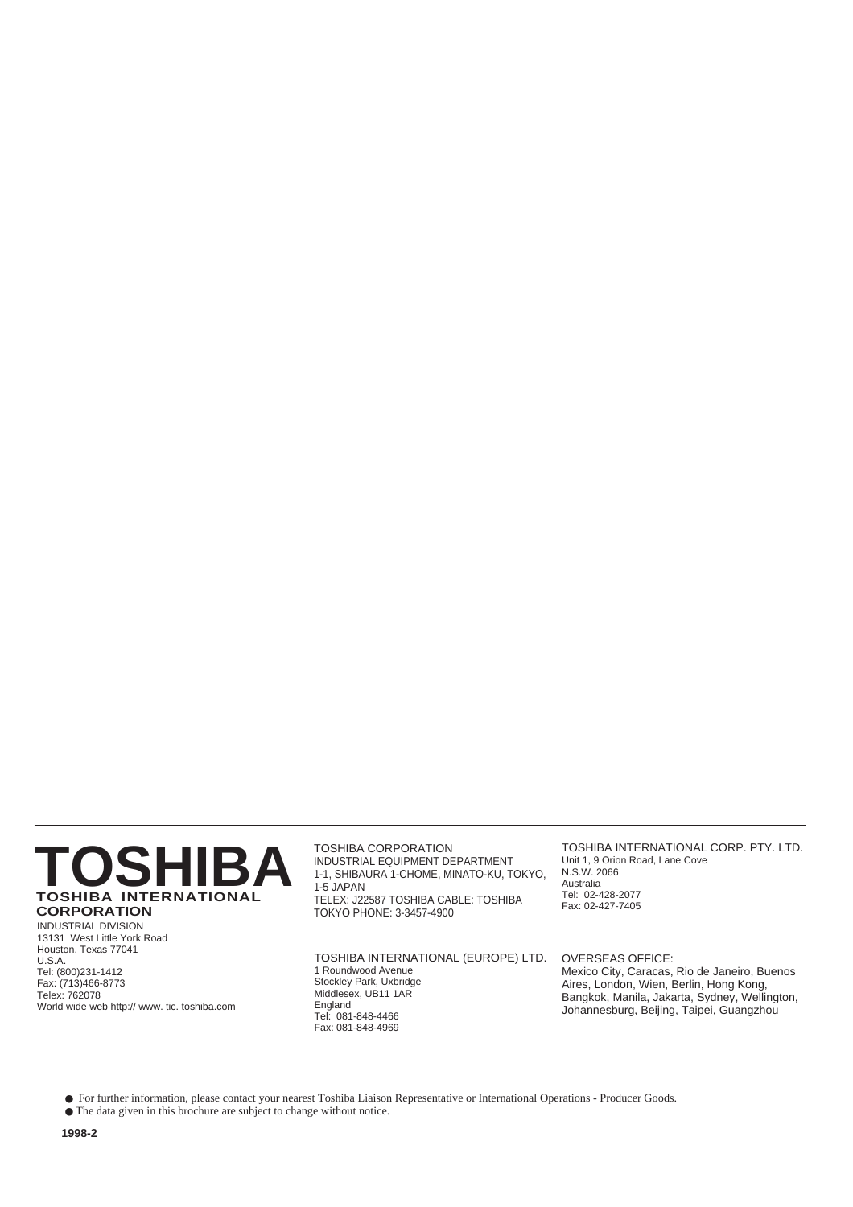# TOSHIBA

**TOSHIBA INTERNATIONAL CORPORATION**

INDUSTRIAL DIVISION
13131 West Little York Road
Houston, Texas 77041
U.S.A.
Tel: (800)231-1412
Fax: (713)466-8773
Telex: 762078
World wide web http:// www. tic. toshiba.com

TOSHIBA CORPORATION
INDUSTRIAL EQUIPMENT DEPARTMENT
1-1, SHIBAURA 1-CHOME, MINATO-KU, TOKYO,
1-5 JAPAN
TELEX: J22587 TOSHIBA CABLE: TOSHIBA
TOKYO PHONE: 3-3457-4900

TOSHIBA INTERNATIONAL (EUROPE) LTD.
1 Roundwood Avenue
Stockley Park, Uxbridge
Middlesex, UB11 1AR
England
Tel: 081-848-4466
Fax: 081-848-4969

TOSHIBA INTERNATIONAL CORP. PTY. LTD.
Unit 1, 9 Orion Road, Lane Cove
N.S.W. 2066
Australia
Tel: 02-428-2077
Fax: 02-427-7405

OVERSEAS OFFICE:
Mexico City, Caracas, Rio de Janeiro, Buenos Aires, London, Wien, Berlin, Hong Kong, Bangkok, Manila, Jakarta, Sydney, Wellington, Johannesburg, Beijing, Taipei, Guangzhou

- For further information, please contact your nearest Toshiba Liaison Representative or International Operations - Producer Goods.
- The data given in this brochure are subject to change without notice.

**1998-2**